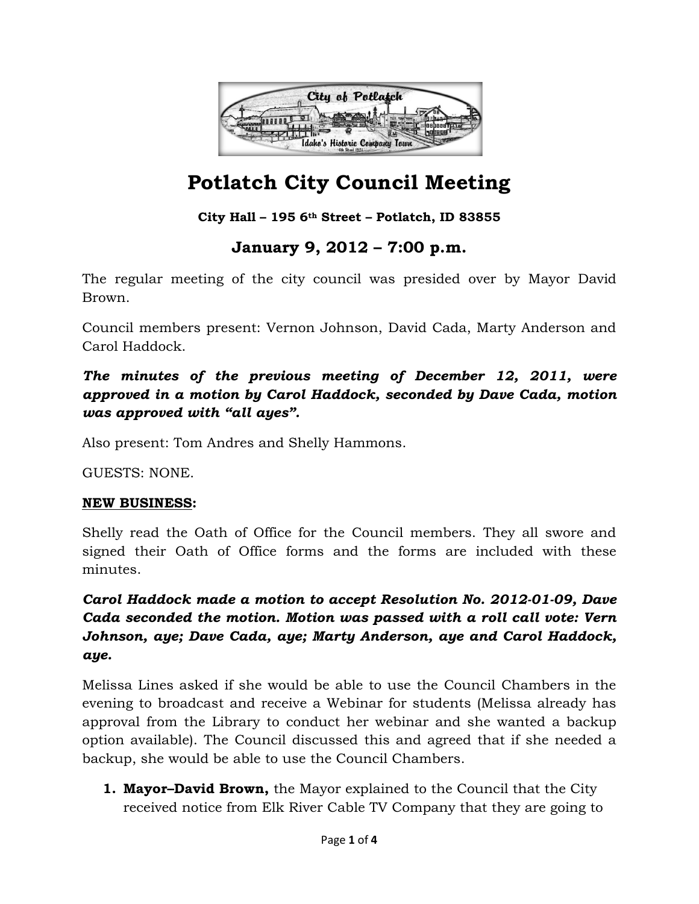# Potlatch City Council Meeting

**City Hall – 195 6th Street – Potlatch, ID 83855**

## January 9, 2012 – 7:00 p.m.

The regular meeting of the city council was presided over by Mayor David Brown.

Council members present: Vernon Johnson, David Cada, Marty Anderson and Carol Haddock.

***The minutes of the previous meeting of December 12, 2011, were approved in a motion by Carol Haddock, seconded by Dave Cada, motion was approved with "all ayes".***

Also present: Tom Andres and Shelly Hammons.

GUESTS: NONE.

**NEW BUSINESS:**

Shelly read the Oath of Office for the Council members. They all swore and signed their Oath of Office forms and the forms are included with these minutes.

***Carol Haddock made a motion to accept Resolution No. 2012-01-09, Dave Cada seconded the motion. Motion was passed with a roll call vote: Vern Johnson, aye; Dave Cada, aye; Marty Anderson, aye and Carol Haddock, aye.***

Melissa Lines asked if she would be able to use the Council Chambers in the evening to broadcast and receive a Webinar for students (Melissa already has approval from the Library to conduct her webinar and she wanted a backup option available). The Council discussed this and agreed that if she needed a backup, she would be able to use the Council Chambers.

1. **Mayor–David Brown,** the Mayor explained to the Council that the City received notice from Elk River Cable TV Company that they are going to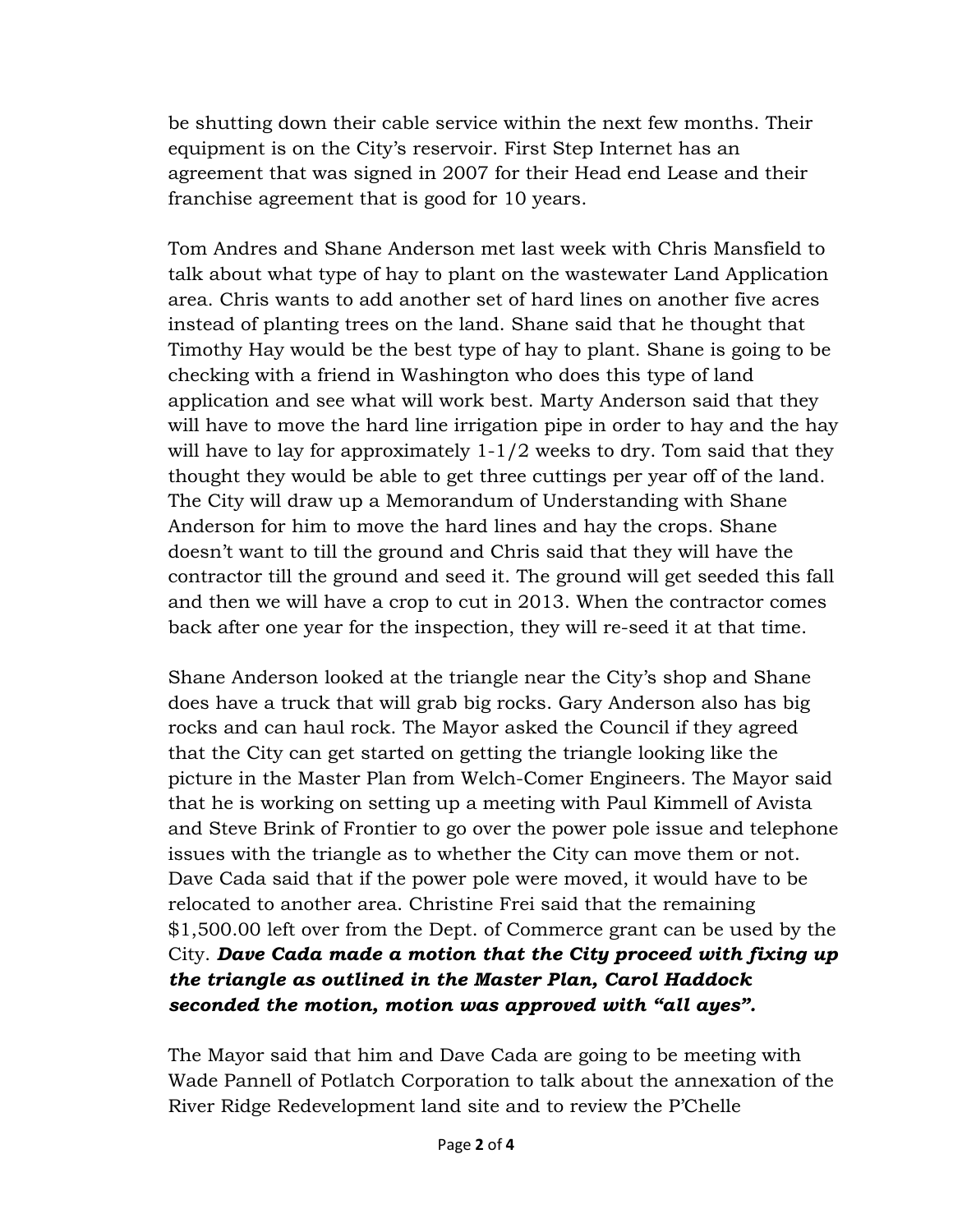be shutting down their cable service within the next few months. Their equipment is on the City's reservoir. First Step Internet has an agreement that was signed in 2007 for their Head end Lease and their franchise agreement that is good for 10 years.

Tom Andres and Shane Anderson met last week with Chris Mansfield to talk about what type of hay to plant on the wastewater Land Application area. Chris wants to add another set of hard lines on another five acres instead of planting trees on the land. Shane said that he thought that Timothy Hay would be the best type of hay to plant. Shane is going to be checking with a friend in Washington who does this type of land application and see what will work best. Marty Anderson said that they will have to move the hard line irrigation pipe in order to hay and the hay will have to lay for approximately 1-1/2 weeks to dry. Tom said that they thought they would be able to get three cuttings per year off of the land. The City will draw up a Memorandum of Understanding with Shane Anderson for him to move the hard lines and hay the crops. Shane doesn't want to till the ground and Chris said that they will have the contractor till the ground and seed it. The ground will get seeded this fall and then we will have a crop to cut in 2013. When the contractor comes back after one year for the inspection, they will re-seed it at that time.

Shane Anderson looked at the triangle near the City's shop and Shane does have a truck that will grab big rocks. Gary Anderson also has big rocks and can haul rock. The Mayor asked the Council if they agreed that the City can get started on getting the triangle looking like the picture in the Master Plan from Welch-Comer Engineers. The Mayor said that he is working on setting up a meeting with Paul Kimmell of Avista and Steve Brink of Frontier to go over the power pole issue and telephone issues with the triangle as to whether the City can move them or not. Dave Cada said that if the power pole were moved, it would have to be relocated to another area. Christine Frei said that the remaining $1,500.00 left over from the Dept. of Commerce grant can be used by the City. ***Dave Cada made a motion that the City proceed with fixing up the triangle as outlined in the Master Plan, Carol Haddock seconded the motion, motion was approved with "all ayes".***

The Mayor said that him and Dave Cada are going to be meeting with Wade Pannell of Potlatch Corporation to talk about the annexation of the River Ridge Redevelopment land site and to review the P'Chelle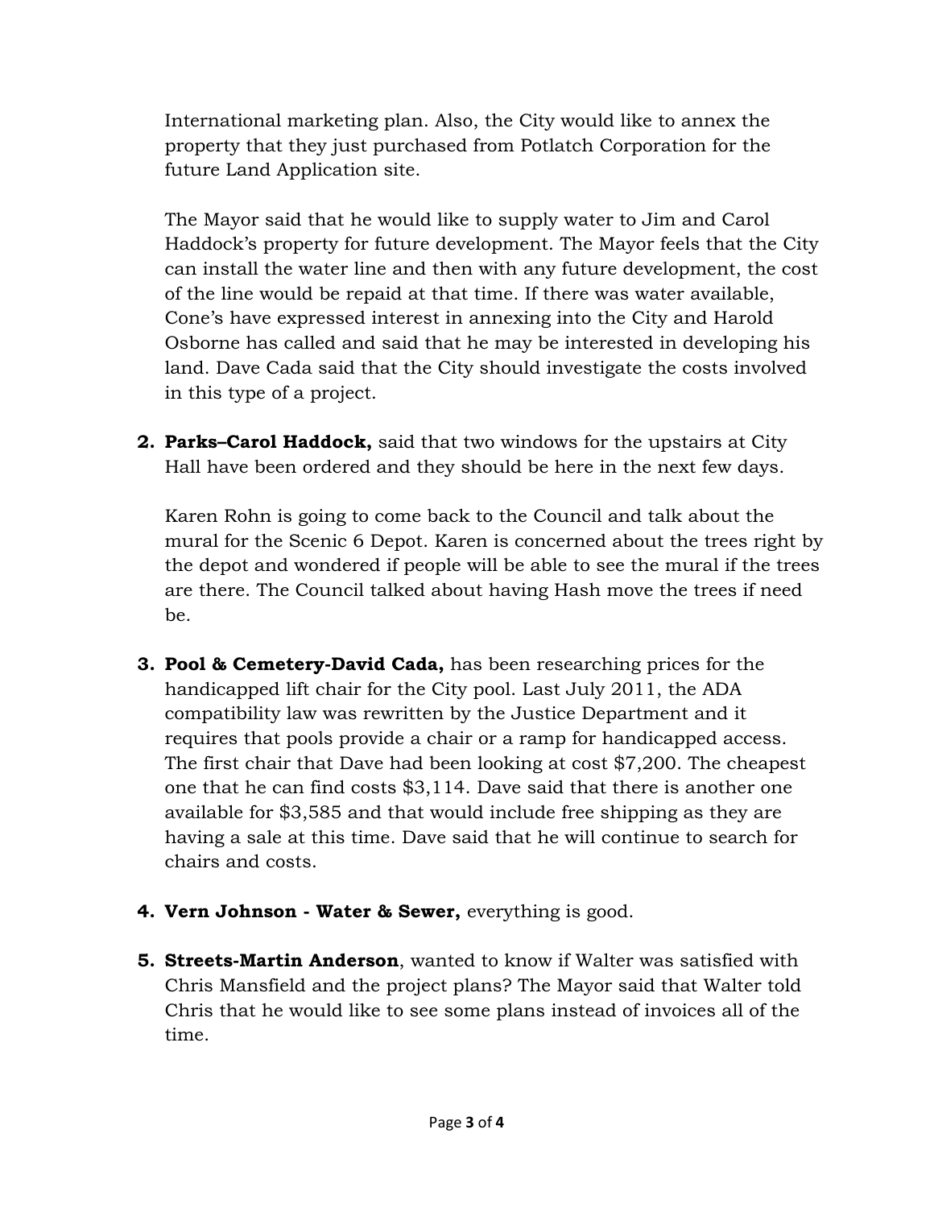International marketing plan. Also, the City would like to annex the property that they just purchased from Potlatch Corporation for the future Land Application site.

The Mayor said that he would like to supply water to Jim and Carol Haddock's property for future development. The Mayor feels that the City can install the water line and then with any future development, the cost of the line would be repaid at that time. If there was water available, Cone's have expressed interest in annexing into the City and Harold Osborne has called and said that he may be interested in developing his land. Dave Cada said that the City should investigate the costs involved in this type of a project.

2. **Parks–Carol Haddock,** said that two windows for the upstairs at City Hall have been ordered and they should be here in the next few days.

   Karen Rohn is going to come back to the Council and talk about the mural for the Scenic 6 Depot. Karen is concerned about the trees right by the depot and wondered if people will be able to see the mural if the trees are there. The Council talked about having Hash move the trees if need be.

3. **Pool & Cemetery-David Cada,** has been researching prices for the handicapped lift chair for the City pool. Last July 2011, the ADA compatibility law was rewritten by the Justice Department and it requires that pools provide a chair or a ramp for handicapped access. The first chair that Dave had been looking at cost $7,200. The cheapest one that he can find costs $3,114. Dave said that there is another one available for $3,585 and that would include free shipping as they are having a sale at this time. Dave said that he will continue to search for chairs and costs.

4. **Vern Johnson - Water & Sewer,** everything is good.

5. **Streets-Martin Anderson**, wanted to know if Walter was satisfied with Chris Mansfield and the project plans? The Mayor said that Walter told Chris that he would like to see some plans instead of invoices all of the time.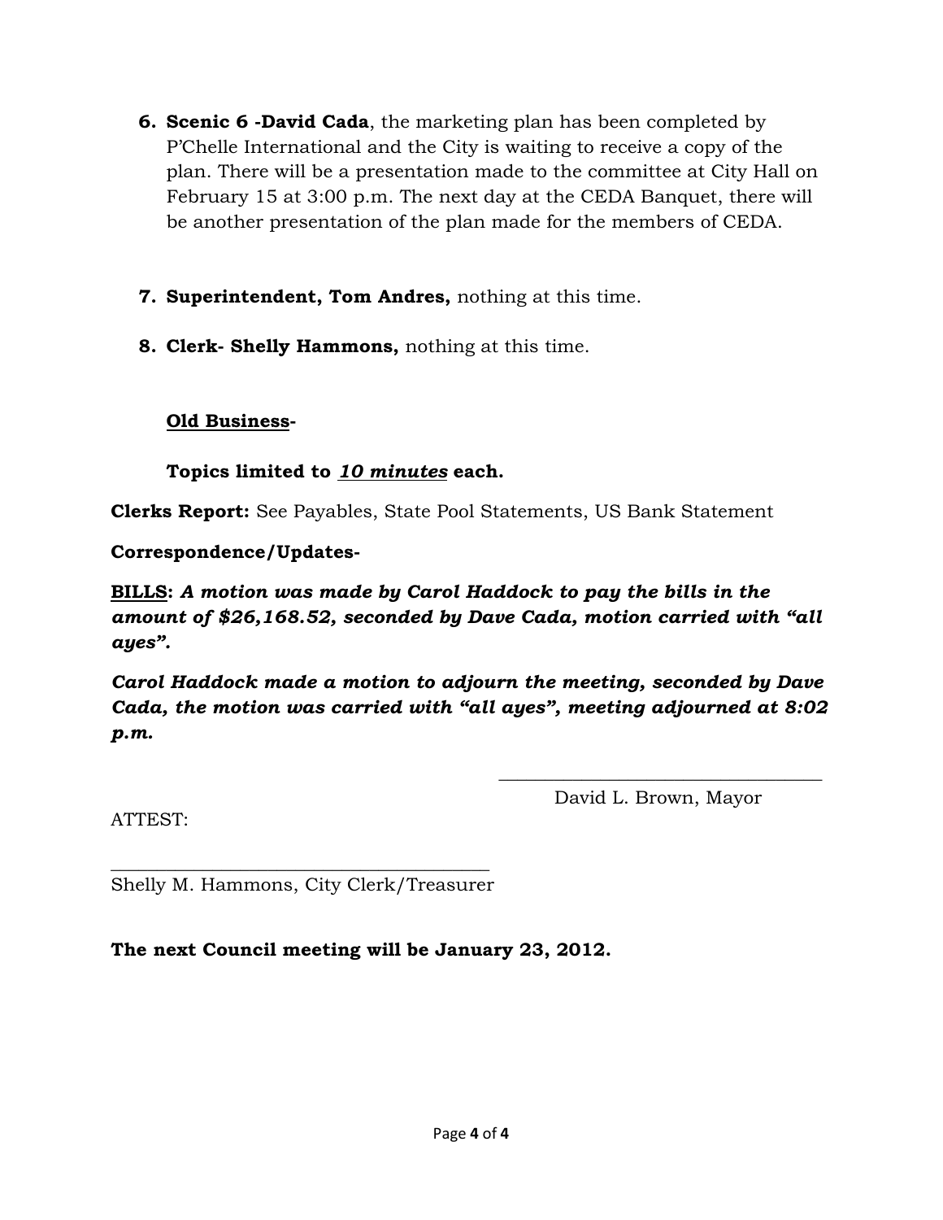6. **Scenic 6 -David Cada**, the marketing plan has been completed by P'Chelle International and the City is waiting to receive a copy of the plan. There will be a presentation made to the committee at City Hall on February 15 at 3:00 p.m. The next day at the CEDA Banquet, there will be another presentation of the plan made for the members of CEDA.

7. **Superintendent, Tom Andres,** nothing at this time.

8. **Clerk- Shelly Hammons,** nothing at this time.

**<u>Old Business</u>-**

**Topics limited to *<u>10 minutes</u>* each.**

**Clerks Report:** See Payables, State Pool Statements, US Bank Statement

**Correspondence/Updates-**

**<u>BILLS</u>:** ***A motion was made by Carol Haddock to pay the bills in the amount of $26,168.52, seconded by Dave Cada, motion carried with "all ayes".***

***Carol Haddock made a motion to adjourn the meeting, seconded by Dave Cada, the motion was carried with "all ayes", meeting adjourned at 8:02 p.m.***

\_\_\_\_\_\_\_\_\_\_\_\_\_\_\_\_\_\_\_\_\_\_\_\_\_\_\_\_\_\_\_\_\_\_\_
David L. Brown, Mayor

ATTEST:

\_\_\_\_\_\_\_\_\_\_\_\_\_\_\_\_\_\_\_\_\_\_\_\_\_\_\_\_\_\_\_\_\_\_\_\_\_\_\_\_
Shelly M. Hammons, City Clerk/Treasurer

**The next Council meeting will be January 23, 2012.**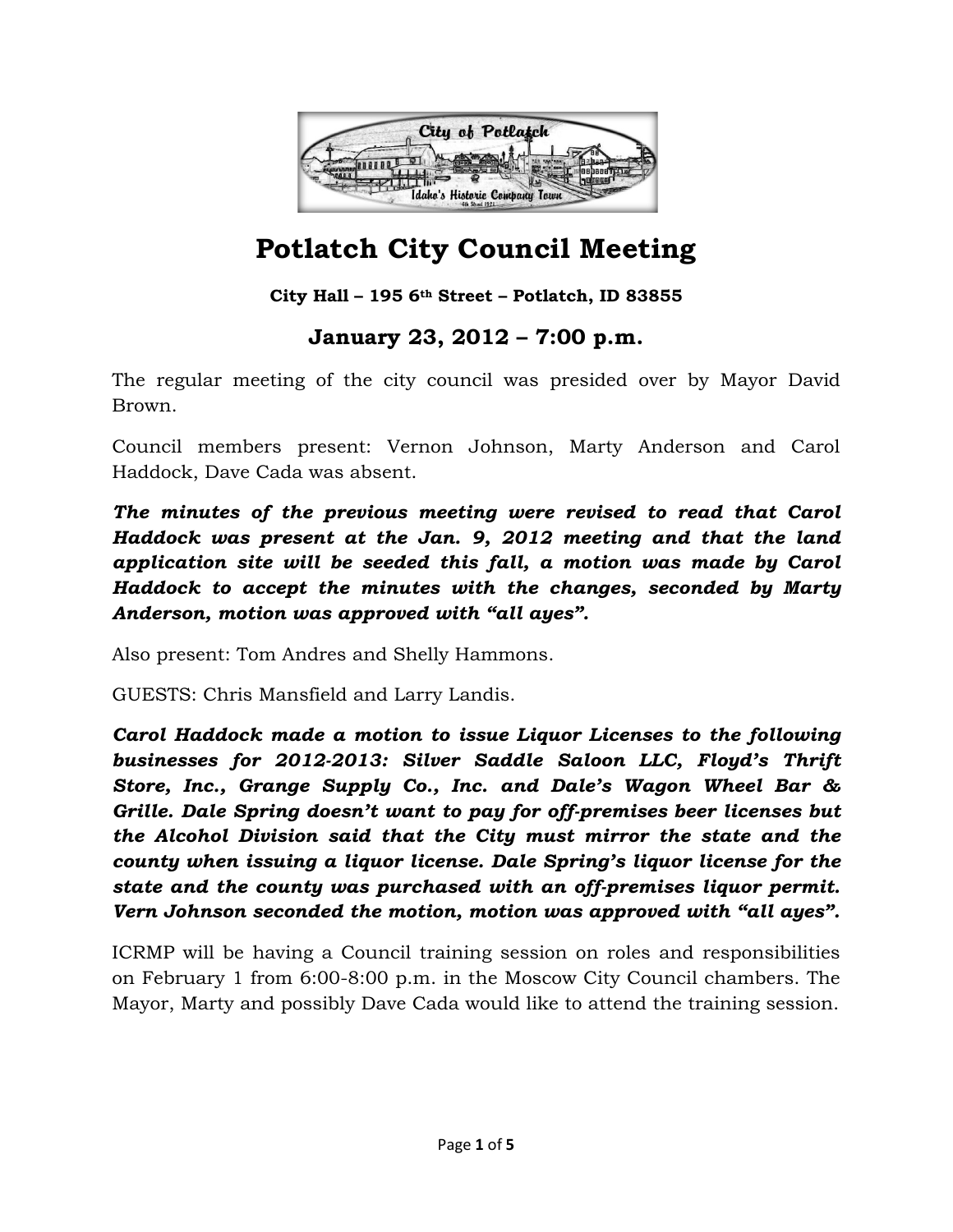# Potlatch City Council Meeting

**City Hall – 195 6th Street – Potlatch, ID 83855**

## January 23, 2012 – 7:00 p.m.

The regular meeting of the city council was presided over by Mayor David Brown.

Council members present: Vernon Johnson, Marty Anderson and Carol Haddock, Dave Cada was absent.

***The minutes of the previous meeting were revised to read that Carol Haddock was present at the Jan. 9, 2012 meeting and that the land application site will be seeded this fall, a motion was made by Carol Haddock to accept the minutes with the changes, seconded by Marty Anderson, motion was approved with "all ayes".***

Also present: Tom Andres and Shelly Hammons.

GUESTS: Chris Mansfield and Larry Landis.

***Carol Haddock made a motion to issue Liquor Licenses to the following businesses for 2012-2013: Silver Saddle Saloon LLC, Floyd's Thrift Store, Inc., Grange Supply Co., Inc. and Dale's Wagon Wheel Bar & Grille. Dale Spring doesn't want to pay for off-premises beer licenses but the Alcohol Division said that the City must mirror the state and the county when issuing a liquor license. Dale Spring's liquor license for the state and the county was purchased with an off-premises liquor permit. Vern Johnson seconded the motion, motion was approved with "all ayes".***

ICRMP will be having a Council training session on roles and responsibilities on February 1 from 6:00-8:00 p.m. in the Moscow City Council chambers. The Mayor, Marty and possibly Dave Cada would like to attend the training session.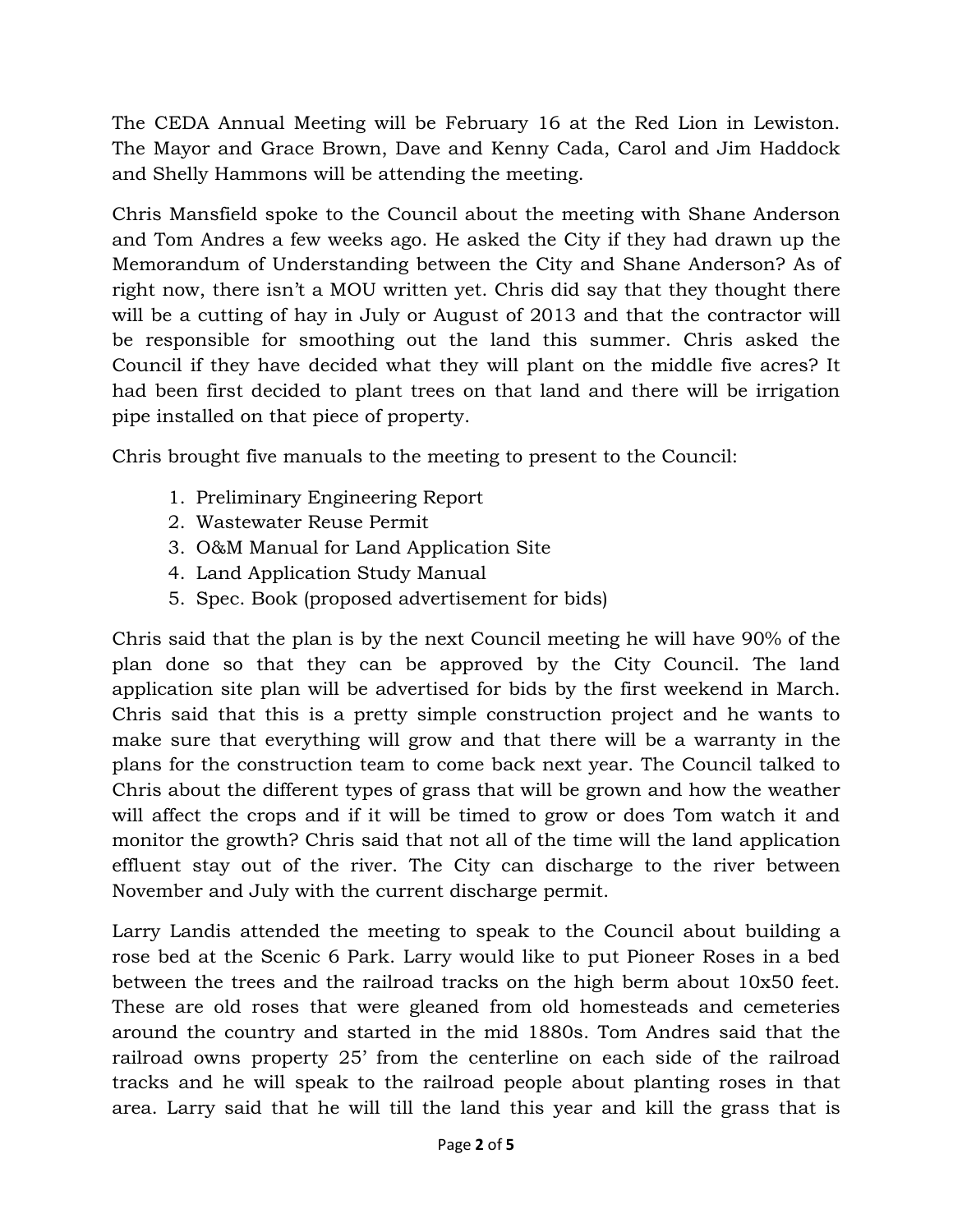The CEDA Annual Meeting will be February 16 at the Red Lion in Lewiston. The Mayor and Grace Brown, Dave and Kenny Cada, Carol and Jim Haddock and Shelly Hammons will be attending the meeting.

Chris Mansfield spoke to the Council about the meeting with Shane Anderson and Tom Andres a few weeks ago. He asked the City if they had drawn up the Memorandum of Understanding between the City and Shane Anderson? As of right now, there isn't a MOU written yet. Chris did say that they thought there will be a cutting of hay in July or August of 2013 and that the contractor will be responsible for smoothing out the land this summer. Chris asked the Council if they have decided what they will plant on the middle five acres? It had been first decided to plant trees on that land and there will be irrigation pipe installed on that piece of property.

Chris brought five manuals to the meeting to present to the Council:

1. Preliminary Engineering Report
2. Wastewater Reuse Permit
3. O&M Manual for Land Application Site
4. Land Application Study Manual
5. Spec. Book (proposed advertisement for bids)

Chris said that the plan is by the next Council meeting he will have 90% of the plan done so that they can be approved by the City Council. The land application site plan will be advertised for bids by the first weekend in March. Chris said that this is a pretty simple construction project and he wants to make sure that everything will grow and that there will be a warranty in the plans for the construction team to come back next year. The Council talked to Chris about the different types of grass that will be grown and how the weather will affect the crops and if it will be timed to grow or does Tom watch it and monitor the growth? Chris said that not all of the time will the land application effluent stay out of the river. The City can discharge to the river between November and July with the current discharge permit.

Larry Landis attended the meeting to speak to the Council about building a rose bed at the Scenic 6 Park. Larry would like to put Pioneer Roses in a bed between the trees and the railroad tracks on the high berm about 10x50 feet. These are old roses that were gleaned from old homesteads and cemeteries around the country and started in the mid 1880s. Tom Andres said that the railroad owns property 25' from the centerline on each side of the railroad tracks and he will speak to the railroad people about planting roses in that area. Larry said that he will till the land this year and kill the grass that is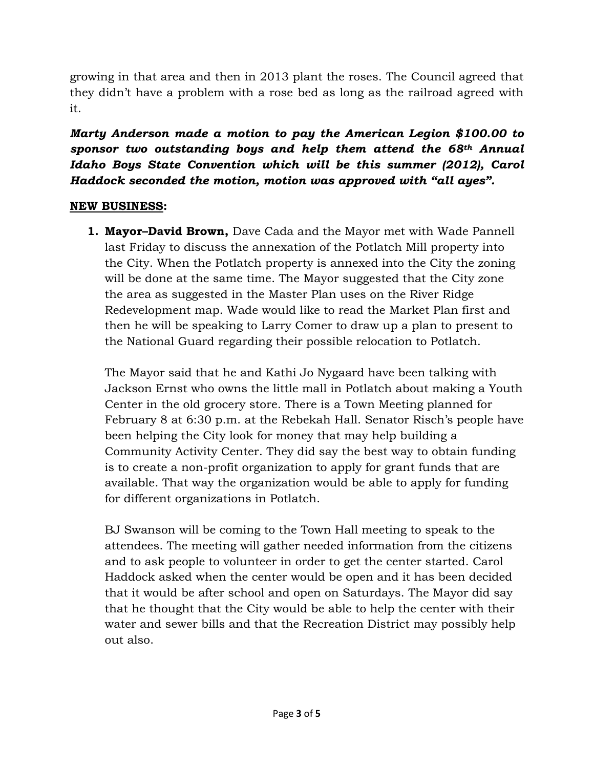growing in that area and then in 2013 plant the roses. The Council agreed that they didn't have a problem with a rose bed as long as the railroad agreed with it.

***Marty Anderson made a motion to pay the American Legion $100.00 to sponsor two outstanding boys and help them attend the 68th Annual Idaho Boys State Convention which will be this summer (2012), Carol Haddock seconded the motion, motion was approved with "all ayes".***

**NEW BUSINESS:**

1. **Mayor–David Brown,** Dave Cada and the Mayor met with Wade Pannell last Friday to discuss the annexation of the Potlatch Mill property into the City. When the Potlatch property is annexed into the City the zoning will be done at the same time. The Mayor suggested that the City zone the area as suggested in the Master Plan uses on the River Ridge Redevelopment map. Wade would like to read the Market Plan first and then he will be speaking to Larry Comer to draw up a plan to present to the National Guard regarding their possible relocation to Potlatch.

   The Mayor said that he and Kathi Jo Nygaard have been talking with Jackson Ernst who owns the little mall in Potlatch about making a Youth Center in the old grocery store. There is a Town Meeting planned for February 8 at 6:30 p.m. at the Rebekah Hall. Senator Risch's people have been helping the City look for money that may help building a Community Activity Center. They did say the best way to obtain funding is to create a non-profit organization to apply for grant funds that are available. That way the organization would be able to apply for funding for different organizations in Potlatch.

   BJ Swanson will be coming to the Town Hall meeting to speak to the attendees. The meeting will gather needed information from the citizens and to ask people to volunteer in order to get the center started. Carol Haddock asked when the center would be open and it has been decided that it would be after school and open on Saturdays. The Mayor did say that he thought that the City would be able to help the center with their water and sewer bills and that the Recreation District may possibly help out also.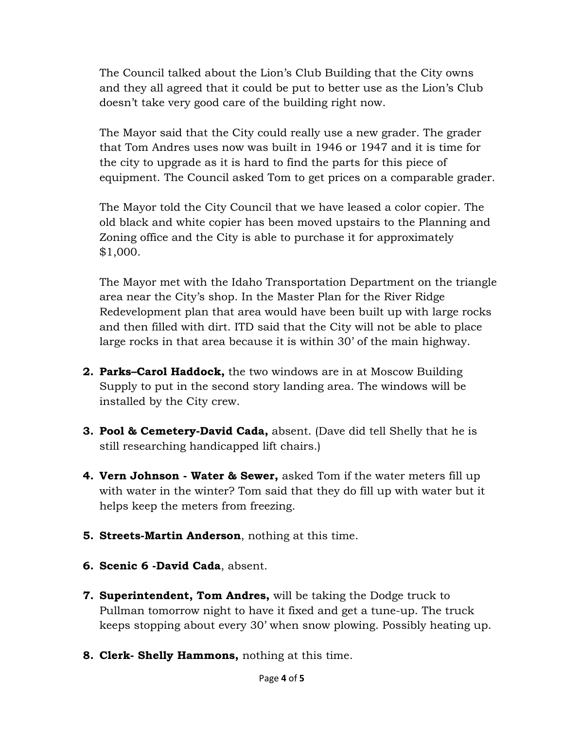The Council talked about the Lion's Club Building that the City owns and they all agreed that it could be put to better use as the Lion's Club doesn't take very good care of the building right now.

The Mayor said that the City could really use a new grader. The grader that Tom Andres uses now was built in 1946 or 1947 and it is time for the city to upgrade as it is hard to find the parts for this piece of equipment. The Council asked Tom to get prices on a comparable grader.

The Mayor told the City Council that we have leased a color copier. The old black and white copier has been moved upstairs to the Planning and Zoning office and the City is able to purchase it for approximately $1,000.

The Mayor met with the Idaho Transportation Department on the triangle area near the City's shop. In the Master Plan for the River Ridge Redevelopment plan that area would have been built up with large rocks and then filled with dirt. ITD said that the City will not be able to place large rocks in that area because it is within 30' of the main highway.

2. **Parks–Carol Haddock,** the two windows are in at Moscow Building Supply to put in the second story landing area. The windows will be installed by the City crew.

3. **Pool & Cemetery-David Cada,** absent. (Dave did tell Shelly that he is still researching handicapped lift chairs.)

4. **Vern Johnson - Water & Sewer,** asked Tom if the water meters fill up with water in the winter? Tom said that they do fill up with water but it helps keep the meters from freezing.

5. **Streets-Martin Anderson**, nothing at this time.

6. **Scenic 6 -David Cada**, absent.

7. **Superintendent, Tom Andres,** will be taking the Dodge truck to Pullman tomorrow night to have it fixed and get a tune-up. The truck keeps stopping about every 30' when snow plowing. Possibly heating up.

8. **Clerk- Shelly Hammons,** nothing at this time.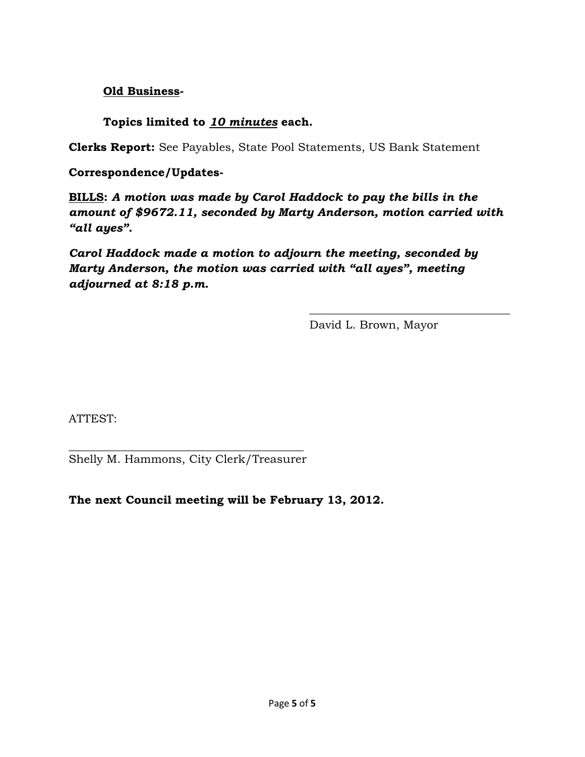**Old Business-**

**Topics limited to *10 minutes* each.**

**Clerks Report:** See Payables, State Pool Statements, US Bank Statement

**Correspondence/Updates-**

**BILLS:** ***A motion was made by Carol Haddock to pay the bills in the amount of $9672.11, seconded by Marty Anderson, motion carried with "all ayes".***

***Carol Haddock made a motion to adjourn the meeting, seconded by Marty Anderson, the motion was carried with "all ayes", meeting adjourned at 8:18 p.m.***

\_\_\_\_\_\_\_\_\_\_\_\_\_\_\_\_\_\_\_\_\_\_\_\_\_\_\_\_\_\_\_\_\_\_\_
David L. Brown, Mayor

ATTEST:

\_\_\_\_\_\_\_\_\_\_\_\_\_\_\_\_\_\_\_\_\_\_\_\_\_\_\_\_\_\_\_\_\_\_\_\_\_\_\_\_
Shelly M. Hammons, City Clerk/Treasurer

**The next Council meeting will be February 13, 2012.**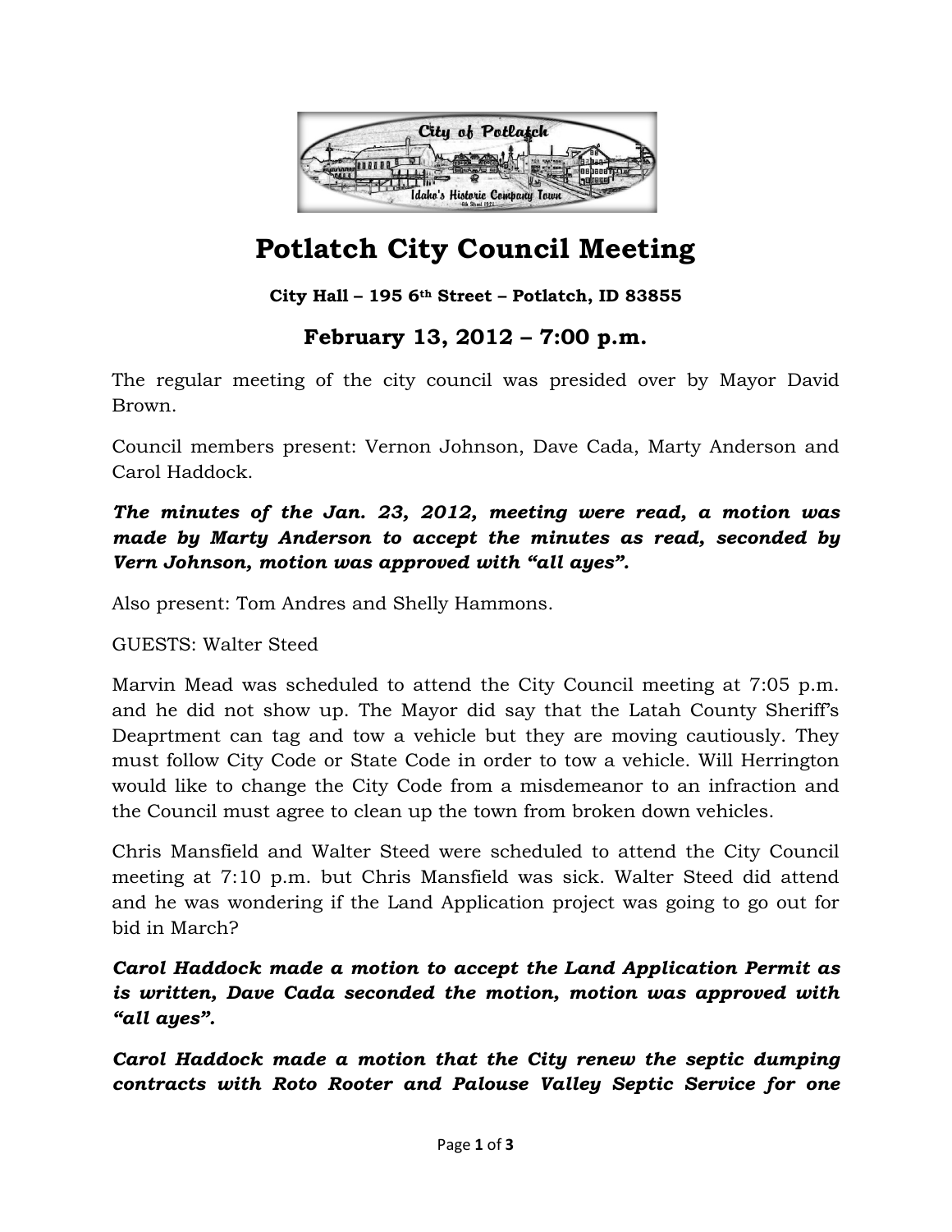# Potlatch City Council Meeting

**City Hall – 195 6th Street – Potlatch, ID 83855**

## February 13, 2012 – 7:00 p.m.

The regular meeting of the city council was presided over by Mayor David Brown.

Council members present: Vernon Johnson, Dave Cada, Marty Anderson and Carol Haddock.

***The minutes of the Jan. 23, 2012, meeting were read, a motion was made by Marty Anderson to accept the minutes as read, seconded by Vern Johnson, motion was approved with "all ayes".***

Also present: Tom Andres and Shelly Hammons.

GUESTS: Walter Steed

Marvin Mead was scheduled to attend the City Council meeting at 7:05 p.m. and he did not show up. The Mayor did say that the Latah County Sheriff's Deaprtment can tag and tow a vehicle but they are moving cautiously. They must follow City Code or State Code in order to tow a vehicle. Will Herrington would like to change the City Code from a misdemeanor to an infraction and the Council must agree to clean up the town from broken down vehicles.

Chris Mansfield and Walter Steed were scheduled to attend the City Council meeting at 7:10 p.m. but Chris Mansfield was sick. Walter Steed did attend and he was wondering if the Land Application project was going to go out for bid in March?

***Carol Haddock made a motion to accept the Land Application Permit as is written, Dave Cada seconded the motion, motion was approved with "all ayes".***

***Carol Haddock made a motion that the City renew the septic dumping contracts with Roto Rooter and Palouse Valley Septic Service for one***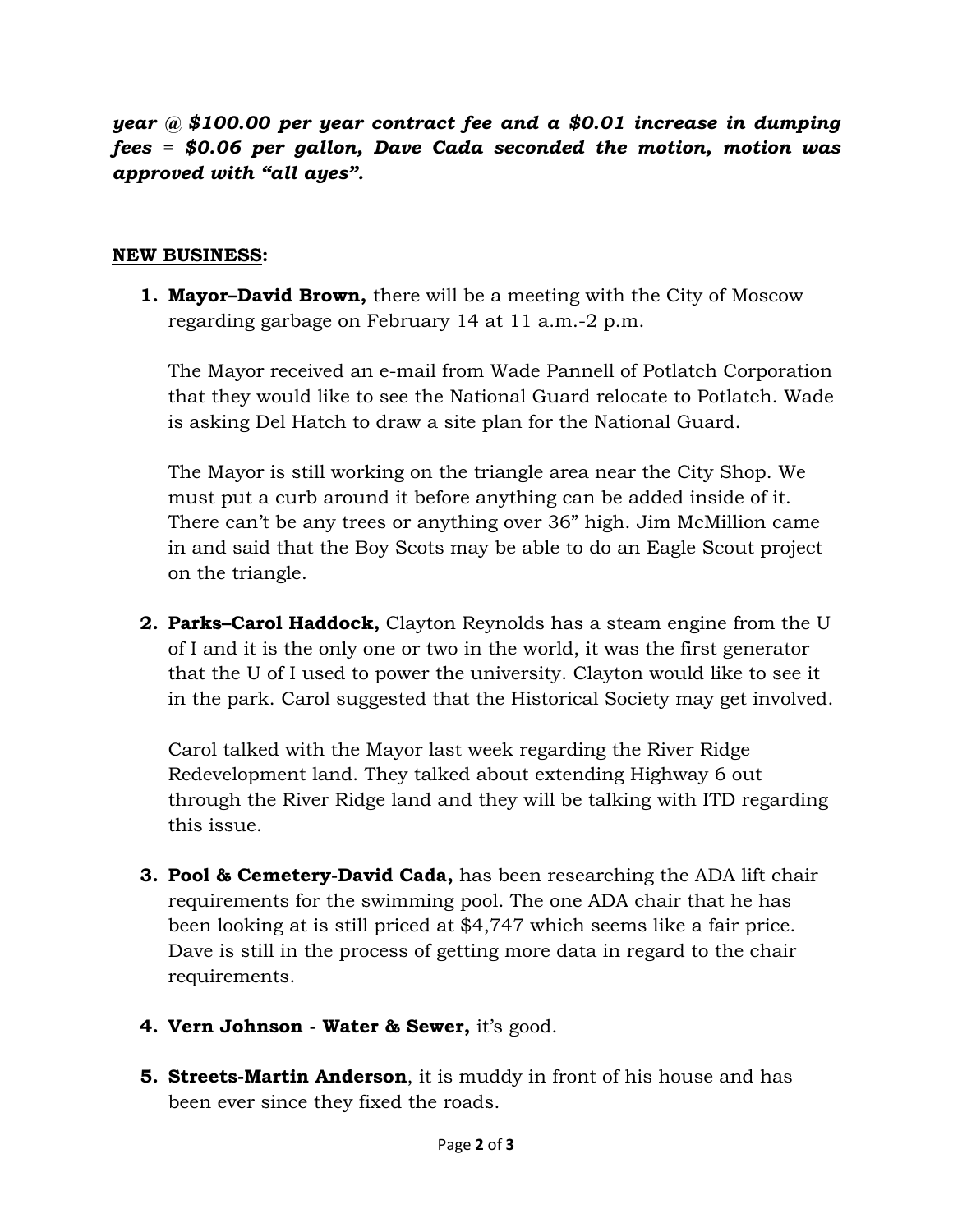***year @ $100.00 per year contract fee and a $0.01 increase in dumping fees = $0.06 per gallon, Dave Cada seconded the motion, motion was approved with "all ayes".***

**NEW BUSINESS:**

1. **Mayor–David Brown,** there will be a meeting with the City of Moscow regarding garbage on February 14 at 11 a.m.-2 p.m.

   The Mayor received an e-mail from Wade Pannell of Potlatch Corporation that they would like to see the National Guard relocate to Potlatch. Wade is asking Del Hatch to draw a site plan for the National Guard.

   The Mayor is still working on the triangle area near the City Shop. We must put a curb around it before anything can be added inside of it. There can't be any trees or anything over 36" high. Jim McMillion came in and said that the Boy Scots may be able to do an Eagle Scout project on the triangle.

2. **Parks–Carol Haddock,** Clayton Reynolds has a steam engine from the U of I and it is the only one or two in the world, it was the first generator that the U of I used to power the university. Clayton would like to see it in the park. Carol suggested that the Historical Society may get involved.

   Carol talked with the Mayor last week regarding the River Ridge Redevelopment land. They talked about extending Highway 6 out through the River Ridge land and they will be talking with ITD regarding this issue.

3. **Pool & Cemetery-David Cada,** has been researching the ADA lift chair requirements for the swimming pool. The one ADA chair that he has been looking at is still priced at $4,747 which seems like a fair price. Dave is still in the process of getting more data in regard to the chair requirements.

4. **Vern Johnson - Water & Sewer,** it's good.

5. **Streets-Martin Anderson**, it is muddy in front of his house and has been ever since they fixed the roads.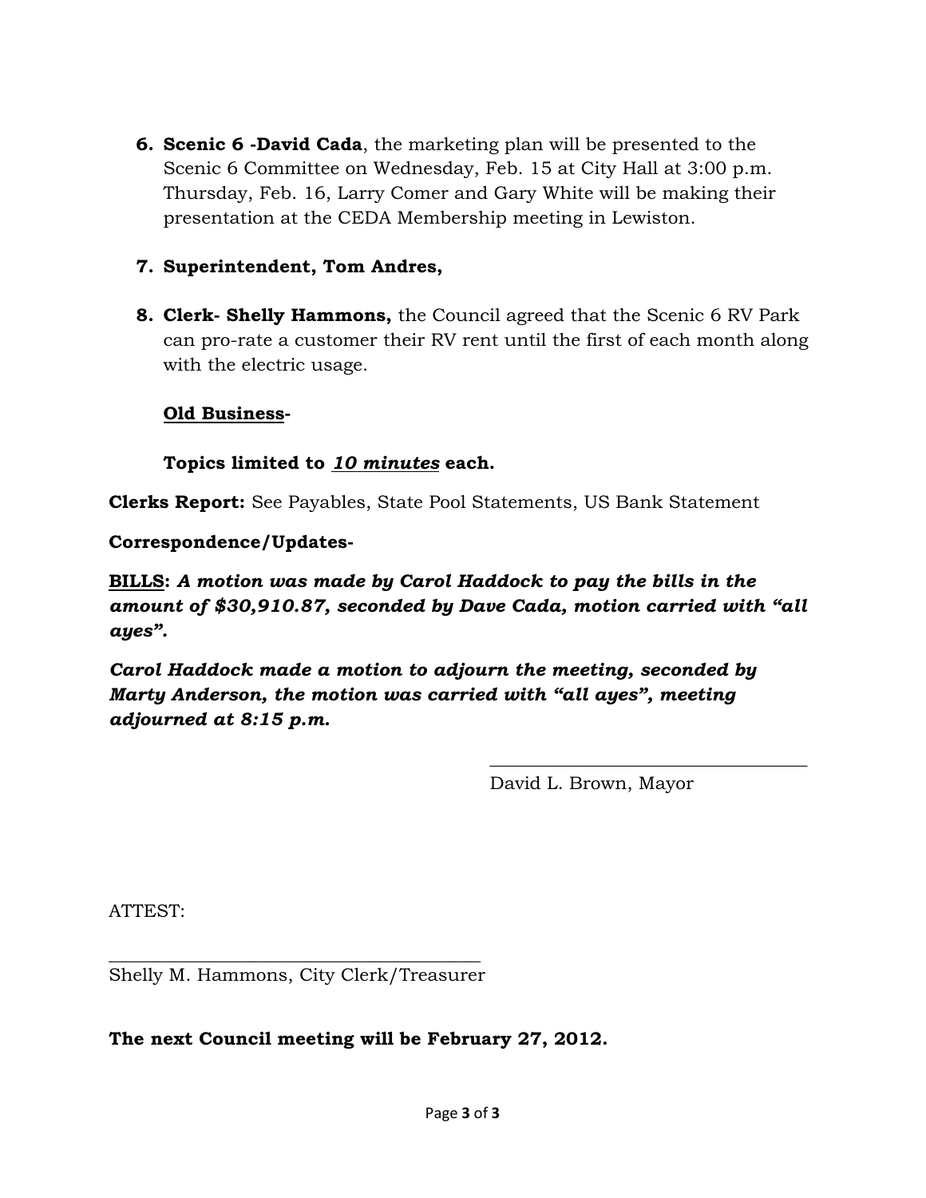6. **Scenic 6 -David Cada**, the marketing plan will be presented to the Scenic 6 Committee on Wednesday, Feb. 15 at City Hall at 3:00 p.m. Thursday, Feb. 16, Larry Comer and Gary White will be making their presentation at the CEDA Membership meeting in Lewiston.

7. **Superintendent, Tom Andres,**

8. **Clerk- Shelly Hammons,** the Council agreed that the Scenic 6 RV Park can pro-rate a customer their RV rent until the first of each month along with the electric usage.

   **<u>Old Business</u>-**

   **Topics limited to *<u>10 minutes</u>* each.**

**Clerks Report:** See Payables, State Pool Statements, US Bank Statement

**Correspondence/Updates-**

**<u>BILLS</u>:** ***A motion was made by Carol Haddock to pay the bills in the amount of $30,910.87, seconded by Dave Cada, motion carried with "all ayes".***

***Carol Haddock made a motion to adjourn the meeting, seconded by Marty Anderson, the motion was carried with "all ayes", meeting adjourned at 8:15 p.m.***

\_\_\_\_\_\_\_\_\_\_\_\_\_\_\_\_\_\_\_\_\_\_\_\_\_\_\_\_\_\_\_\_\_\_\_\_

David L. Brown, Mayor

ATTEST:

\_\_\_\_\_\_\_\_\_\_\_\_\_\_\_\_\_\_\_\_\_\_\_\_\_\_\_\_\_\_\_\_\_\_\_\_\_\_\_\_

Shelly M. Hammons, City Clerk/Treasurer

**The next Council meeting will be February 27, 2012.**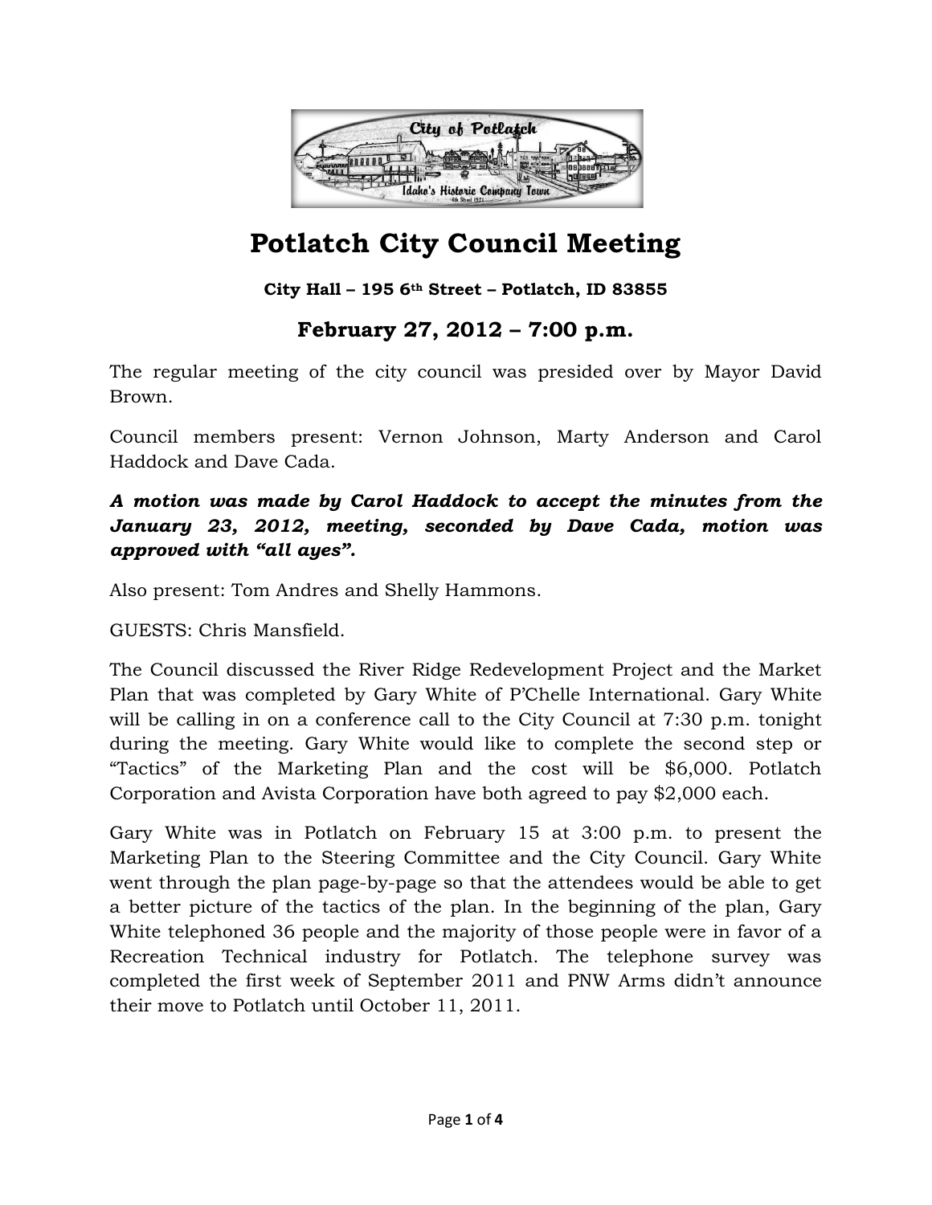# Potlatch City Council Meeting

**City Hall – 195 6th Street – Potlatch, ID 83855**

## February 27, 2012 – 7:00 p.m.

The regular meeting of the city council was presided over by Mayor David Brown.

Council members present: Vernon Johnson, Marty Anderson and Carol Haddock and Dave Cada.

***A motion was made by Carol Haddock to accept the minutes from the January 23, 2012, meeting, seconded by Dave Cada, motion was approved with "all ayes".***

Also present: Tom Andres and Shelly Hammons.

GUESTS: Chris Mansfield.

The Council discussed the River Ridge Redevelopment Project and the Market Plan that was completed by Gary White of P'Chelle International. Gary White will be calling in on a conference call to the City Council at 7:30 p.m. tonight during the meeting. Gary White would like to complete the second step or "Tactics" of the Marketing Plan and the cost will be $6,000. Potlatch Corporation and Avista Corporation have both agreed to pay $2,000 each.

Gary White was in Potlatch on February 15 at 3:00 p.m. to present the Marketing Plan to the Steering Committee and the City Council. Gary White went through the plan page-by-page so that the attendees would be able to get a better picture of the tactics of the plan. In the beginning of the plan, Gary White telephoned 36 people and the majority of those people were in favor of a Recreation Technical industry for Potlatch. The telephone survey was completed the first week of September 2011 and PNW Arms didn't announce their move to Potlatch until October 11, 2011.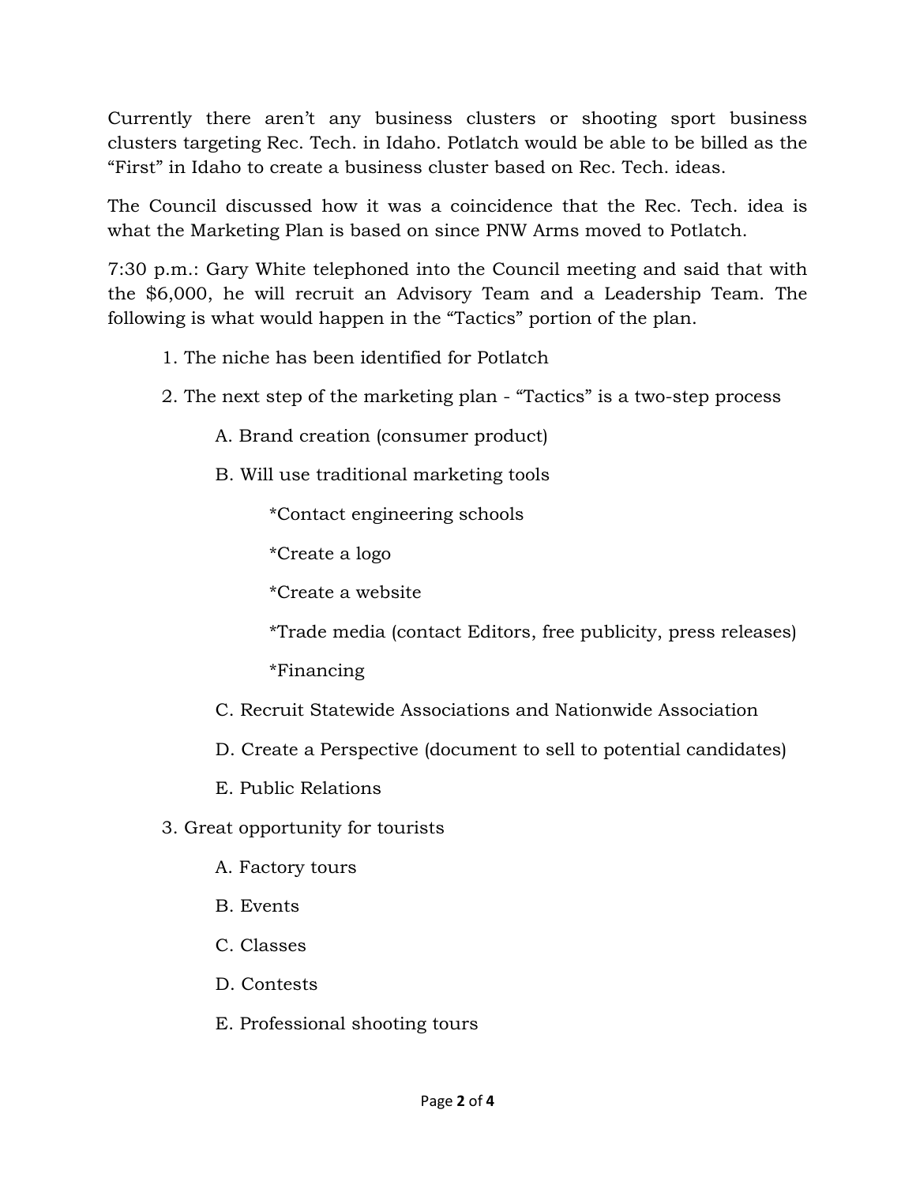Currently there aren't any business clusters or shooting sport business clusters targeting Rec. Tech. in Idaho. Potlatch would be able to be billed as the "First" in Idaho to create a business cluster based on Rec. Tech. ideas.

The Council discussed how it was a coincidence that the Rec. Tech. idea is what the Marketing Plan is based on since PNW Arms moved to Potlatch.

7:30 p.m.: Gary White telephoned into the Council meeting and said that with the $6,000, he will recruit an Advisory Team and a Leadership Team. The following is what would happen in the "Tactics" portion of the plan.

1. The niche has been identified for Potlatch
2. The next step of the marketing plan - "Tactics" is a two-step process
   - A. Brand creation (consumer product)
   - B. Will use traditional marketing tools
     - *Contact engineering schools
     - *Create a logo
     - *Create a website
     - *Trade media (contact Editors, free publicity, press releases)
     - *Financing
   - C. Recruit Statewide Associations and Nationwide Association
   - D. Create a Perspective (document to sell to potential candidates)
   - E. Public Relations
3. Great opportunity for tourists
   - A. Factory tours
   - B. Events
   - C. Classes
   - D. Contests
   - E. Professional shooting tours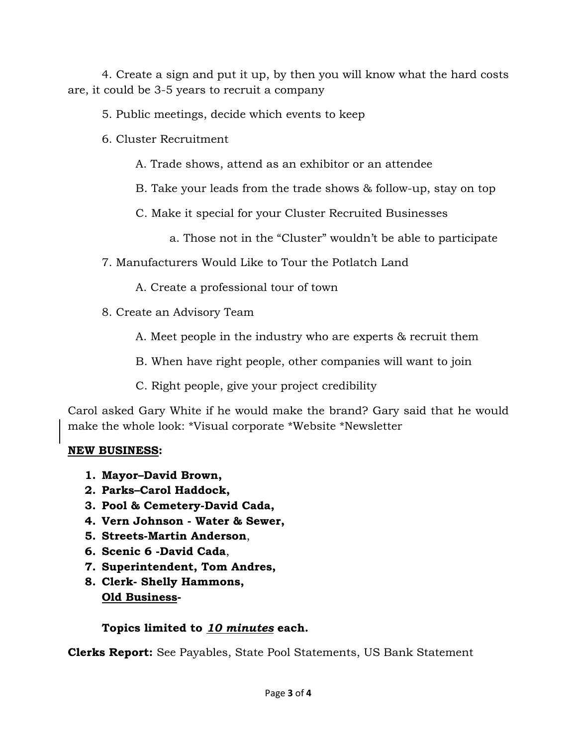4. Create a sign and put it up, by then you will know what the hard costs are, it could be 3-5 years to recruit a company

5. Public meetings, decide which events to keep

6. Cluster Recruitment

   A. Trade shows, attend as an exhibitor or an attendee

   B. Take your leads from the trade shows & follow-up, stay on top

   C. Make it special for your Cluster Recruited Businesses

      a. Those not in the "Cluster" wouldn't be able to participate

7. Manufacturers Would Like to Tour the Potlatch Land

   A. Create a professional tour of town

8. Create an Advisory Team

   A. Meet people in the industry who are experts & recruit them

   B. When have right people, other companies will want to join

   C. Right people, give your project credibility

Carol asked Gary White if he would make the brand? Gary said that he would make the whole look: *Visual corporate *Website *Newsletter

**NEW BUSINESS:**

1. **Mayor–David Brown,**
2. **Parks–Carol Haddock,**
3. **Pool & Cemetery-David Cada,**
4. **Vern Johnson - Water & Sewer,**
5. **Streets-Martin Anderson**,
6. **Scenic 6 -David Cada**,
7. **Superintendent, Tom Andres,**
8. **Clerk- Shelly Hammons,**

**Old Business-**

**Topics limited to** ***10 minutes*** **each.**

**Clerks Report:** See Payables, State Pool Statements, US Bank Statement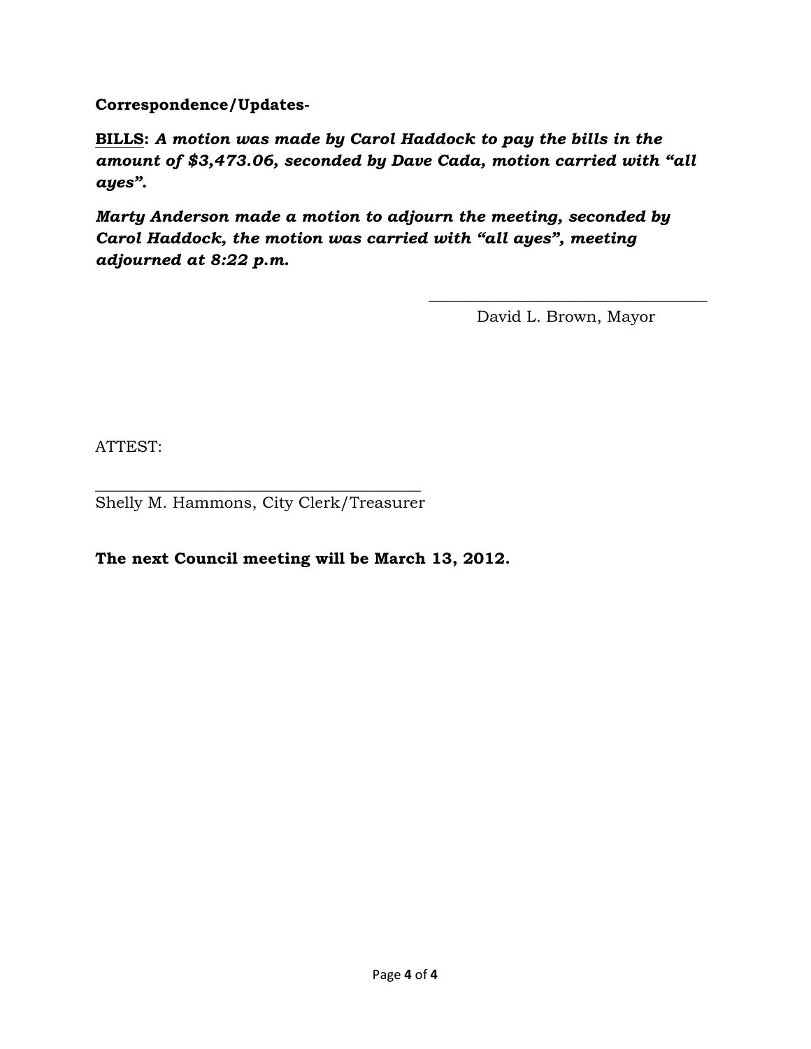**Correspondence/Updates-**

**<u>BILLS</u>:** ***A motion was made by Carol Haddock to pay the bills in the amount of $3,473.06, seconded by Dave Cada, motion carried with "all ayes".***

***Marty Anderson made a motion to adjourn the meeting, seconded by Carol Haddock, the motion was carried with "all ayes", meeting adjourned at 8:22 p.m.***

\_\_\_\_\_\_\_\_\_\_\_\_\_\_\_\_\_\_\_\_\_\_\_\_\_\_\_\_\_\_\_\_\_\_\_

David L. Brown, Mayor

ATTEST:

\_\_\_\_\_\_\_\_\_\_\_\_\_\_\_\_\_\_\_\_\_\_\_\_\_\_\_\_\_\_\_\_\_\_\_\_\_\_\_\_

Shelly M. Hammons, City Clerk/Treasurer

**The next Council meeting will be March 13, 2012.**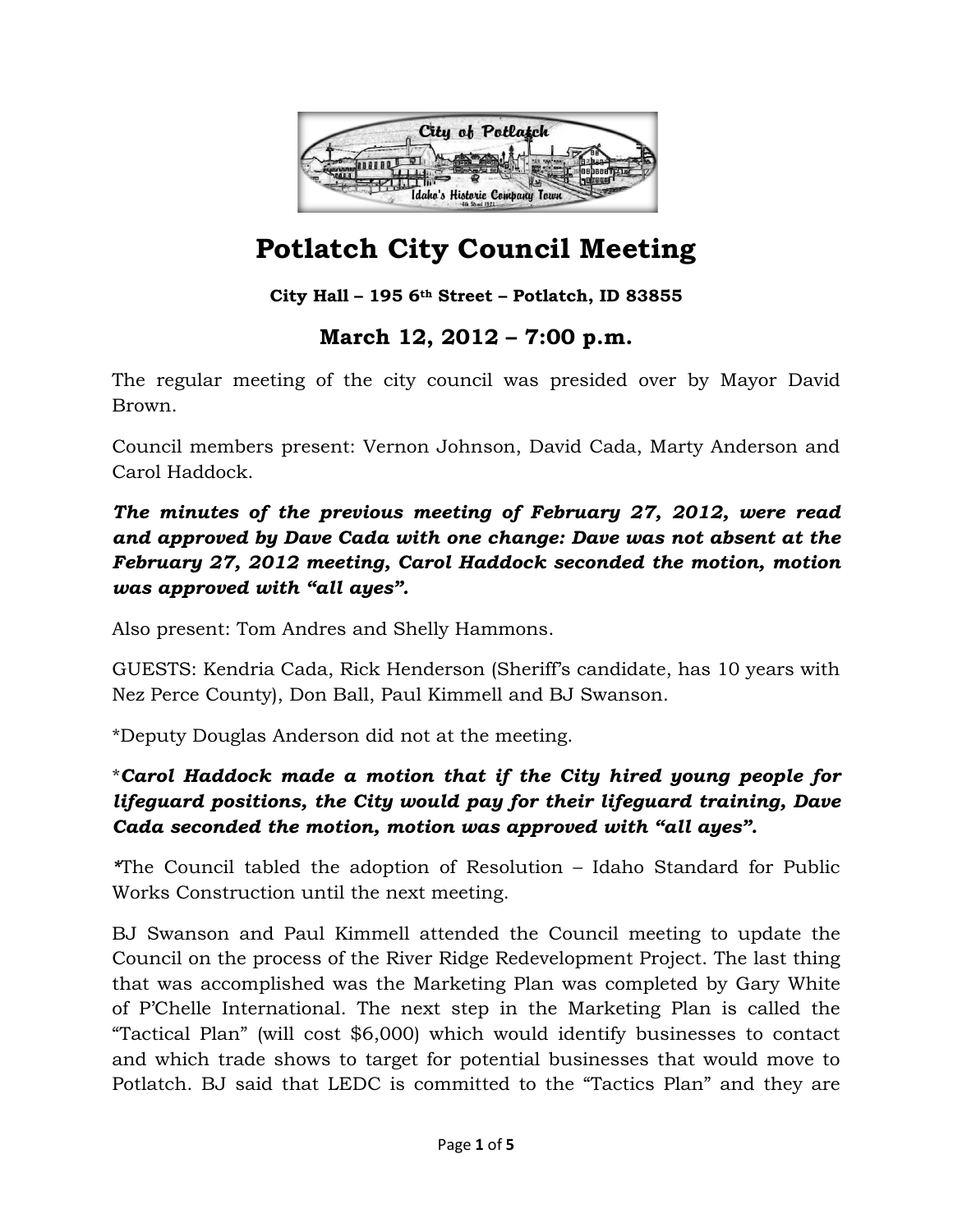# Potlatch City Council Meeting

**City Hall – 195 6th Street – Potlatch, ID 83855**

## March 12, 2012 – 7:00 p.m.

The regular meeting of the city council was presided over by Mayor David Brown.

Council members present: Vernon Johnson, David Cada, Marty Anderson and Carol Haddock.

***The minutes of the previous meeting of February 27, 2012, were read and approved by Dave Cada with one change: Dave was not absent at the February 27, 2012 meeting, Carol Haddock seconded the motion, motion was approved with "all ayes".***

Also present: Tom Andres and Shelly Hammons.

GUESTS: Kendria Cada, Rick Henderson (Sheriff's candidate, has 10 years with Nez Perce County), Don Ball, Paul Kimmell and BJ Swanson.

*Deputy Douglas Anderson did not at the meeting.

****Carol Haddock made a motion that if the City hired young people for lifeguard positions, the City would pay for their lifeguard training, Dave Cada seconded the motion, motion was approved with "all ayes".***

*The Council tabled the adoption of Resolution – Idaho Standard for Public Works Construction until the next meeting.

BJ Swanson and Paul Kimmell attended the Council meeting to update the Council on the process of the River Ridge Redevelopment Project. The last thing that was accomplished was the Marketing Plan was completed by Gary White of P'Chelle International. The next step in the Marketing Plan is called the "Tactical Plan" (will cost $6,000) which would identify businesses to contact and which trade shows to target for potential businesses that would move to Potlatch. BJ said that LEDC is committed to the "Tactics Plan" and they are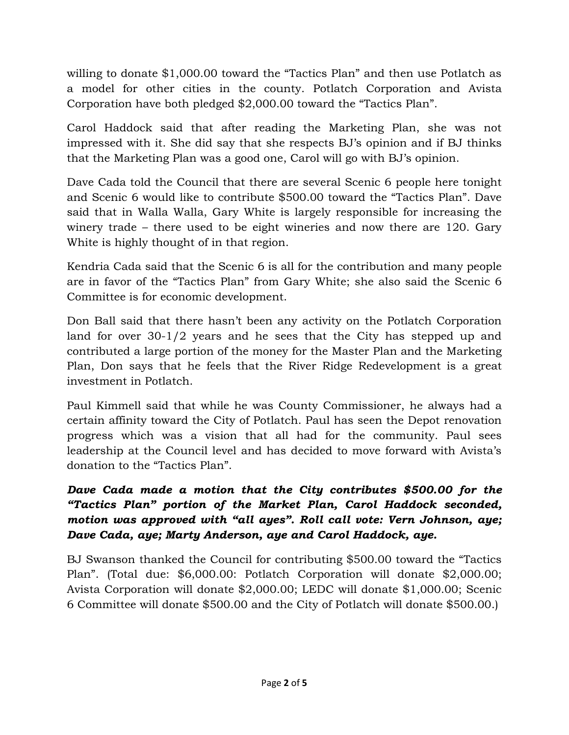willing to donate $1,000.00 toward the “Tactics Plan” and then use Potlatch as a model for other cities in the county. Potlatch Corporation and Avista Corporation have both pledged $2,000.00 toward the “Tactics Plan”.

Carol Haddock said that after reading the Marketing Plan, she was not impressed with it. She did say that she respects BJ’s opinion and if BJ thinks that the Marketing Plan was a good one, Carol will go with BJ’s opinion.

Dave Cada told the Council that there are several Scenic 6 people here tonight and Scenic 6 would like to contribute $500.00 toward the “Tactics Plan”. Dave said that in Walla Walla, Gary White is largely responsible for increasing the winery trade – there used to be eight wineries and now there are 120. Gary White is highly thought of in that region.

Kendria Cada said that the Scenic 6 is all for the contribution and many people are in favor of the “Tactics Plan” from Gary White; she also said the Scenic 6 Committee is for economic development.

Don Ball said that there hasn’t been any activity on the Potlatch Corporation land for over 30-1/2 years and he sees that the City has stepped up and contributed a large portion of the money for the Master Plan and the Marketing Plan, Don says that he feels that the River Ridge Redevelopment is a great investment in Potlatch.

Paul Kimmell said that while he was County Commissioner, he always had a certain affinity toward the City of Potlatch. Paul has seen the Depot renovation progress which was a vision that all had for the community. Paul sees leadership at the Council level and has decided to move forward with Avista’s donation to the “Tactics Plan”.

***Dave Cada made a motion that the City contributes $500.00 for the “Tactics Plan” portion of the Market Plan, Carol Haddock seconded, motion was approved with “all ayes”. Roll call vote: Vern Johnson, aye; Dave Cada, aye; Marty Anderson, aye and Carol Haddock, aye.***

BJ Swanson thanked the Council for contributing $500.00 toward the “Tactics Plan”. (Total due: $6,000.00: Potlatch Corporation will donate $2,000.00; Avista Corporation will donate $2,000.00; LEDC will donate $1,000.00; Scenic 6 Committee will donate $500.00 and the City of Potlatch will donate $500.00.)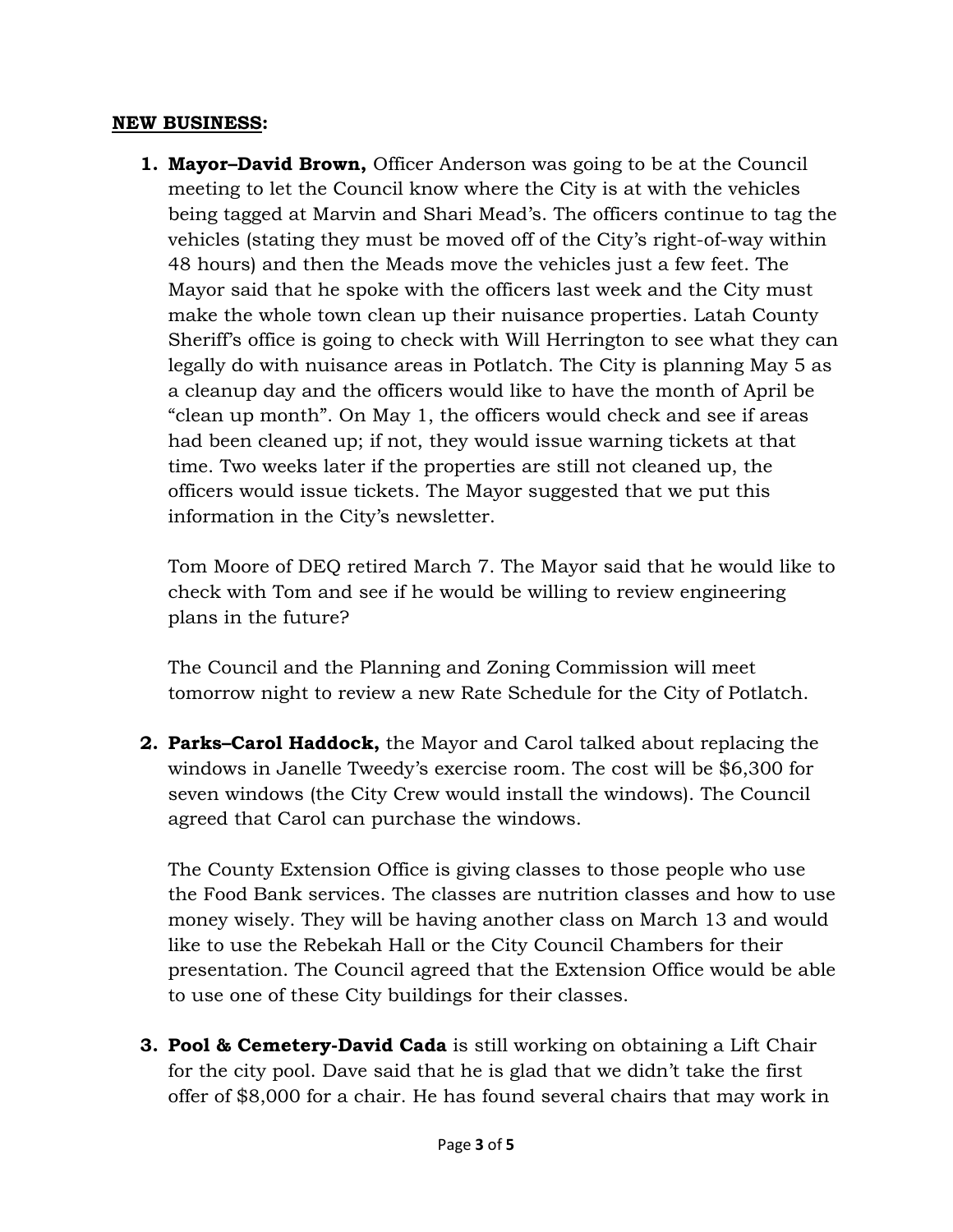**NEW BUSINESS:**

1. **Mayor–David Brown,** Officer Anderson was going to be at the Council meeting to let the Council know where the City is at with the vehicles being tagged at Marvin and Shari Mead's. The officers continue to tag the vehicles (stating they must be moved off of the City's right-of-way within 48 hours) and then the Meads move the vehicles just a few feet. The Mayor said that he spoke with the officers last week and the City must make the whole town clean up their nuisance properties. Latah County Sheriff's office is going to check with Will Herrington to see what they can legally do with nuisance areas in Potlatch. The City is planning May 5 as a cleanup day and the officers would like to have the month of April be "clean up month". On May 1, the officers would check and see if areas had been cleaned up; if not, they would issue warning tickets at that time. Two weeks later if the properties are still not cleaned up, the officers would issue tickets. The Mayor suggested that we put this information in the City's newsletter.

   Tom Moore of DEQ retired March 7. The Mayor said that he would like to check with Tom and see if he would be willing to review engineering plans in the future?

   The Council and the Planning and Zoning Commission will meet tomorrow night to review a new Rate Schedule for the City of Potlatch.

2. **Parks–Carol Haddock,** the Mayor and Carol talked about replacing the windows in Janelle Tweedy's exercise room. The cost will be $6,300 for seven windows (the City Crew would install the windows). The Council agreed that Carol can purchase the windows.

   The County Extension Office is giving classes to those people who use the Food Bank services. The classes are nutrition classes and how to use money wisely. They will be having another class on March 13 and would like to use the Rebekah Hall or the City Council Chambers for their presentation. The Council agreed that the Extension Office would be able to use one of these City buildings for their classes.

3. **Pool & Cemetery-David Cada** is still working on obtaining a Lift Chair for the city pool. Dave said that he is glad that we didn't take the first offer of $8,000 for a chair. He has found several chairs that may work in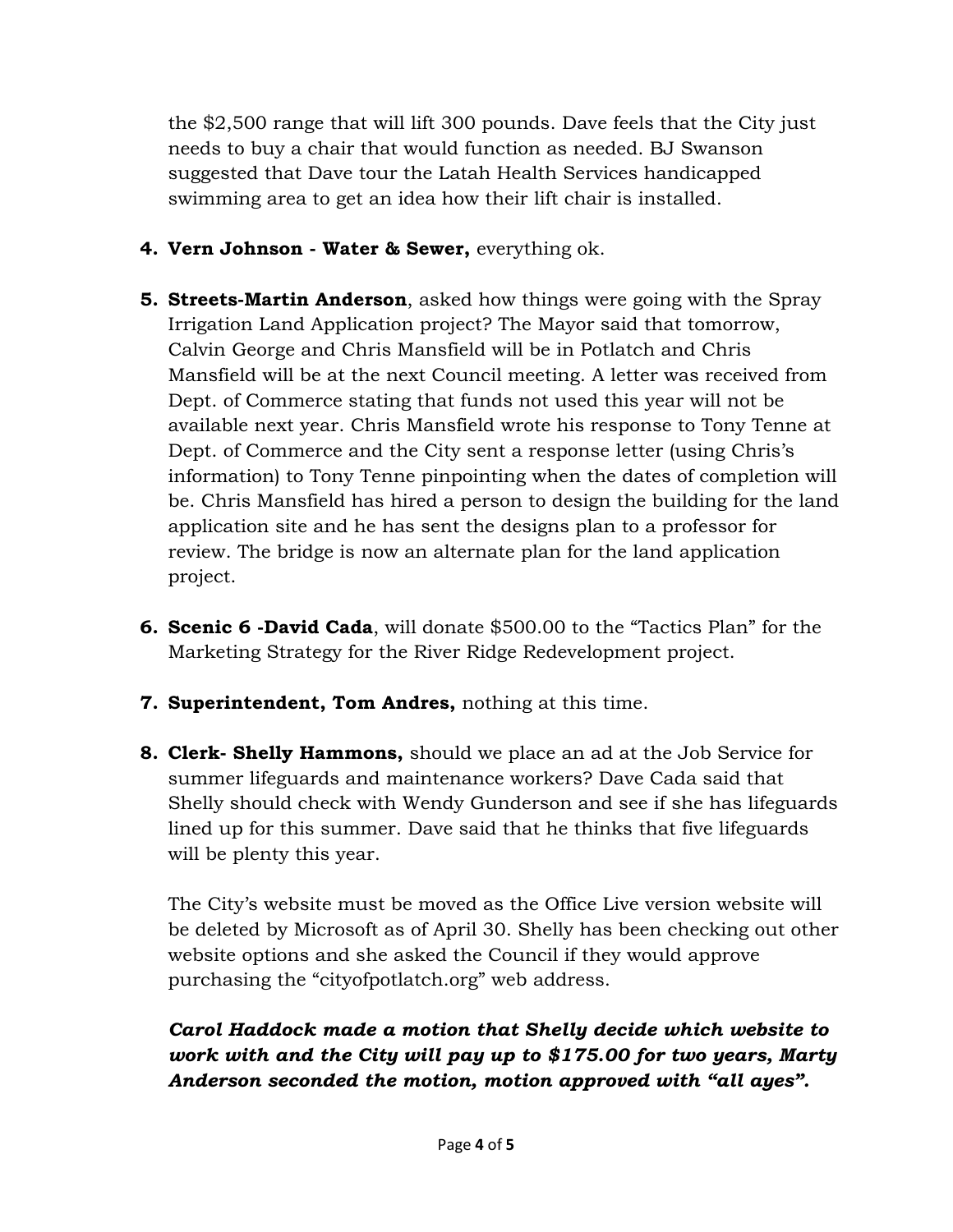the $2,500 range that will lift 300 pounds. Dave feels that the City just needs to buy a chair that would function as needed. BJ Swanson suggested that Dave tour the Latah Health Services handicapped swimming area to get an idea how their lift chair is installed.

4. **Vern Johnson - Water & Sewer,** everything ok.

5. **Streets-Martin Anderson**, asked how things were going with the Spray Irrigation Land Application project? The Mayor said that tomorrow, Calvin George and Chris Mansfield will be in Potlatch and Chris Mansfield will be at the next Council meeting. A letter was received from Dept. of Commerce stating that funds not used this year will not be available next year. Chris Mansfield wrote his response to Tony Tenne at Dept. of Commerce and the City sent a response letter (using Chris's information) to Tony Tenne pinpointing when the dates of completion will be. Chris Mansfield has hired a person to design the building for the land application site and he has sent the designs plan to a professor for review. The bridge is now an alternate plan for the land application project.

6. **Scenic 6 -David Cada**, will donate $500.00 to the "Tactics Plan" for the Marketing Strategy for the River Ridge Redevelopment project.

7. **Superintendent, Tom Andres,** nothing at this time.

8. **Clerk- Shelly Hammons,** should we place an ad at the Job Service for summer lifeguards and maintenance workers? Dave Cada said that Shelly should check with Wendy Gunderson and see if she has lifeguards lined up for this summer. Dave said that he thinks that five lifeguards will be plenty this year.

   The City's website must be moved as the Office Live version website will be deleted by Microsoft as of April 30. Shelly has been checking out other website options and she asked the Council if they would approve purchasing the "cityofpotlatch.org" web address.

   ***Carol Haddock made a motion that Shelly decide which website to work with and the City will pay up to $175.00 for two years, Marty Anderson seconded the motion, motion approved with "all ayes".***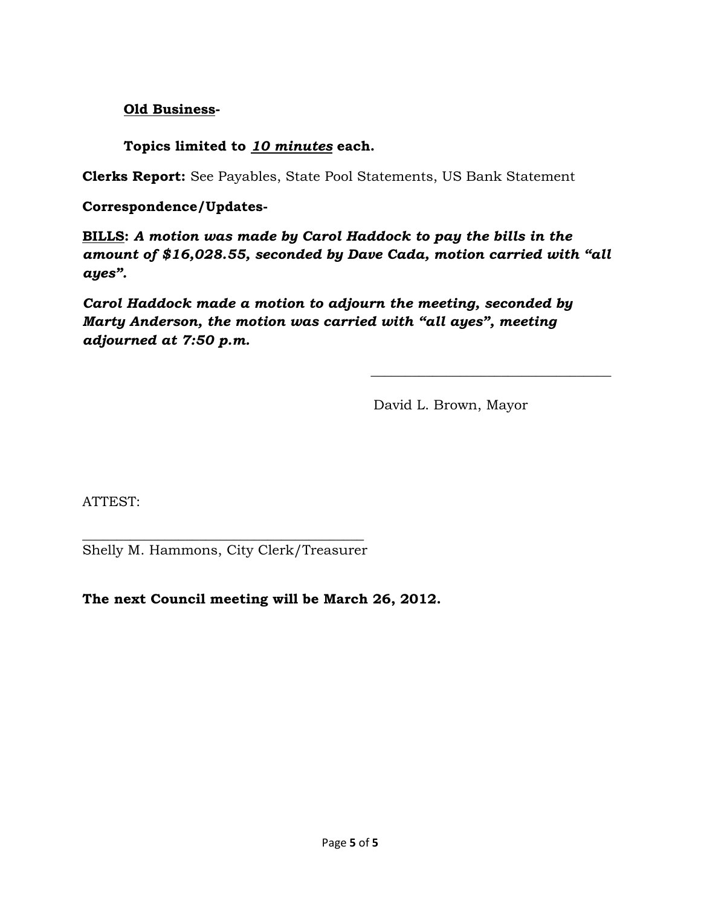**<u>Old Business</u>-**

**Topics limited to <u>*10 minutes*</u> each.**

**Clerks Report:** See Payables, State Pool Statements, US Bank Statement

**Correspondence/Updates-**

**<u>BILLS</u>:** ***A motion was made by Carol Haddock to pay the bills in the amount of $16,028.55, seconded by Dave Cada, motion carried with "all ayes".***

***Carol Haddock made a motion to adjourn the meeting, seconded by Marty Anderson, the motion was carried with "all ayes", meeting adjourned at 7:50 p.m.***

\_\_\_\_\_\_\_\_\_\_\_\_\_\_\_\_\_\_\_\_\_\_\_\_\_\_\_\_\_\_\_\_\_\_\_\_

David L. Brown, Mayor

ATTEST:

\_\_\_\_\_\_\_\_\_\_\_\_\_\_\_\_\_\_\_\_\_\_\_\_\_\_\_\_\_\_\_\_\_\_\_\_\_\_\_\_\_\_

Shelly M. Hammons, City Clerk/Treasurer

**The next Council meeting will be March 26, 2012.**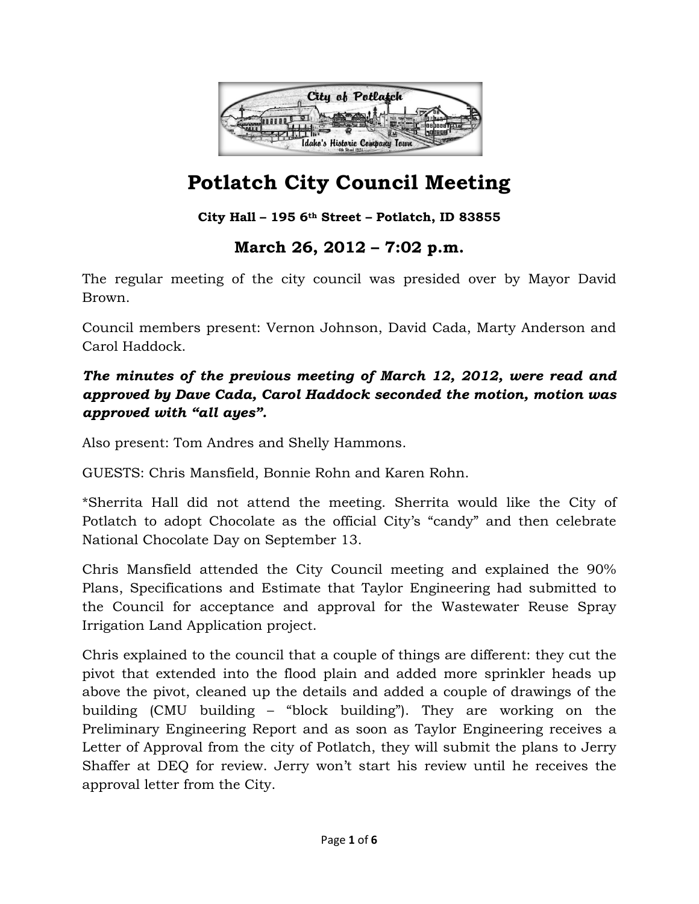# Potlatch City Council Meeting

**City Hall – 195 6th Street – Potlatch, ID 83855**

## March 26, 2012 – 7:02 p.m.

The regular meeting of the city council was presided over by Mayor David Brown.

Council members present: Vernon Johnson, David Cada, Marty Anderson and Carol Haddock.

***The minutes of the previous meeting of March 12, 2012, were read and approved by Dave Cada, Carol Haddock seconded the motion, motion was approved with "all ayes".***

Also present: Tom Andres and Shelly Hammons.

GUESTS: Chris Mansfield, Bonnie Rohn and Karen Rohn.

*Sherrita Hall did not attend the meeting. Sherrita would like the City of Potlatch to adopt Chocolate as the official City's "candy" and then celebrate National Chocolate Day on September 13.

Chris Mansfield attended the City Council meeting and explained the 90% Plans, Specifications and Estimate that Taylor Engineering had submitted to the Council for acceptance and approval for the Wastewater Reuse Spray Irrigation Land Application project.

Chris explained to the council that a couple of things are different: they cut the pivot that extended into the flood plain and added more sprinkler heads up above the pivot, cleaned up the details and added a couple of drawings of the building (CMU building – "block building"). They are working on the Preliminary Engineering Report and as soon as Taylor Engineering receives a Letter of Approval from the city of Potlatch, they will submit the plans to Jerry Shaffer at DEQ for review. Jerry won't start his review until he receives the approval letter from the City.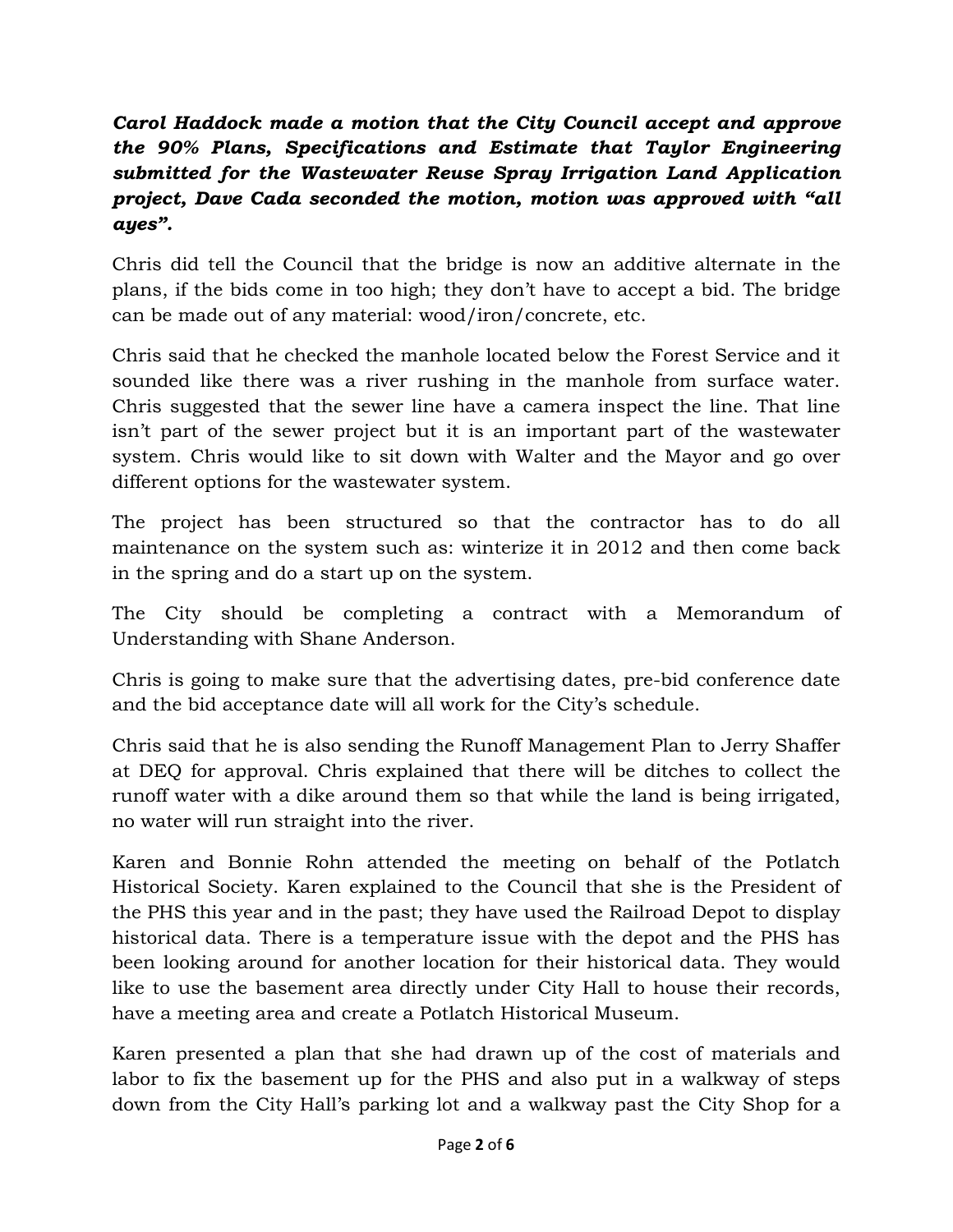***Carol Haddock made a motion that the City Council accept and approve the 90% Plans, Specifications and Estimate that Taylor Engineering submitted for the Wastewater Reuse Spray Irrigation Land Application project, Dave Cada seconded the motion, motion was approved with "all ayes".***

Chris did tell the Council that the bridge is now an additive alternate in the plans, if the bids come in too high; they don't have to accept a bid. The bridge can be made out of any material: wood/iron/concrete, etc.

Chris said that he checked the manhole located below the Forest Service and it sounded like there was a river rushing in the manhole from surface water. Chris suggested that the sewer line have a camera inspect the line. That line isn't part of the sewer project but it is an important part of the wastewater system. Chris would like to sit down with Walter and the Mayor and go over different options for the wastewater system.

The project has been structured so that the contractor has to do all maintenance on the system such as: winterize it in 2012 and then come back in the spring and do a start up on the system.

The City should be completing a contract with a Memorandum of Understanding with Shane Anderson.

Chris is going to make sure that the advertising dates, pre-bid conference date and the bid acceptance date will all work for the City's schedule.

Chris said that he is also sending the Runoff Management Plan to Jerry Shaffer at DEQ for approval. Chris explained that there will be ditches to collect the runoff water with a dike around them so that while the land is being irrigated, no water will run straight into the river.

Karen and Bonnie Rohn attended the meeting on behalf of the Potlatch Historical Society. Karen explained to the Council that she is the President of the PHS this year and in the past; they have used the Railroad Depot to display historical data. There is a temperature issue with the depot and the PHS has been looking around for another location for their historical data. They would like to use the basement area directly under City Hall to house their records, have a meeting area and create a Potlatch Historical Museum.

Karen presented a plan that she had drawn up of the cost of materials and labor to fix the basement up for the PHS and also put in a walkway of steps down from the City Hall's parking lot and a walkway past the City Shop for a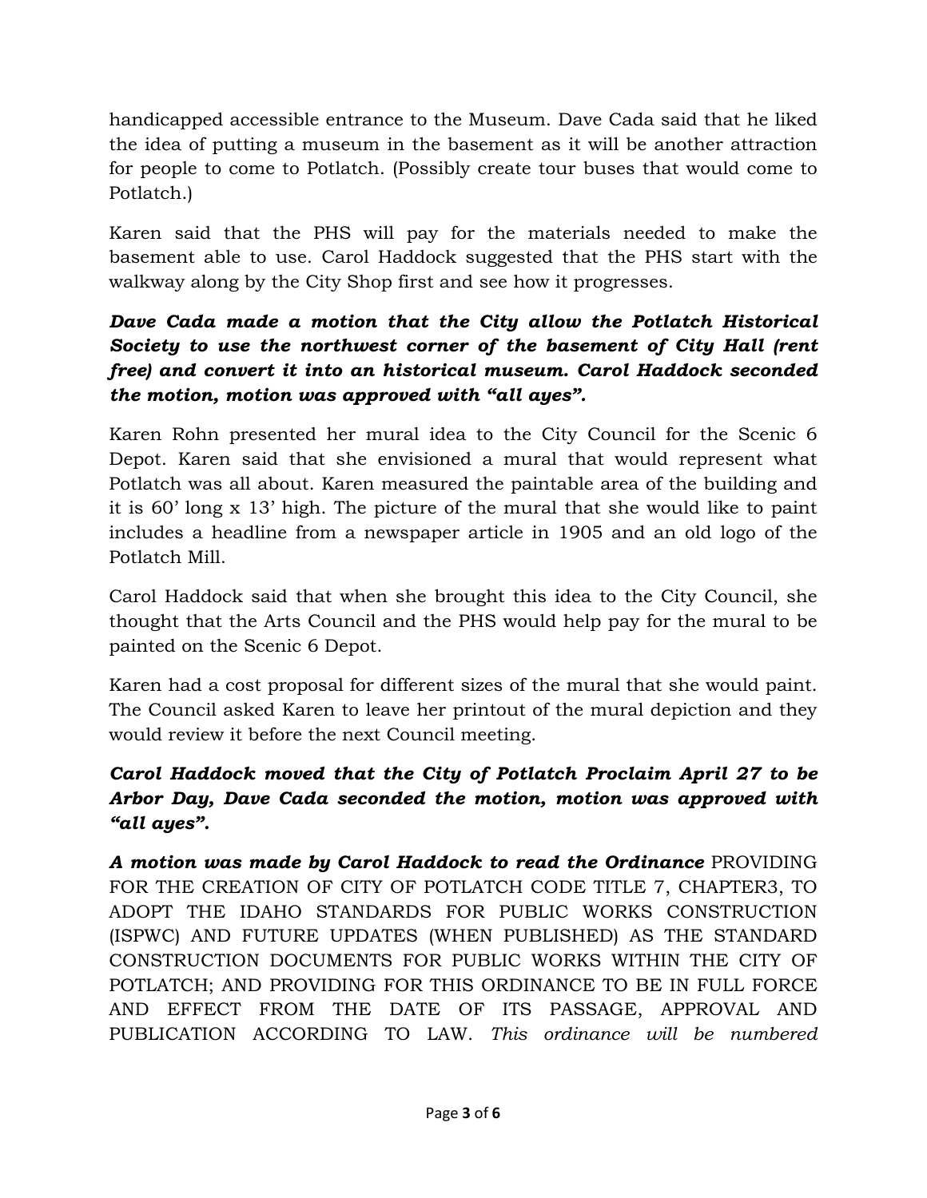handicapped accessible entrance to the Museum. Dave Cada said that he liked the idea of putting a museum in the basement as it will be another attraction for people to come to Potlatch. (Possibly create tour buses that would come to Potlatch.)

Karen said that the PHS will pay for the materials needed to make the basement able to use. Carol Haddock suggested that the PHS start with the walkway along by the City Shop first and see how it progresses.

***Dave Cada made a motion that the City allow the Potlatch Historical Society to use the northwest corner of the basement of City Hall (rent free) and convert it into an historical museum. Carol Haddock seconded the motion, motion was approved with "all ayes".***

Karen Rohn presented her mural idea to the City Council for the Scenic 6 Depot. Karen said that she envisioned a mural that would represent what Potlatch was all about. Karen measured the paintable area of the building and it is 60' long x 13' high. The picture of the mural that she would like to paint includes a headline from a newspaper article in 1905 and an old logo of the Potlatch Mill.

Carol Haddock said that when she brought this idea to the City Council, she thought that the Arts Council and the PHS would help pay for the mural to be painted on the Scenic 6 Depot.

Karen had a cost proposal for different sizes of the mural that she would paint. The Council asked Karen to leave her printout of the mural depiction and they would review it before the next Council meeting.

***Carol Haddock moved that the City of Potlatch Proclaim April 27 to be Arbor Day, Dave Cada seconded the motion, motion was approved with "all ayes".***

***A motion was made by Carol Haddock to read the Ordinance*** PROVIDING FOR THE CREATION OF CITY OF POTLATCH CODE TITLE 7, CHAPTER3, TO ADOPT THE IDAHO STANDARDS FOR PUBLIC WORKS CONSTRUCTION (ISPWC) AND FUTURE UPDATES (WHEN PUBLISHED) AS THE STANDARD CONSTRUCTION DOCUMENTS FOR PUBLIC WORKS WITHIN THE CITY OF POTLATCH; AND PROVIDING FOR THIS ORDINANCE TO BE IN FULL FORCE AND EFFECT FROM THE DATE OF ITS PASSAGE, APPROVAL AND PUBLICATION ACCORDING TO LAW. *This ordinance will be numbered*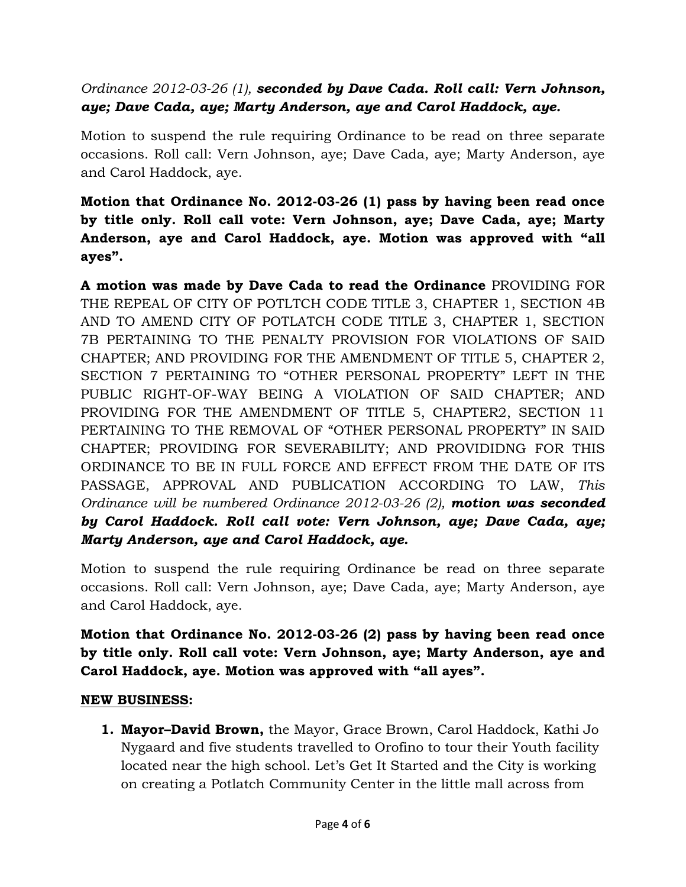*Ordinance 2012-03-26 (1),* ***seconded by Dave Cada. Roll call: Vern Johnson, aye; Dave Cada, aye; Marty Anderson, aye and Carol Haddock, aye.***

Motion to suspend the rule requiring Ordinance to be read on three separate occasions. Roll call: Vern Johnson, aye; Dave Cada, aye; Marty Anderson, aye and Carol Haddock, aye.

**Motion that Ordinance No. 2012-03-26 (1) pass by having been read once by title only. Roll call vote: Vern Johnson, aye; Dave Cada, aye; Marty Anderson, aye and Carol Haddock, aye. Motion was approved with "all ayes".**

**A motion was made by Dave Cada to read the Ordinance** PROVIDING FOR THE REPEAL OF CITY OF POTLTCH CODE TITLE 3, CHAPTER 1, SECTION 4B AND TO AMEND CITY OF POTLATCH CODE TITLE 3, CHAPTER 1, SECTION 7B PERTAINING TO THE PENALTY PROVISION FOR VIOLATIONS OF SAID CHAPTER; AND PROVIDING FOR THE AMENDMENT OF TITLE 5, CHAPTER 2, SECTION 7 PERTAINING TO "OTHER PERSONAL PROPERTY" LEFT IN THE PUBLIC RIGHT-OF-WAY BEING A VIOLATION OF SAID CHAPTER; AND PROVIDING FOR THE AMENDMENT OF TITLE 5, CHAPTER2, SECTION 11 PERTAINING TO THE REMOVAL OF "OTHER PERSONAL PROPERTY" IN SAID CHAPTER; PROVIDING FOR SEVERABILITY; AND PROVIDIDNG FOR THIS ORDINANCE TO BE IN FULL FORCE AND EFFECT FROM THE DATE OF ITS PASSAGE, APPROVAL AND PUBLICATION ACCORDING TO LAW, *This Ordinance will be numbered Ordinance 2012-03-26 (2),* ***motion was seconded by Carol Haddock. Roll call vote: Vern Johnson, aye; Dave Cada, aye; Marty Anderson, aye and Carol Haddock, aye.***

Motion to suspend the rule requiring Ordinance be read on three separate occasions. Roll call: Vern Johnson, aye; Dave Cada, aye; Marty Anderson, aye and Carol Haddock, aye.

**Motion that Ordinance No. 2012-03-26 (2) pass by having been read once by title only. Roll call vote: Vern Johnson, aye; Marty Anderson, aye and Carol Haddock, aye. Motion was approved with "all ayes".**

**NEW BUSINESS:**

1. **Mayor–David Brown,** the Mayor, Grace Brown, Carol Haddock, Kathi Jo Nygaard and five students travelled to Orofino to tour their Youth facility located near the high school. Let's Get It Started and the City is working on creating a Potlatch Community Center in the little mall across from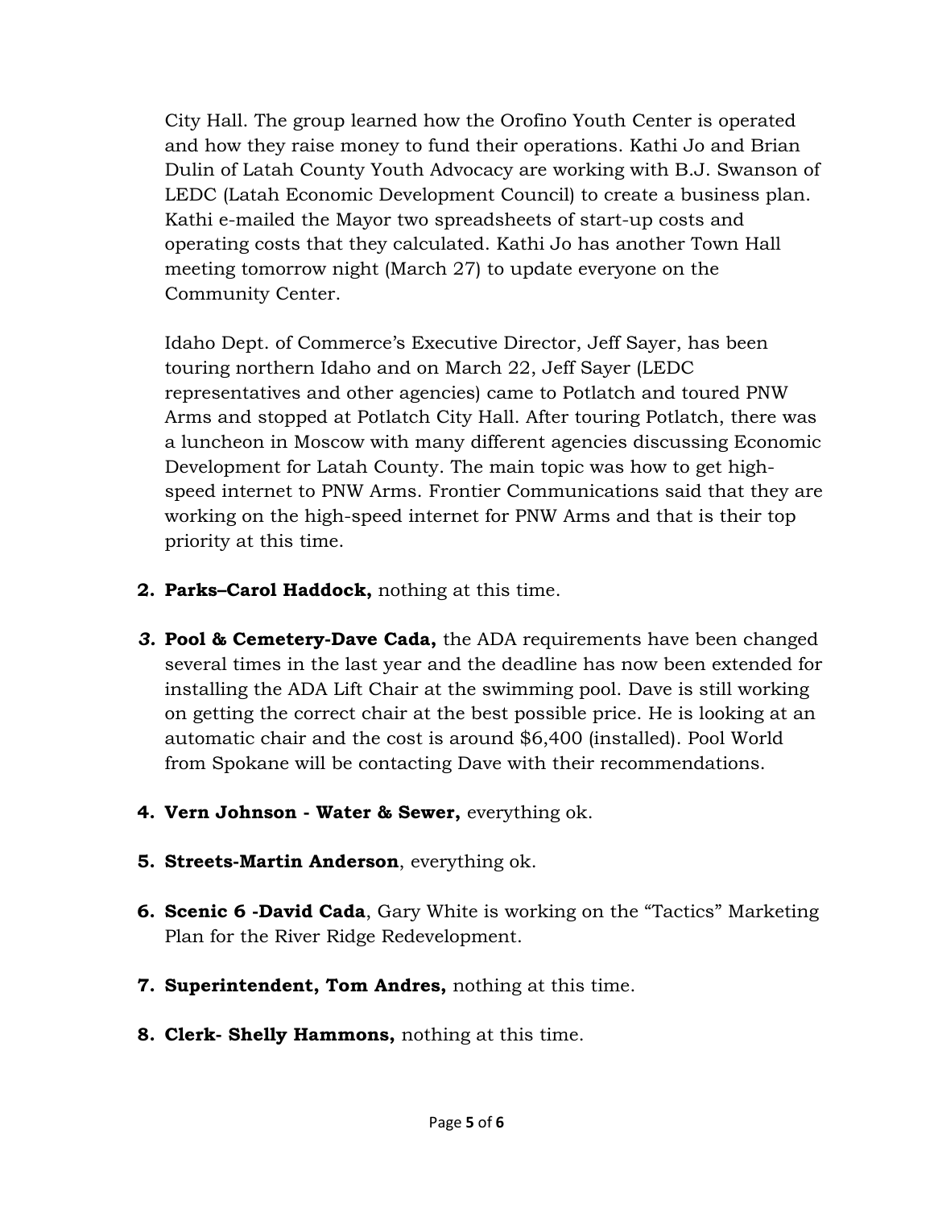City Hall. The group learned how the Orofino Youth Center is operated and how they raise money to fund their operations. Kathi Jo and Brian Dulin of Latah County Youth Advocacy are working with B.J. Swanson of LEDC (Latah Economic Development Council) to create a business plan. Kathi e-mailed the Mayor two spreadsheets of start-up costs and operating costs that they calculated. Kathi Jo has another Town Hall meeting tomorrow night (March 27) to update everyone on the Community Center.

Idaho Dept. of Commerce's Executive Director, Jeff Sayer, has been touring northern Idaho and on March 22, Jeff Sayer (LEDC representatives and other agencies) came to Potlatch and toured PNW Arms and stopped at Potlatch City Hall. After touring Potlatch, there was a luncheon in Moscow with many different agencies discussing Economic Development for Latah County. The main topic was how to get high-speed internet to PNW Arms. Frontier Communications said that they are working on the high-speed internet for PNW Arms and that is their top priority at this time.

2. **Parks–Carol Haddock,** nothing at this time.

3. **Pool & Cemetery-Dave Cada,** the ADA requirements have been changed several times in the last year and the deadline has now been extended for installing the ADA Lift Chair at the swimming pool. Dave is still working on getting the correct chair at the best possible price. He is looking at an automatic chair and the cost is around $6,400 (installed). Pool World from Spokane will be contacting Dave with their recommendations.

4. **Vern Johnson - Water & Sewer,** everything ok.

5. **Streets-Martin Anderson**, everything ok.

6. **Scenic 6 -David Cada**, Gary White is working on the "Tactics" Marketing Plan for the River Ridge Redevelopment.

7. **Superintendent, Tom Andres,** nothing at this time.

8. **Clerk- Shelly Hammons,** nothing at this time.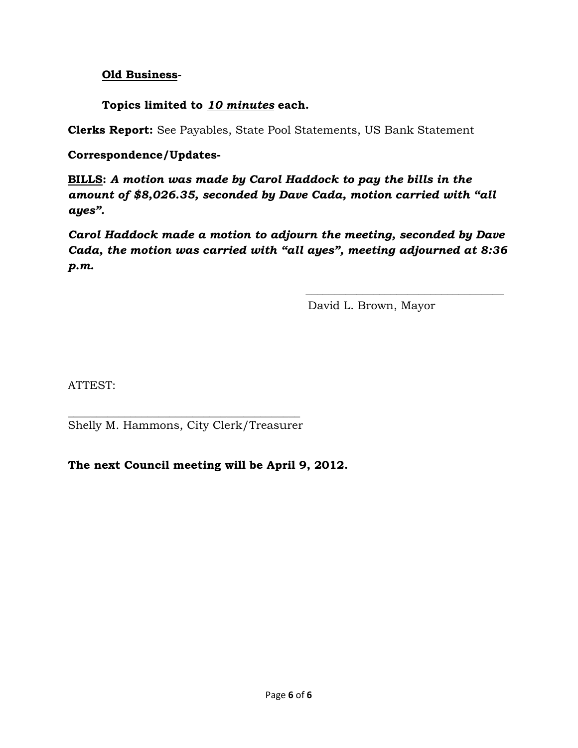**<u>Old Business</u>-**

**Topics limited to *<u>10 minutes</u>* each.**

**Clerks Report:** See Payables, State Pool Statements, US Bank Statement

**Correspondence/Updates-**

**<u>BILLS</u>:** ***A motion was made by Carol Haddock to pay the bills in the amount of $8,026.35, seconded by Dave Cada, motion carried with "all ayes".***

***Carol Haddock made a motion to adjourn the meeting, seconded by Dave Cada, the motion was carried with "all ayes", meeting adjourned at 8:36 p.m.***

\_\_\_\_\_\_\_\_\_\_\_\_\_\_\_\_\_\_\_\_\_\_\_\_\_\_\_\_\_\_\_\_\_\_\_\_
David L. Brown, Mayor

ATTEST:

\_\_\_\_\_\_\_\_\_\_\_\_\_\_\_\_\_\_\_\_\_\_\_\_\_\_\_\_\_\_\_\_\_\_\_\_\_\_\_\_
Shelly M. Hammons, City Clerk/Treasurer

**The next Council meeting will be April 9, 2012.**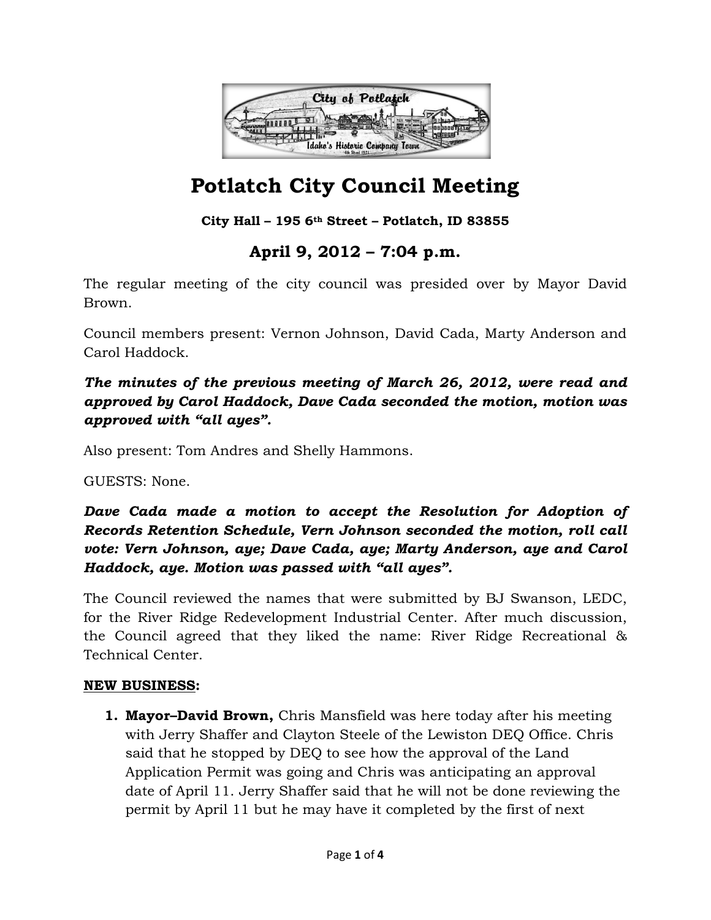# Potlatch City Council Meeting

**City Hall – 195 6th Street – Potlatch, ID 83855**

## April 9, 2012 – 7:04 p.m.

The regular meeting of the city council was presided over by Mayor David Brown.

Council members present: Vernon Johnson, David Cada, Marty Anderson and Carol Haddock.

***The minutes of the previous meeting of March 26, 2012, were read and approved by Carol Haddock, Dave Cada seconded the motion, motion was approved with "all ayes".***

Also present: Tom Andres and Shelly Hammons.

GUESTS: None.

***Dave Cada made a motion to accept the Resolution for Adoption of Records Retention Schedule, Vern Johnson seconded the motion, roll call vote: Vern Johnson, aye; Dave Cada, aye; Marty Anderson, aye and Carol Haddock, aye. Motion was passed with "all ayes".***

The Council reviewed the names that were submitted by BJ Swanson, LEDC, for the River Ridge Redevelopment Industrial Center. After much discussion, the Council agreed that they liked the name: River Ridge Recreational & Technical Center.

**<u>NEW BUSINESS</u>:**

1. **Mayor–David Brown,** Chris Mansfield was here today after his meeting with Jerry Shaffer and Clayton Steele of the Lewiston DEQ Office. Chris said that he stopped by DEQ to see how the approval of the Land Application Permit was going and Chris was anticipating an approval date of April 11. Jerry Shaffer said that he will not be done reviewing the permit by April 11 but he may have it completed by the first of next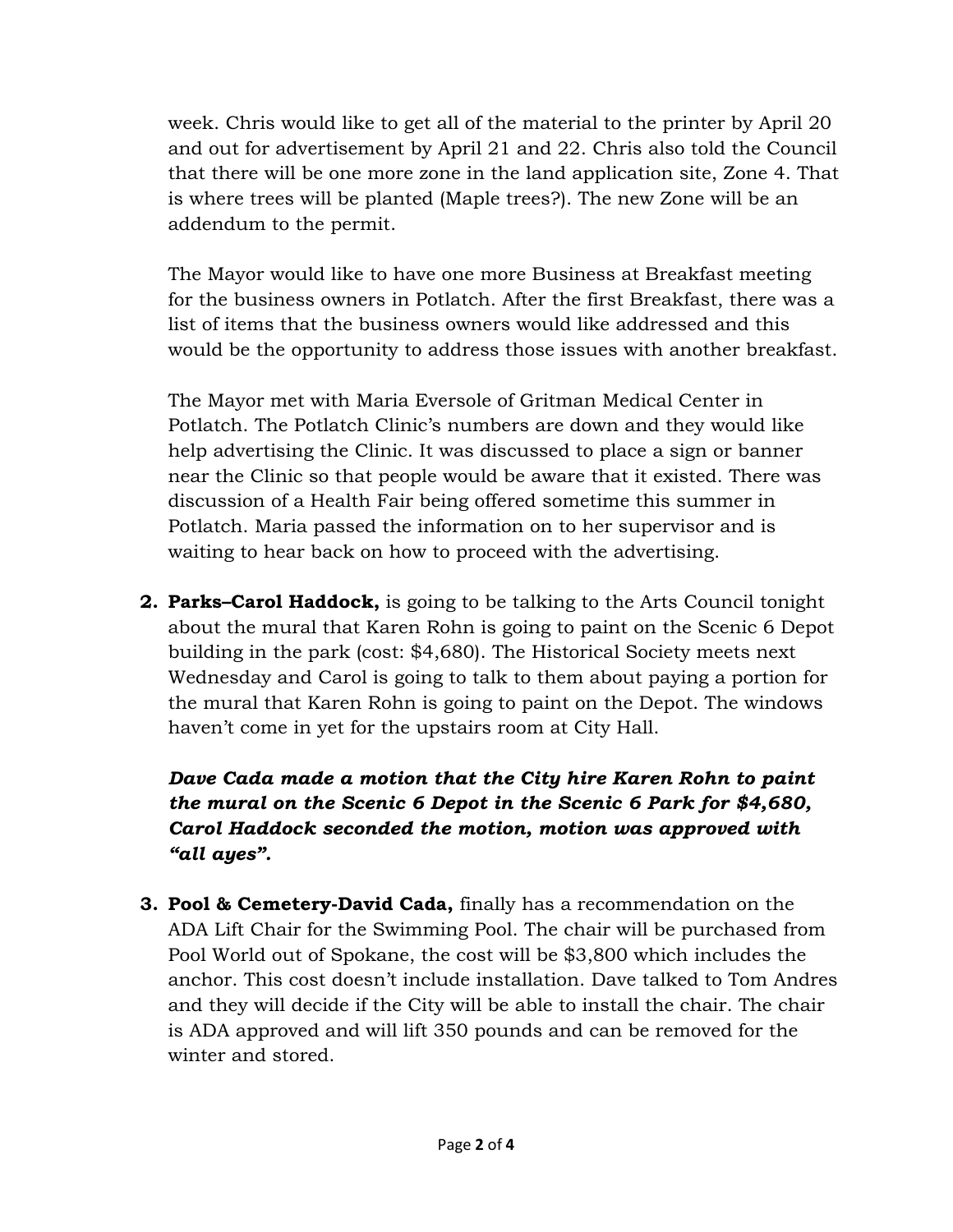week. Chris would like to get all of the material to the printer by April 20 and out for advertisement by April 21 and 22. Chris also told the Council that there will be one more zone in the land application site, Zone 4. That is where trees will be planted (Maple trees?). The new Zone will be an addendum to the permit.

The Mayor would like to have one more Business at Breakfast meeting for the business owners in Potlatch. After the first Breakfast, there was a list of items that the business owners would like addressed and this would be the opportunity to address those issues with another breakfast.

The Mayor met with Maria Eversole of Gritman Medical Center in Potlatch. The Potlatch Clinic's numbers are down and they would like help advertising the Clinic. It was discussed to place a sign or banner near the Clinic so that people would be aware that it existed. There was discussion of a Health Fair being offered sometime this summer in Potlatch. Maria passed the information on to her supervisor and is waiting to hear back on how to proceed with the advertising.

2. **Parks–Carol Haddock,** is going to be talking to the Arts Council tonight about the mural that Karen Rohn is going to paint on the Scenic 6 Depot building in the park (cost: $4,680). The Historical Society meets next Wednesday and Carol is going to talk to them about paying a portion for the mural that Karen Rohn is going to paint on the Depot. The windows haven't come in yet for the upstairs room at City Hall.

   ***Dave Cada made a motion that the City hire Karen Rohn to paint the mural on the Scenic 6 Depot in the Scenic 6 Park for $4,680, Carol Haddock seconded the motion, motion was approved with "all ayes".***

3. **Pool & Cemetery-David Cada,** finally has a recommendation on the ADA Lift Chair for the Swimming Pool. The chair will be purchased from Pool World out of Spokane, the cost will be $3,800 which includes the anchor. This cost doesn't include installation. Dave talked to Tom Andres and they will decide if the City will be able to install the chair. The chair is ADA approved and will lift 350 pounds and can be removed for the winter and stored.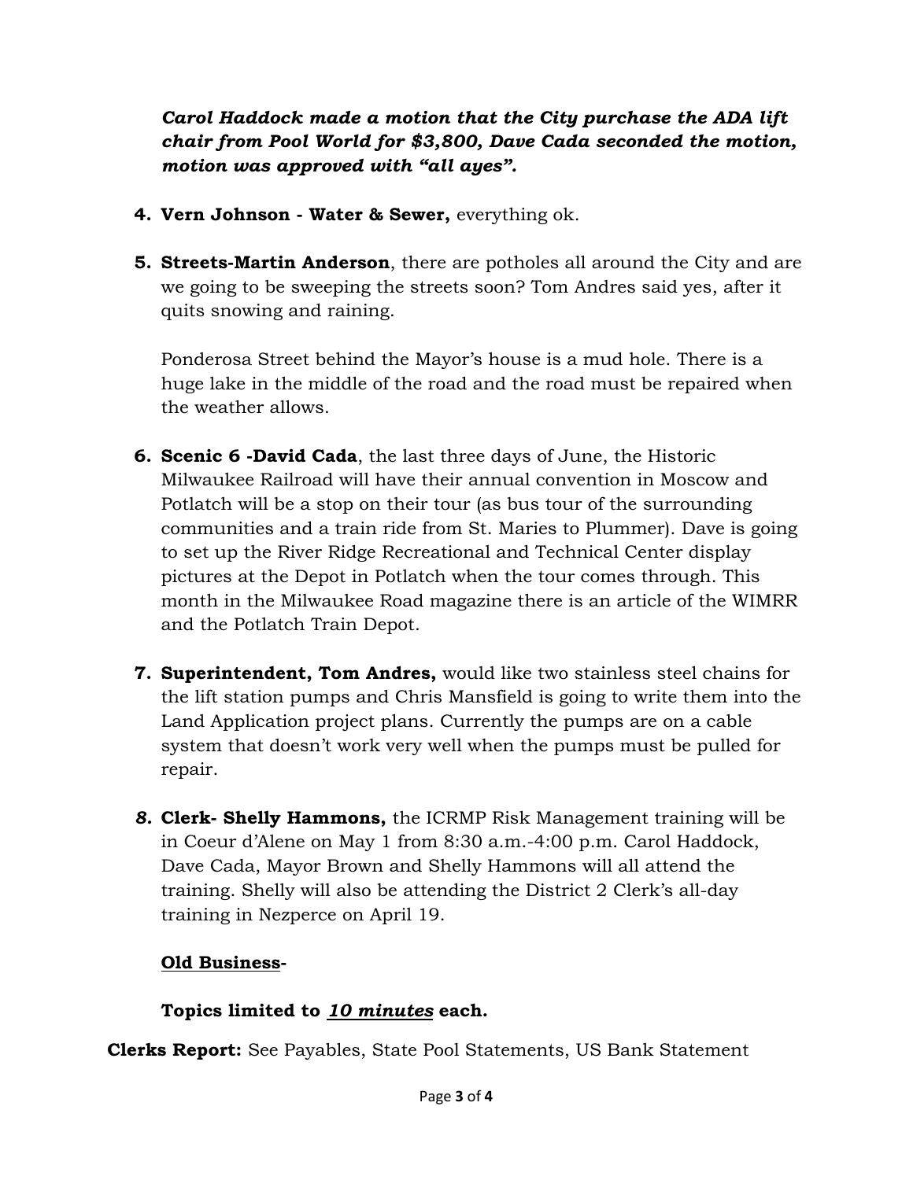***Carol Haddock made a motion that the City purchase the ADA lift chair from Pool World for $3,800, Dave Cada seconded the motion, motion was approved with "all ayes".***

4. **Vern Johnson - Water & Sewer,** everything ok.

5. **Streets-Martin Anderson**, there are potholes all around the City and are we going to be sweeping the streets soon? Tom Andres said yes, after it quits snowing and raining.

   Ponderosa Street behind the Mayor's house is a mud hole. There is a huge lake in the middle of the road and the road must be repaired when the weather allows.

6. **Scenic 6 -David Cada**, the last three days of June, the Historic Milwaukee Railroad will have their annual convention in Moscow and Potlatch will be a stop on their tour (as bus tour of the surrounding communities and a train ride from St. Maries to Plummer). Dave is going to set up the River Ridge Recreational and Technical Center display pictures at the Depot in Potlatch when the tour comes through. This month in the Milwaukee Road magazine there is an article of the WIMRR and the Potlatch Train Depot.

7. **Superintendent, Tom Andres,** would like two stainless steel chains for the lift station pumps and Chris Mansfield is going to write them into the Land Application project plans. Currently the pumps are on a cable system that doesn't work very well when the pumps must be pulled for repair.

8. **Clerk- Shelly Hammons,** the ICRMP Risk Management training will be in Coeur d'Alene on May 1 from 8:30 a.m.-4:00 p.m. Carol Haddock, Dave Cada, Mayor Brown and Shelly Hammons will all attend the training. Shelly will also be attending the District 2 Clerk's all-day training in Nezperce on April 19.

**<u>Old Business</u>-**

**Topics limited to *<u>10 minutes</u>* each.**

**Clerks Report:** See Payables, State Pool Statements, US Bank Statement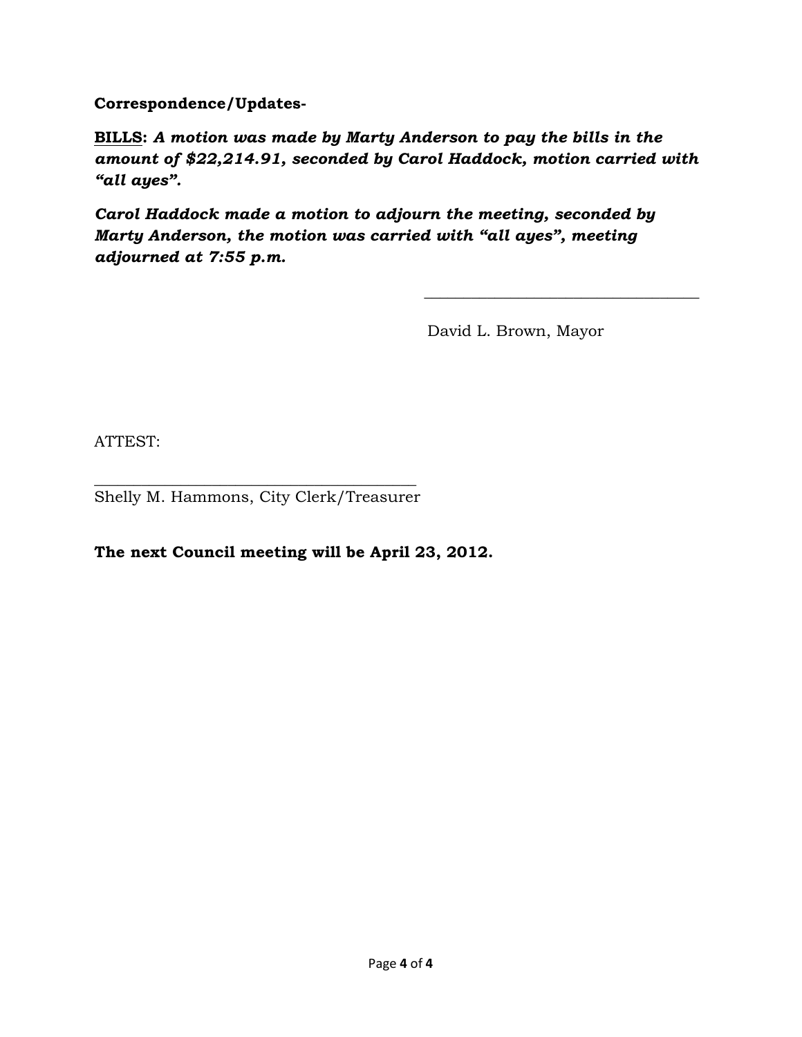**Correspondence/Updates-**

**<u>BILLS</u>:** ***A motion was made by Marty Anderson to pay the bills in the amount of $22,214.91, seconded by Carol Haddock, motion carried with "all ayes".***

***Carol Haddock made a motion to adjourn the meeting, seconded by Marty Anderson, the motion was carried with "all ayes", meeting adjourned at 7:55 p.m.***

\_\_\_\_\_\_\_\_\_\_\_\_\_\_\_\_\_\_\_\_\_\_\_\_\_\_\_\_\_\_\_\_\_\_\_

David L. Brown, Mayor

ATTEST:

\_\_\_\_\_\_\_\_\_\_\_\_\_\_\_\_\_\_\_\_\_\_\_\_\_\_\_\_\_\_\_\_\_\_\_\_\_\_\_\_

Shelly M. Hammons, City Clerk/Treasurer

**The next Council meeting will be April 23, 2012.**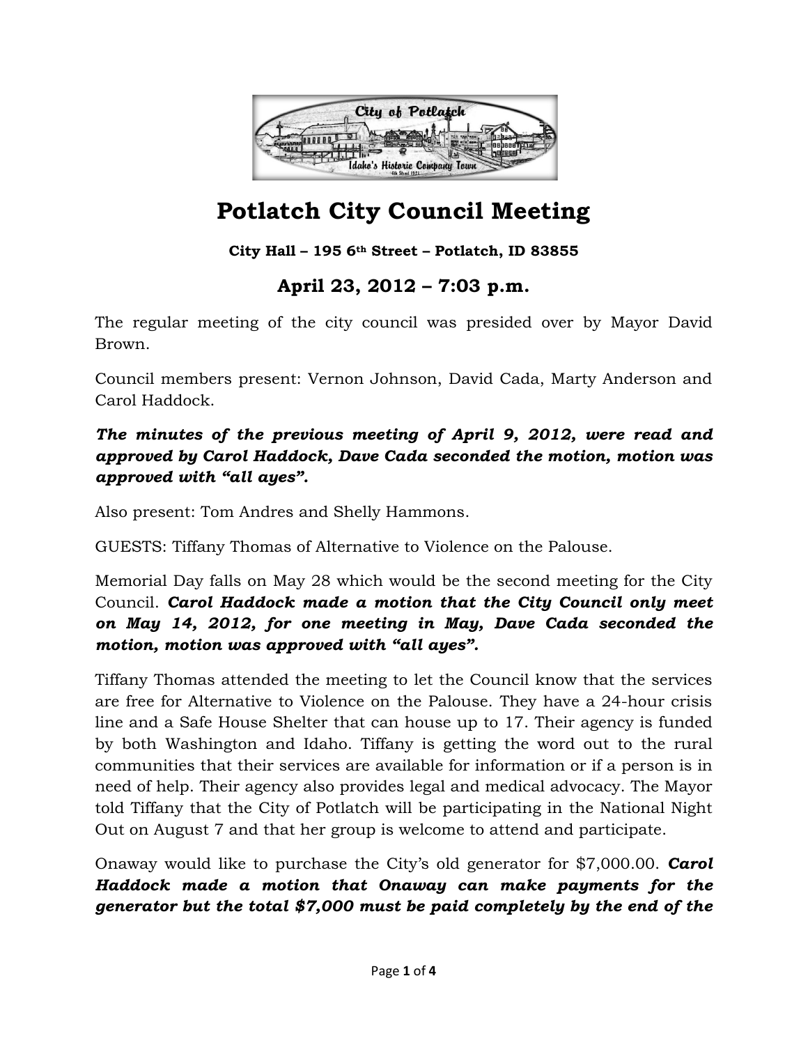# Potlatch City Council Meeting

**City Hall – 195 6th Street – Potlatch, ID 83855**

## April 23, 2012 – 7:03 p.m.

The regular meeting of the city council was presided over by Mayor David Brown.

Council members present: Vernon Johnson, David Cada, Marty Anderson and Carol Haddock.

***The minutes of the previous meeting of April 9, 2012, were read and approved by Carol Haddock, Dave Cada seconded the motion, motion was approved with "all ayes".***

Also present: Tom Andres and Shelly Hammons.

GUESTS: Tiffany Thomas of Alternative to Violence on the Palouse.

Memorial Day falls on May 28 which would be the second meeting for the City Council. ***Carol Haddock made a motion that the City Council only meet on May 14, 2012, for one meeting in May, Dave Cada seconded the motion, motion was approved with "all ayes".***

Tiffany Thomas attended the meeting to let the Council know that the services are free for Alternative to Violence on the Palouse. They have a 24-hour crisis line and a Safe House Shelter that can house up to 17. Their agency is funded by both Washington and Idaho. Tiffany is getting the word out to the rural communities that their services are available for information or if a person is in need of help. Their agency also provides legal and medical advocacy. The Mayor told Tiffany that the City of Potlatch will be participating in the National Night Out on August 7 and that her group is welcome to attend and participate.

Onaway would like to purchase the City's old generator for $7,000.00. ***Carol Haddock made a motion that Onaway can make payments for the generator but the total $7,000 must be paid completely by the end of the***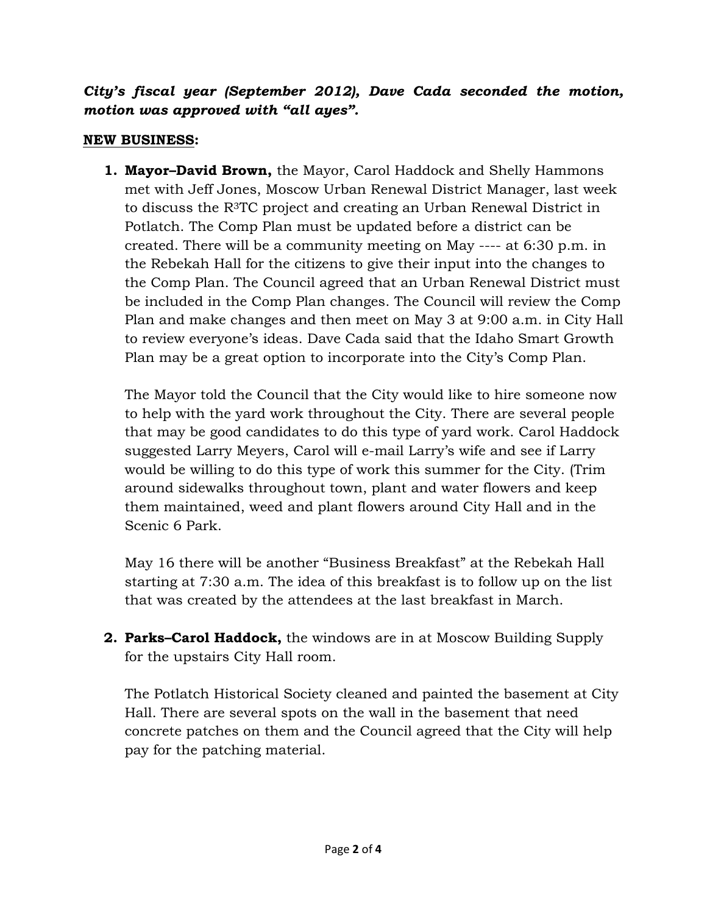***City's fiscal year (September 2012), Dave Cada seconded the motion, motion was approved with "all ayes".***

**NEW BUSINESS:**

1. **Mayor–David Brown,** the Mayor, Carol Haddock and Shelly Hammons met with Jeff Jones, Moscow Urban Renewal District Manager, last week to discuss the R[3]TC project and creating an Urban Renewal District in Potlatch. The Comp Plan must be updated before a district can be created. There will be a community meeting on May ---- at 6:30 p.m. in the Rebekah Hall for the citizens to give their input into the changes to the Comp Plan. The Council agreed that an Urban Renewal District must be included in the Comp Plan changes. The Council will review the Comp Plan and make changes and then meet on May 3 at 9:00 a.m. in City Hall to review everyone's ideas. Dave Cada said that the Idaho Smart Growth Plan may be a great option to incorporate into the City's Comp Plan.

   The Mayor told the Council that the City would like to hire someone now to help with the yard work throughout the City. There are several people that may be good candidates to do this type of yard work. Carol Haddock suggested Larry Meyers, Carol will e-mail Larry's wife and see if Larry would be willing to do this type of work this summer for the City. (Trim around sidewalks throughout town, plant and water flowers and keep them maintained, weed and plant flowers around City Hall and in the Scenic 6 Park.

   May 16 there will be another "Business Breakfast" at the Rebekah Hall starting at 7:30 a.m. The idea of this breakfast is to follow up on the list that was created by the attendees at the last breakfast in March.

2. **Parks–Carol Haddock,** the windows are in at Moscow Building Supply for the upstairs City Hall room.

   The Potlatch Historical Society cleaned and painted the basement at City Hall. There are several spots on the wall in the basement that need concrete patches on them and the Council agreed that the City will help pay for the patching material.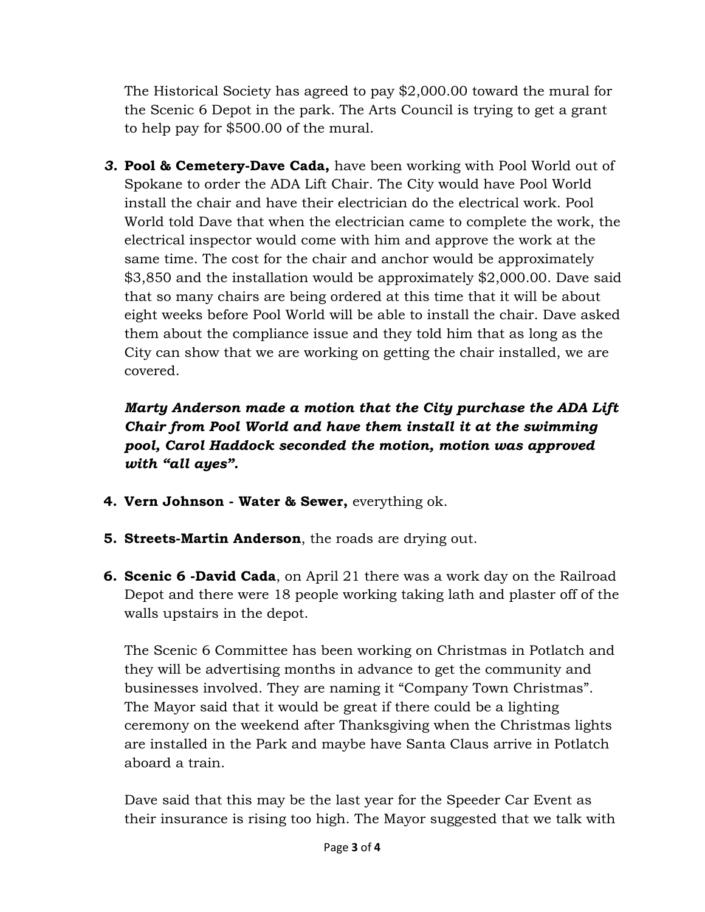The Historical Society has agreed to pay $2,000.00 toward the mural for the Scenic 6 Depot in the park. The Arts Council is trying to get a grant to help pay for $500.00 of the mural.

3. **Pool & Cemetery-Dave Cada,** have been working with Pool World out of Spokane to order the ADA Lift Chair. The City would have Pool World install the chair and have their electrician do the electrical work. Pool World told Dave that when the electrician came to complete the work, the electrical inspector would come with him and approve the work at the same time. The cost for the chair and anchor would be approximately $3,850 and the installation would be approximately $2,000.00. Dave said that so many chairs are being ordered at this time that it will be about eight weeks before Pool World will be able to install the chair. Dave asked them about the compliance issue and they told him that as long as the City can show that we are working on getting the chair installed, we are covered.

   ***Marty Anderson made a motion that the City purchase the ADA Lift Chair from Pool World and have them install it at the swimming pool, Carol Haddock seconded the motion, motion was approved with "all ayes".***

4. **Vern Johnson - Water & Sewer,** everything ok.

5. **Streets-Martin Anderson**, the roads are drying out.

6. **Scenic 6 -David Cada**, on April 21 there was a work day on the Railroad Depot and there were 18 people working taking lath and plaster off of the walls upstairs in the depot.

   The Scenic 6 Committee has been working on Christmas in Potlatch and they will be advertising months in advance to get the community and businesses involved. They are naming it "Company Town Christmas". The Mayor said that it would be great if there could be a lighting ceremony on the weekend after Thanksgiving when the Christmas lights are installed in the Park and maybe have Santa Claus arrive in Potlatch aboard a train.

   Dave said that this may be the last year for the Speeder Car Event as their insurance is rising too high. The Mayor suggested that we talk with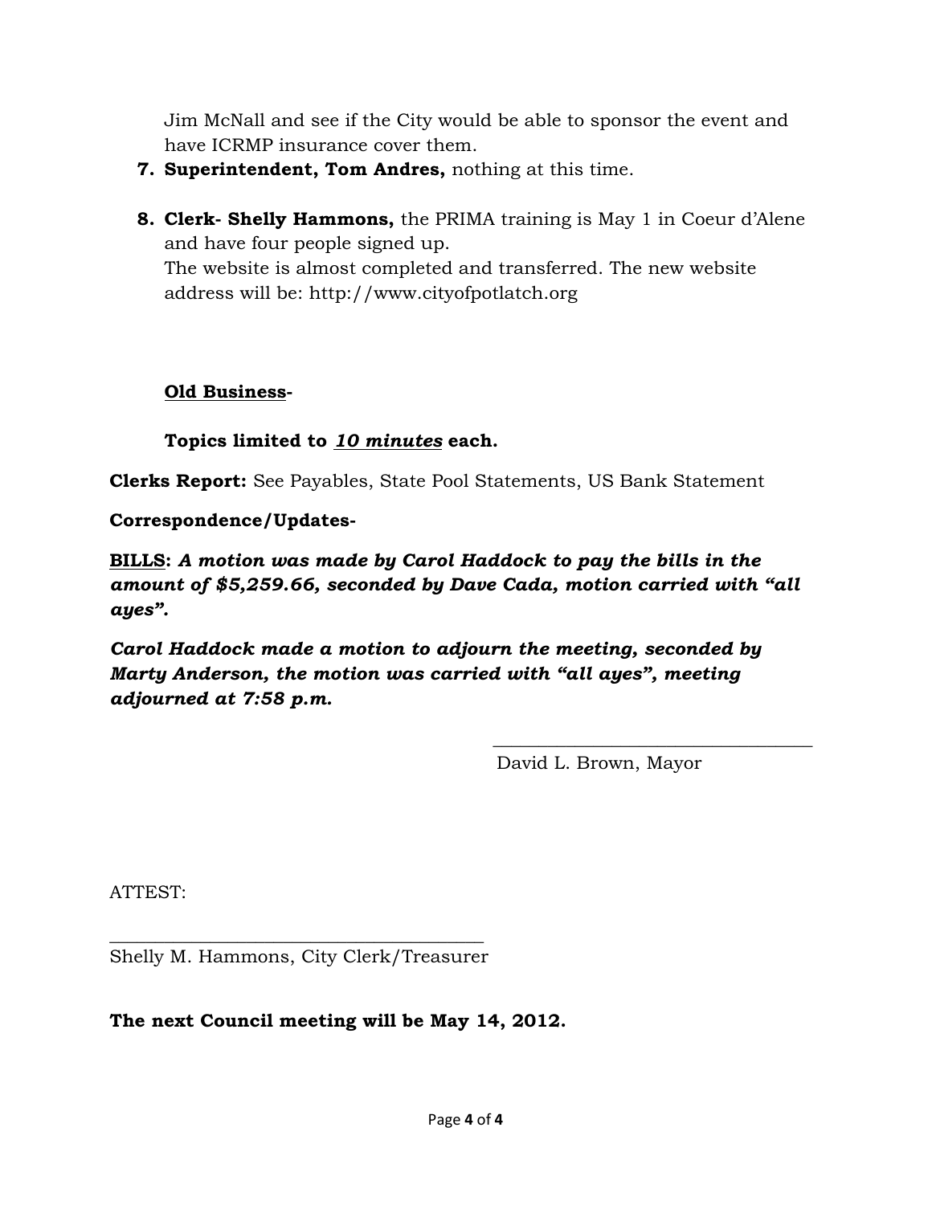Jim McNall and see if the City would be able to sponsor the event and have ICRMP insurance cover them.

7. **Superintendent, Tom Andres,** nothing at this time.

8. **Clerk- Shelly Hammons,** the PRIMA training is May 1 in Coeur d'Alene and have four people signed up.
   The website is almost completed and transferred. The new website address will be: http://www.cityofpotlatch.org

**Old Business-**

**Topics limited to *10 minutes* each.**

**Clerks Report:** See Payables, State Pool Statements, US Bank Statement

**Correspondence/Updates-**

**BILLS:** ***A motion was made by Carol Haddock to pay the bills in the amount of $5,259.66, seconded by Dave Cada, motion carried with "all ayes".***

***Carol Haddock made a motion to adjourn the meeting, seconded by Marty Anderson, the motion was carried with "all ayes", meeting adjourned at 7:58 p.m.***

\_\_\_\_\_\_\_\_\_\_\_\_\_\_\_\_\_\_\_\_\_\_\_\_\_\_\_\_\_\_\_\_\_\_\_
David L. Brown, Mayor

ATTEST:

\_\_\_\_\_\_\_\_\_\_\_\_\_\_\_\_\_\_\_\_\_\_\_\_\_\_\_\_\_\_\_\_\_\_\_\_\_\_\_
Shelly M. Hammons, City Clerk/Treasurer

**The next Council meeting will be May 14, 2012.**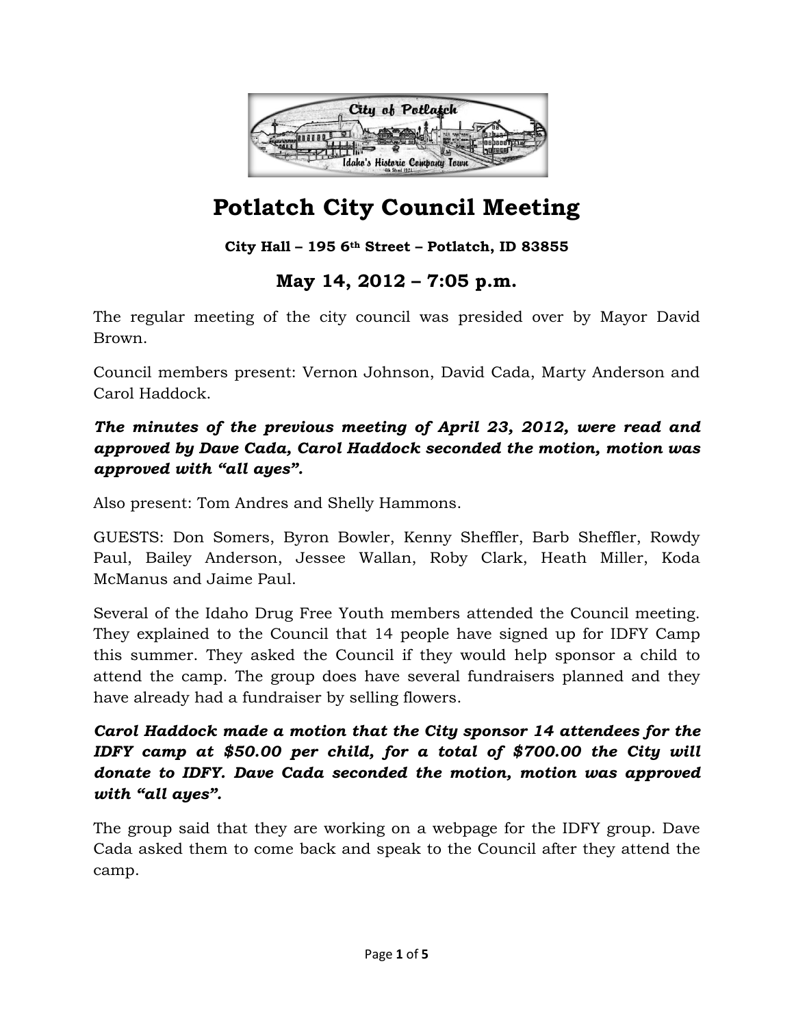# Potlatch City Council Meeting

**City Hall – 195 6th Street – Potlatch, ID 83855**

## May 14, 2012 – 7:05 p.m.

The regular meeting of the city council was presided over by Mayor David Brown.

Council members present: Vernon Johnson, David Cada, Marty Anderson and Carol Haddock.

***The minutes of the previous meeting of April 23, 2012, were read and approved by Dave Cada, Carol Haddock seconded the motion, motion was approved with "all ayes".***

Also present: Tom Andres and Shelly Hammons.

GUESTS: Don Somers, Byron Bowler, Kenny Sheffler, Barb Sheffler, Rowdy Paul, Bailey Anderson, Jessee Wallan, Roby Clark, Heath Miller, Koda McManus and Jaime Paul.

Several of the Idaho Drug Free Youth members attended the Council meeting. They explained to the Council that 14 people have signed up for IDFY Camp this summer. They asked the Council if they would help sponsor a child to attend the camp. The group does have several fundraisers planned and they have already had a fundraiser by selling flowers.

***Carol Haddock made a motion that the City sponsor 14 attendees for the IDFY camp at $50.00 per child, for a total of $700.00 the City will donate to IDFY. Dave Cada seconded the motion, motion was approved with "all ayes".***

The group said that they are working on a webpage for the IDFY group. Dave Cada asked them to come back and speak to the Council after they attend the camp.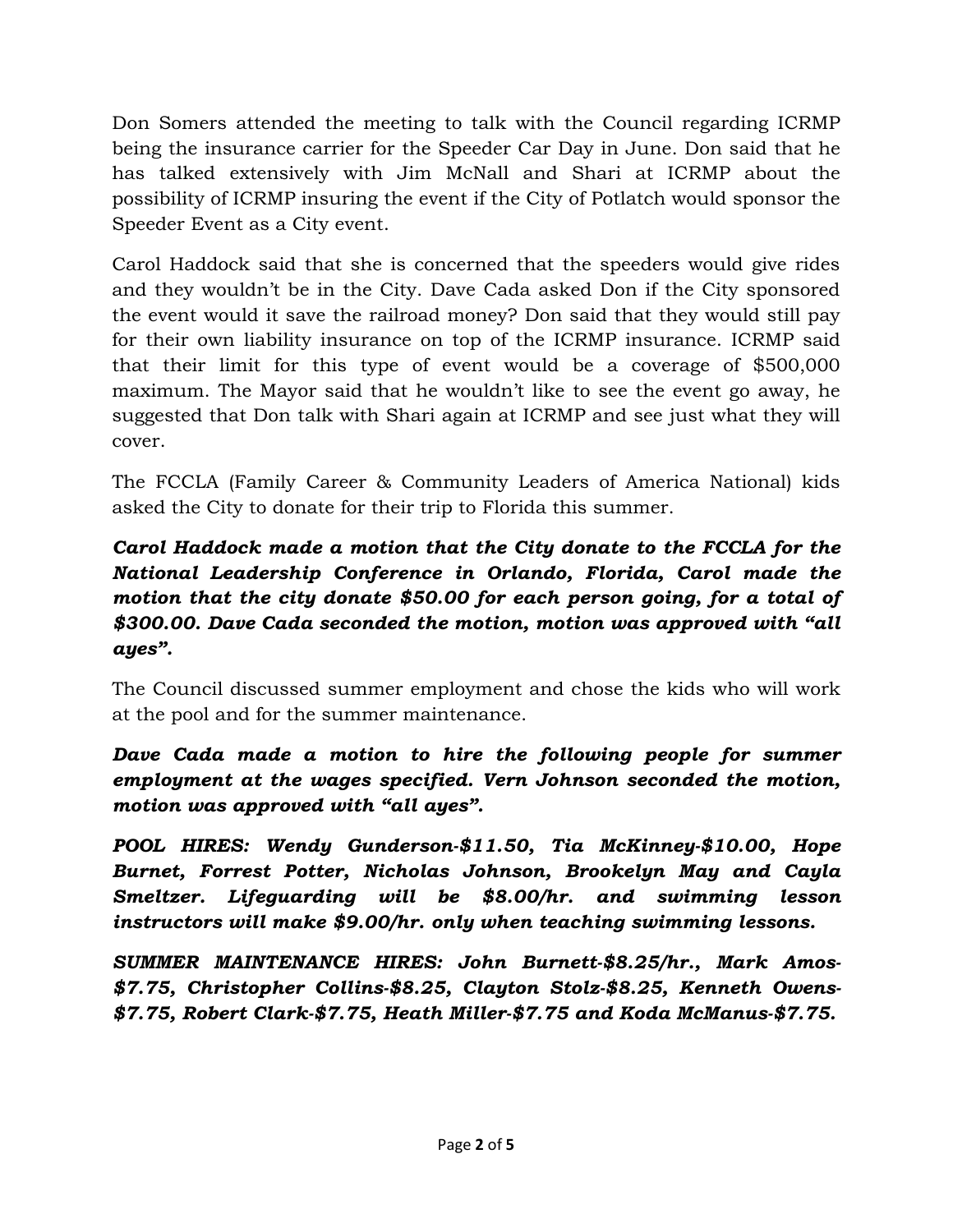Don Somers attended the meeting to talk with the Council regarding ICRMP being the insurance carrier for the Speeder Car Day in June. Don said that he has talked extensively with Jim McNall and Shari at ICRMP about the possibility of ICRMP insuring the event if the City of Potlatch would sponsor the Speeder Event as a City event.

Carol Haddock said that she is concerned that the speeders would give rides and they wouldn't be in the City. Dave Cada asked Don if the City sponsored the event would it save the railroad money? Don said that they would still pay for their own liability insurance on top of the ICRMP insurance. ICRMP said that their limit for this type of event would be a coverage of $500,000 maximum. The Mayor said that he wouldn't like to see the event go away, he suggested that Don talk with Shari again at ICRMP and see just what they will cover.

The FCCLA (Family Career & Community Leaders of America National) kids asked the City to donate for their trip to Florida this summer.

***Carol Haddock made a motion that the City donate to the FCCLA for the National Leadership Conference in Orlando, Florida, Carol made the motion that the city donate $50.00 for each person going, for a total of $300.00. Dave Cada seconded the motion, motion was approved with "all ayes".***

The Council discussed summer employment and chose the kids who will work at the pool and for the summer maintenance.

***Dave Cada made a motion to hire the following people for summer employment at the wages specified. Vern Johnson seconded the motion, motion was approved with "all ayes".***

***POOL HIRES: Wendy Gunderson-$11.50, Tia McKinney-$10.00, Hope Burnet, Forrest Potter, Nicholas Johnson, Brookelyn May and Cayla Smeltzer. Lifeguarding will be $8.00/hr. and swimming lesson instructors will make $9.00/hr. only when teaching swimming lessons.***

***SUMMER MAINTENANCE HIRES: John Burnett-$8.25/hr., Mark Amos-$7.75, Christopher Collins-$8.25, Clayton Stolz-$8.25, Kenneth Owens-$7.75, Robert Clark-$7.75, Heath Miller-$7.75 and Koda McManus-$7.75.***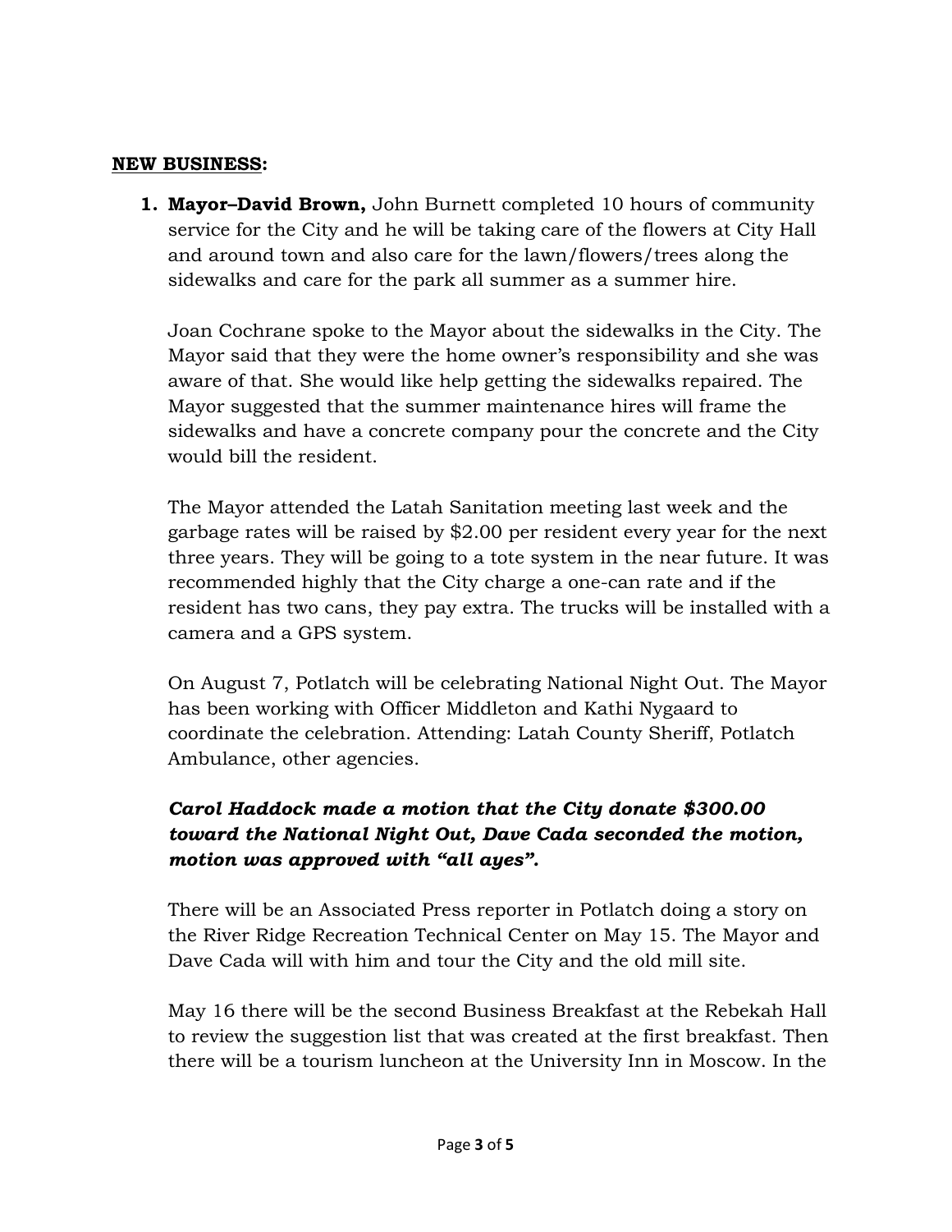**NEW BUSINESS:**

1. **Mayor–David Brown,** John Burnett completed 10 hours of community service for the City and he will be taking care of the flowers at City Hall and around town and also care for the lawn/flowers/trees along the sidewalks and care for the park all summer as a summer hire.

   Joan Cochrane spoke to the Mayor about the sidewalks in the City. The Mayor said that they were the home owner's responsibility and she was aware of that. She would like help getting the sidewalks repaired. The Mayor suggested that the summer maintenance hires will frame the sidewalks and have a concrete company pour the concrete and the City would bill the resident.

   The Mayor attended the Latah Sanitation meeting last week and the garbage rates will be raised by $2.00 per resident every year for the next three years. They will be going to a tote system in the near future. It was recommended highly that the City charge a one-can rate and if the resident has two cans, they pay extra. The trucks will be installed with a camera and a GPS system.

   On August 7, Potlatch will be celebrating National Night Out. The Mayor has been working with Officer Middleton and Kathi Nygaard to coordinate the celebration. Attending: Latah County Sheriff, Potlatch Ambulance, other agencies.

   ***Carol Haddock made a motion that the City donate $300.00 toward the National Night Out, Dave Cada seconded the motion, motion was approved with "all ayes".***

   There will be an Associated Press reporter in Potlatch doing a story on the River Ridge Recreation Technical Center on May 15. The Mayor and Dave Cada will with him and tour the City and the old mill site.

   May 16 there will be the second Business Breakfast at the Rebekah Hall to review the suggestion list that was created at the first breakfast. Then there will be a tourism luncheon at the University Inn in Moscow. In the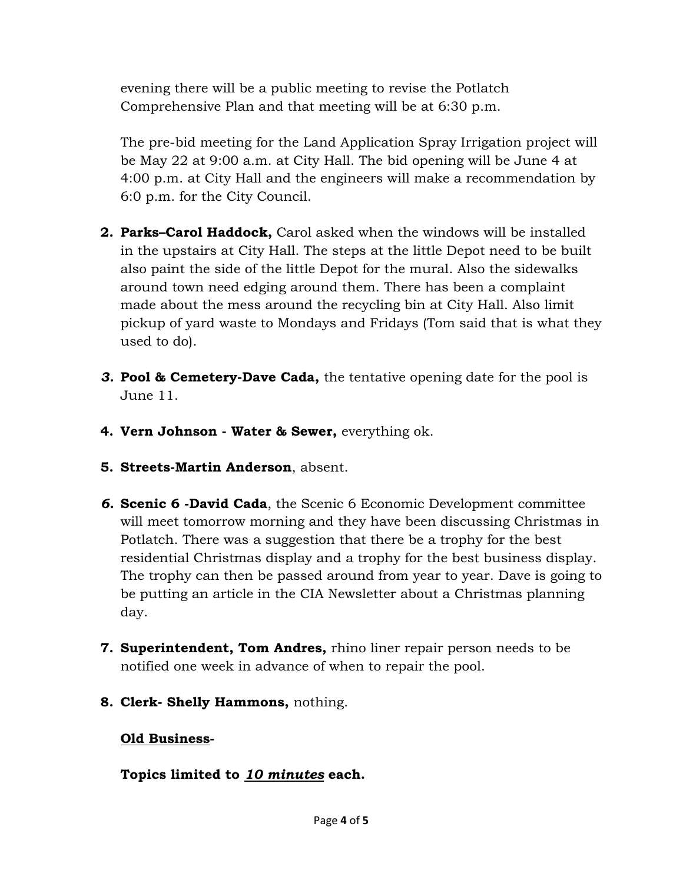evening there will be a public meeting to revise the Potlatch Comprehensive Plan and that meeting will be at 6:30 p.m.

The pre-bid meeting for the Land Application Spray Irrigation project will be May 22 at 9:00 a.m. at City Hall. The bid opening will be June 4 at 4:00 p.m. at City Hall and the engineers will make a recommendation by 6:0 p.m. for the City Council.

2. **Parks–Carol Haddock,** Carol asked when the windows will be installed in the upstairs at City Hall. The steps at the little Depot need to be built also paint the side of the little Depot for the mural. Also the sidewalks around town need edging around them. There has been a complaint made about the mess around the recycling bin at City Hall. Also limit pickup of yard waste to Mondays and Fridays (Tom said that is what they used to do).

3. **Pool & Cemetery-Dave Cada,** the tentative opening date for the pool is June 11.

4. **Vern Johnson - Water & Sewer,** everything ok.

5. **Streets-Martin Anderson**, absent.

6. **Scenic 6 -David Cada**, the Scenic 6 Economic Development committee will meet tomorrow morning and they have been discussing Christmas in Potlatch. There was a suggestion that there be a trophy for the best residential Christmas display and a trophy for the best business display. The trophy can then be passed around from year to year. Dave is going to be putting an article in the CIA Newsletter about a Christmas planning day.

7. **Superintendent, Tom Andres,** rhino liner repair person needs to be notified one week in advance of when to repair the pool.

8. **Clerk- Shelly Hammons,** nothing.

**Old Business-**

**Topics limited to *10 minutes* each.**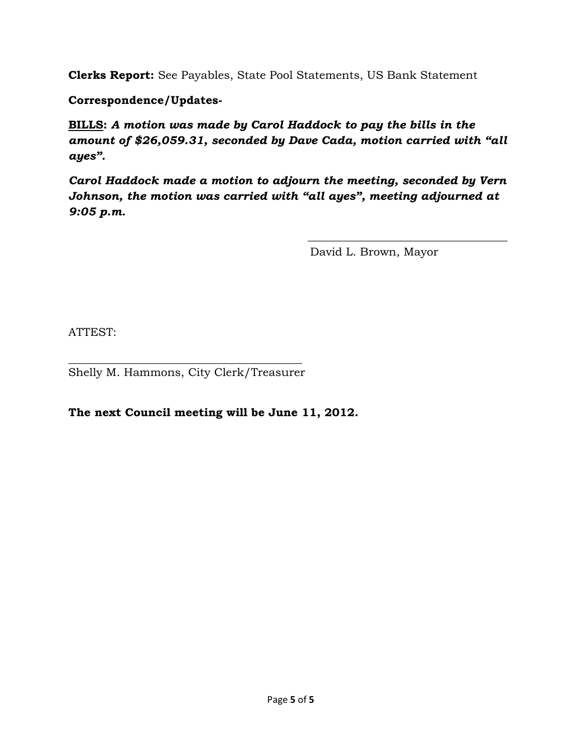**Clerks Report:** See Payables, State Pool Statements, US Bank Statement

**Correspondence/Updates-**

**BILLS:** ***A motion was made by Carol Haddock to pay the bills in the amount of $26,059.31, seconded by Dave Cada, motion carried with "all ayes".***

***Carol Haddock made a motion to adjourn the meeting, seconded by Vern Johnson, the motion was carried with "all ayes", meeting adjourned at 9:05 p.m.***

\_\_\_\_\_\_\_\_\_\_\_\_\_\_\_\_\_\_\_\_\_\_\_\_\_\_\_\_\_\_\_\_\_\_\_
David L. Brown, Mayor

ATTEST:

\_\_\_\_\_\_\_\_\_\_\_\_\_\_\_\_\_\_\_\_\_\_\_\_\_\_\_\_\_\_\_\_\_\_\_\_\_\_\_\_
Shelly M. Hammons, City Clerk/Treasurer

**The next Council meeting will be June 11, 2012.**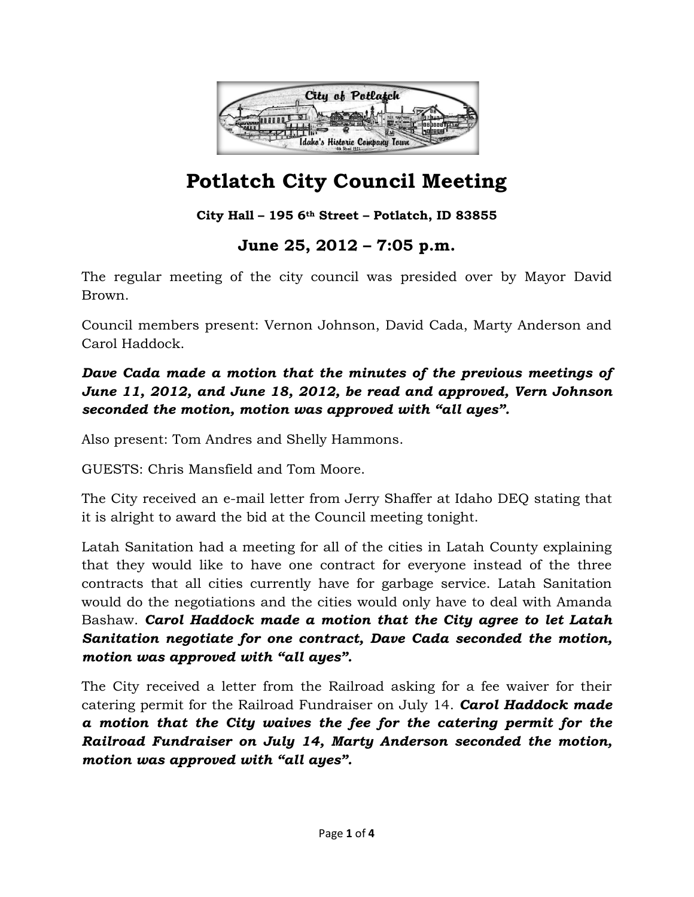# Potlatch City Council Meeting

**City Hall – 195 6th Street – Potlatch, ID 83855**

## June 25, 2012 – 7:05 p.m.

The regular meeting of the city council was presided over by Mayor David Brown.

Council members present: Vernon Johnson, David Cada, Marty Anderson and Carol Haddock.

***Dave Cada made a motion that the minutes of the previous meetings of June 11, 2012, and June 18, 2012, be read and approved, Vern Johnson seconded the motion, motion was approved with "all ayes".***

Also present: Tom Andres and Shelly Hammons.

GUESTS: Chris Mansfield and Tom Moore.

The City received an e-mail letter from Jerry Shaffer at Idaho DEQ stating that it is alright to award the bid at the Council meeting tonight.

Latah Sanitation had a meeting for all of the cities in Latah County explaining that they would like to have one contract for everyone instead of the three contracts that all cities currently have for garbage service. Latah Sanitation would do the negotiations and the cities would only have to deal with Amanda Bashaw. ***Carol Haddock made a motion that the City agree to let Latah Sanitation negotiate for one contract, Dave Cada seconded the motion, motion was approved with "all ayes".***

The City received a letter from the Railroad asking for a fee waiver for their catering permit for the Railroad Fundraiser on July 14. ***Carol Haddock made a motion that the City waives the fee for the catering permit for the Railroad Fundraiser on July 14, Marty Anderson seconded the motion, motion was approved with "all ayes".***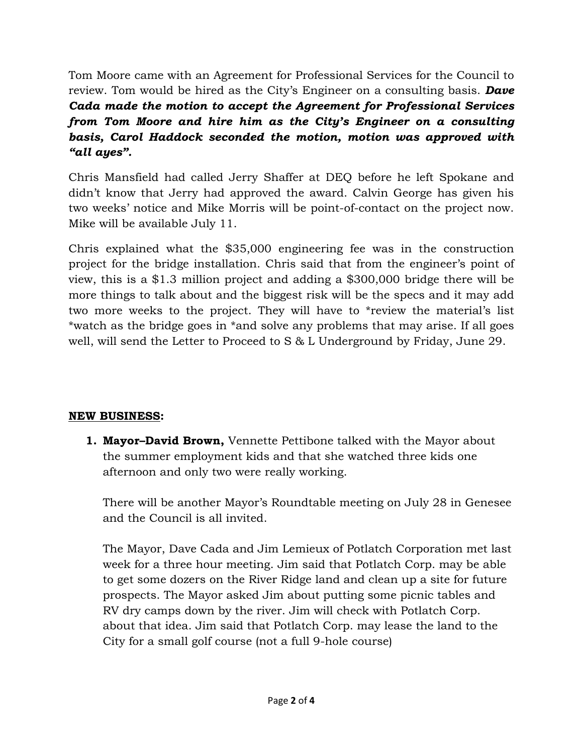Tom Moore came with an Agreement for Professional Services for the Council to review. Tom would be hired as the City's Engineer on a consulting basis. ***Dave Cada made the motion to accept the Agreement for Professional Services from Tom Moore and hire him as the City's Engineer on a consulting basis, Carol Haddock seconded the motion, motion was approved with "all ayes".***

Chris Mansfield had called Jerry Shaffer at DEQ before he left Spokane and didn't know that Jerry had approved the award. Calvin George has given his two weeks' notice and Mike Morris will be point-of-contact on the project now. Mike will be available July 11.

Chris explained what the $35,000 engineering fee was in the construction project for the bridge installation. Chris said that from the engineer's point of view, this is a $1.3 million project and adding a $300,000 bridge there will be more things to talk about and the biggest risk will be the specs and it may add two more weeks to the project. They will have to *review the material's list *watch as the bridge goes in *and solve any problems that may arise. If all goes well, will send the Letter to Proceed to S & L Underground by Friday, June 29.

**NEW BUSINESS:**

1. **Mayor–David Brown,** Vennette Pettibone talked with the Mayor about the summer employment kids and that she watched three kids one afternoon and only two were really working.

   There will be another Mayor's Roundtable meeting on July 28 in Genesee and the Council is all invited.

   The Mayor, Dave Cada and Jim Lemieux of Potlatch Corporation met last week for a three hour meeting. Jim said that Potlatch Corp. may be able to get some dozers on the River Ridge land and clean up a site for future prospects. The Mayor asked Jim about putting some picnic tables and RV dry camps down by the river. Jim will check with Potlatch Corp. about that idea. Jim said that Potlatch Corp. may lease the land to the City for a small golf course (not a full 9-hole course)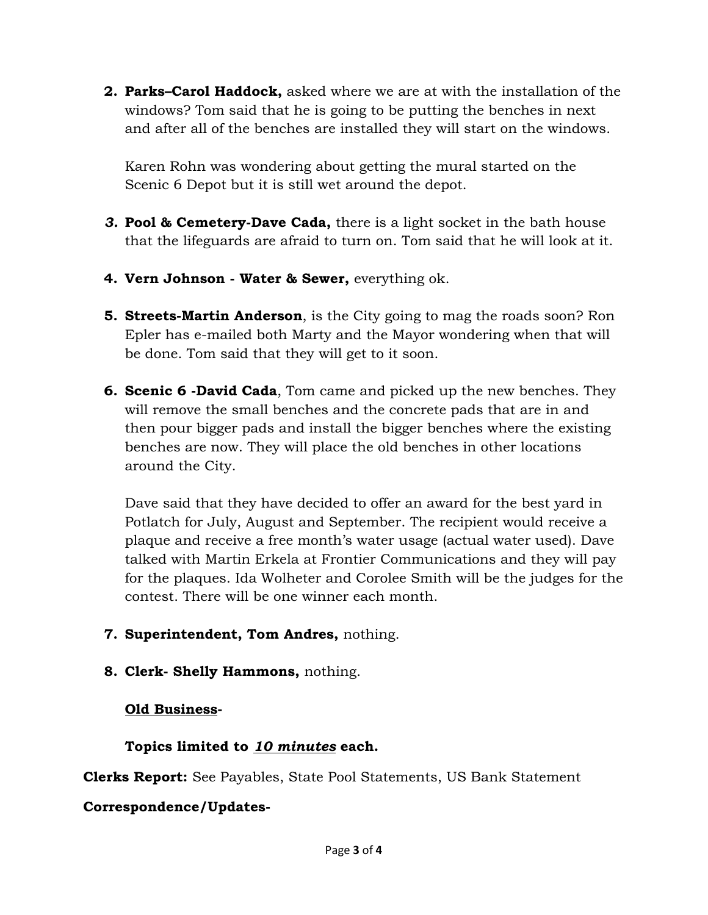2. **Parks–Carol Haddock,** asked where we are at with the installation of the windows? Tom said that he is going to be putting the benches in next and after all of the benches are installed they will start on the windows.

   Karen Rohn was wondering about getting the mural started on the Scenic 6 Depot but it is still wet around the depot.

3. **Pool & Cemetery-Dave Cada,** there is a light socket in the bath house that the lifeguards are afraid to turn on. Tom said that he will look at it.

4. **Vern Johnson - Water & Sewer,** everything ok.

5. **Streets-Martin Anderson**, is the City going to mag the roads soon? Ron Epler has e-mailed both Marty and the Mayor wondering when that will be done. Tom said that they will get to it soon.

6. **Scenic 6 -David Cada**, Tom came and picked up the new benches. They will remove the small benches and the concrete pads that are in and then pour bigger pads and install the bigger benches where the existing benches are now. They will place the old benches in other locations around the City.

   Dave said that they have decided to offer an award for the best yard in Potlatch for July, August and September. The recipient would receive a plaque and receive a free month's water usage (actual water used). Dave talked with Martin Erkela at Frontier Communications and they will pay for the plaques. Ida Wolheter and Corolee Smith will be the judges for the contest. There will be one winner each month.

7. **Superintendent, Tom Andres,** nothing.

8. **Clerk- Shelly Hammons,** nothing.

**<u>Old Business</u>-**

**Topics limited to *<u>10 minutes</u>* each.**

**Clerks Report:** See Payables, State Pool Statements, US Bank Statement

**Correspondence/Updates-**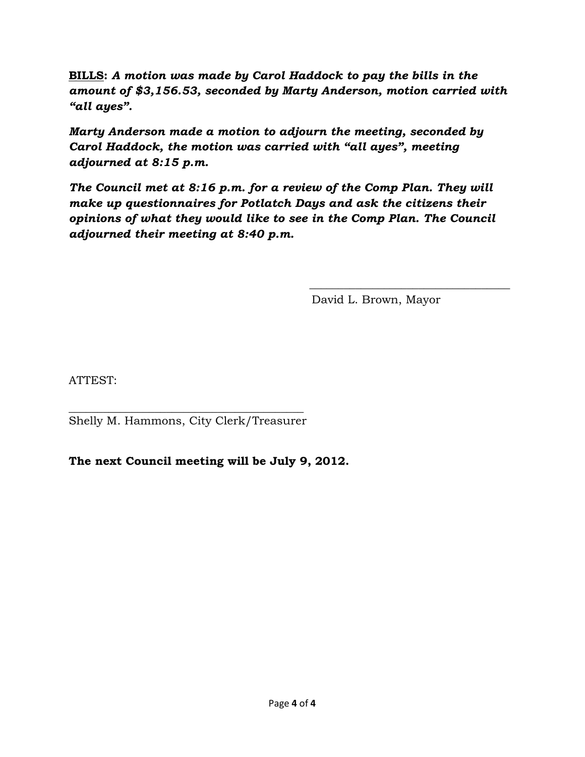**<u>BILLS</u>:** ***A motion was made by Carol Haddock to pay the bills in the amount of $3,156.53, seconded by Marty Anderson, motion carried with "all ayes".***

***Marty Anderson made a motion to adjourn the meeting, seconded by Carol Haddock, the motion was carried with "all ayes", meeting adjourned at 8:15 p.m.***

***The Council met at 8:16 p.m. for a review of the Comp Plan. They will make up questionnaires for Potlatch Days and ask the citizens their opinions of what they would like to see in the Comp Plan. The Council adjourned their meeting at 8:40 p.m.***

\_\_\_\_\_\_\_\_\_\_\_\_\_\_\_\_\_\_\_\_\_\_\_\_\_\_\_\_\_\_\_\_\_\_\_
David L. Brown, Mayor

ATTEST:

\_\_\_\_\_\_\_\_\_\_\_\_\_\_\_\_\_\_\_\_\_\_\_\_\_\_\_\_\_\_\_\_\_\_\_\_\_\_\_\_\_
Shelly M. Hammons, City Clerk/Treasurer

**The next Council meeting will be July 9, 2012.**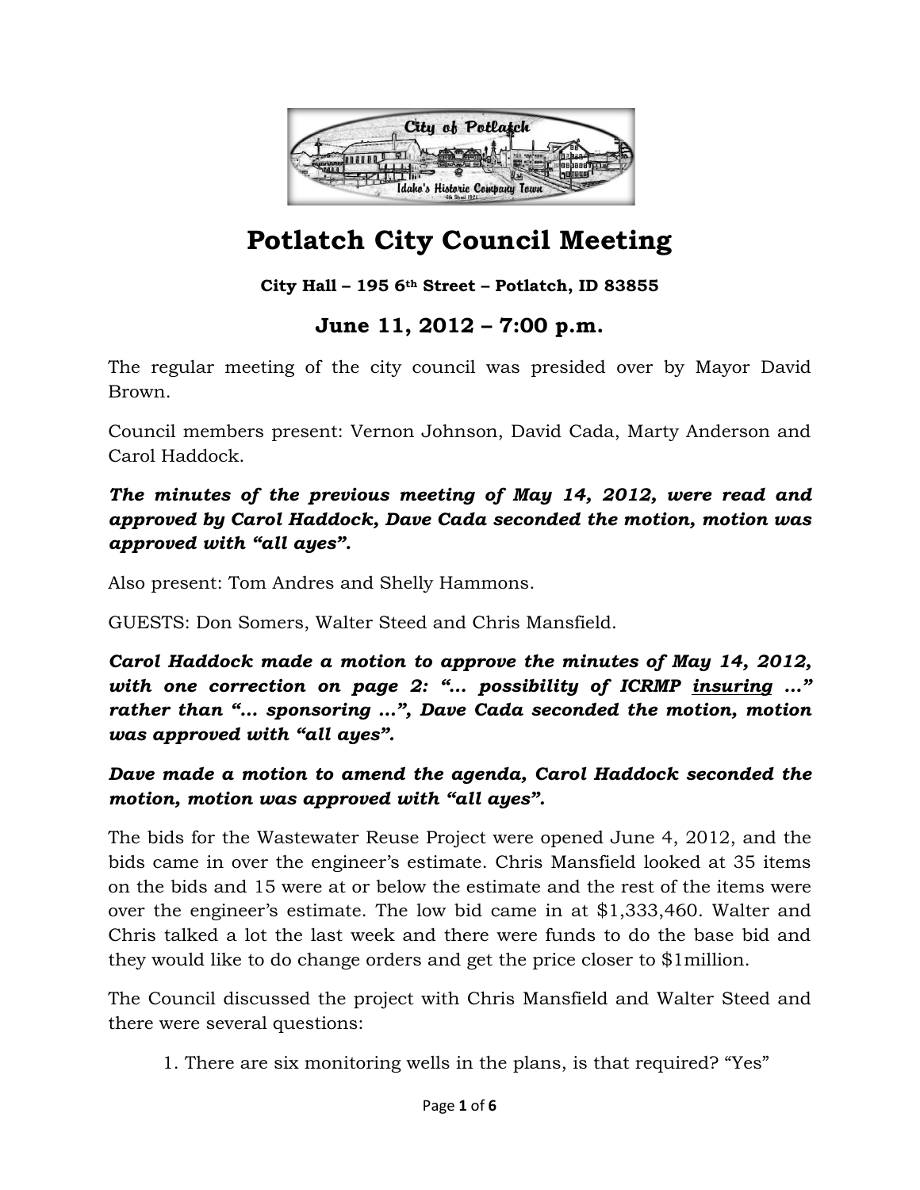# Potlatch City Council Meeting

**City Hall – 195 6th Street – Potlatch, ID 83855**

## June 11, 2012 – 7:00 p.m.

The regular meeting of the city council was presided over by Mayor David Brown.

Council members present: Vernon Johnson, David Cada, Marty Anderson and Carol Haddock.

***The minutes of the previous meeting of May 14, 2012, were read and approved by Carol Haddock, Dave Cada seconded the motion, motion was approved with "all ayes".***

Also present: Tom Andres and Shelly Hammons.

GUESTS: Don Somers, Walter Steed and Chris Mansfield.

***Carol Haddock made a motion to approve the minutes of May 14, 2012, with one correction on page 2: "… possibility of ICRMP <u>insuring</u> …" rather than "… sponsoring …", Dave Cada seconded the motion, motion was approved with "all ayes".***

***Dave made a motion to amend the agenda, Carol Haddock seconded the motion, motion was approved with "all ayes".***

The bids for the Wastewater Reuse Project were opened June 4, 2012, and the bids came in over the engineer's estimate. Chris Mansfield looked at 35 items on the bids and 15 were at or below the estimate and the rest of the items were over the engineer's estimate. The low bid came in at $1,333,460. Walter and Chris talked a lot the last week and there were funds to do the base bid and they would like to do change orders and get the price closer to $1million.

The Council discussed the project with Chris Mansfield and Walter Steed and there were several questions:

1. There are six monitoring wells in the plans, is that required? "Yes"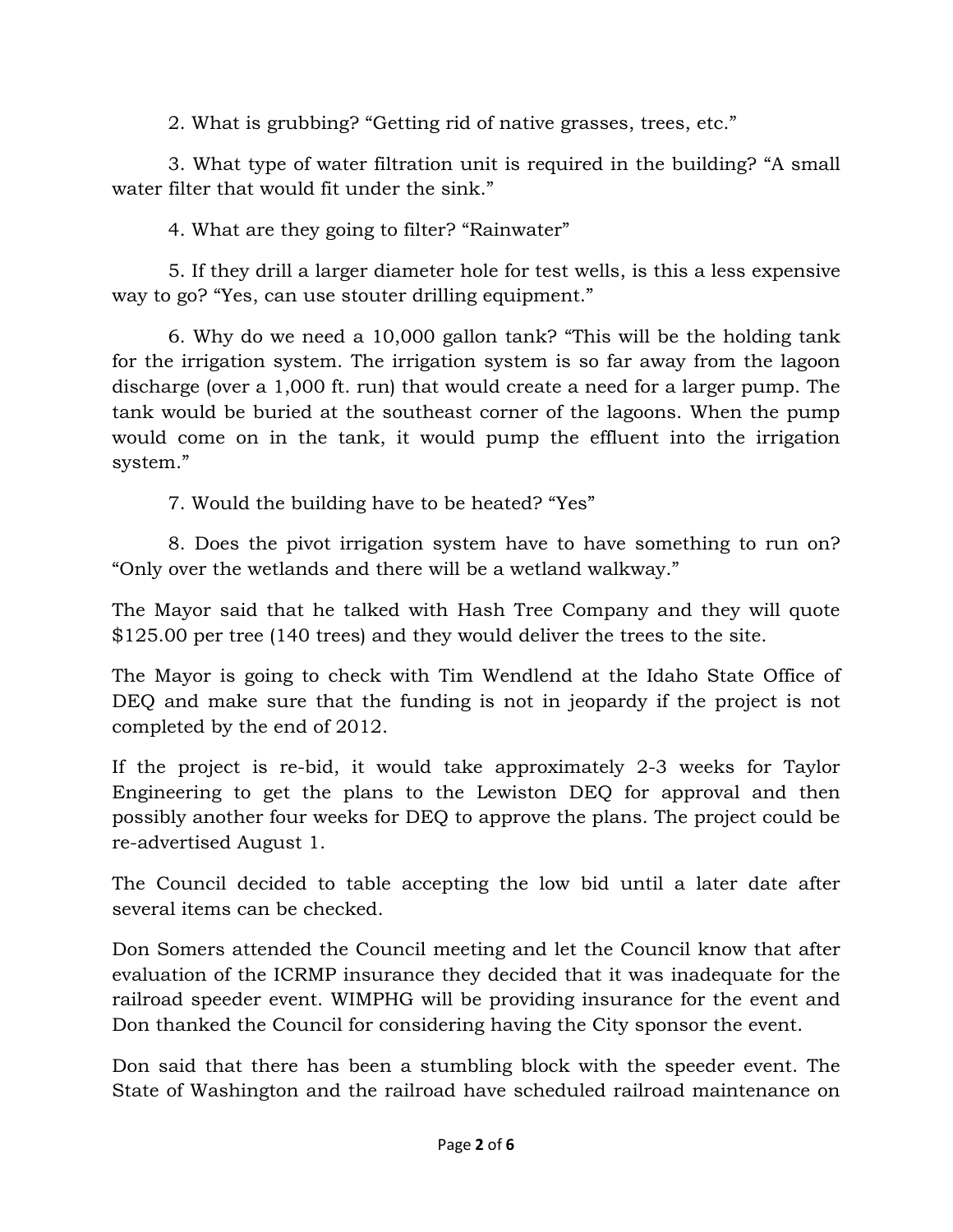2. What is grubbing? “Getting rid of native grasses, trees, etc.”

3. What type of water filtration unit is required in the building? “A small water filter that would fit under the sink.”

4. What are they going to filter? “Rainwater”

5. If they drill a larger diameter hole for test wells, is this a less expensive way to go? “Yes, can use stouter drilling equipment.”

6. Why do we need a 10,000 gallon tank? “This will be the holding tank for the irrigation system. The irrigation system is so far away from the lagoon discharge (over a 1,000 ft. run) that would create a need for a larger pump. The tank would be buried at the southeast corner of the lagoons. When the pump would come on in the tank, it would pump the effluent into the irrigation system.”

7. Would the building have to be heated? “Yes”

8. Does the pivot irrigation system have to have something to run on? “Only over the wetlands and there will be a wetland walkway.”

The Mayor said that he talked with Hash Tree Company and they will quote $125.00 per tree (140 trees) and they would deliver the trees to the site.

The Mayor is going to check with Tim Wendlend at the Idaho State Office of DEQ and make sure that the funding is not in jeopardy if the project is not completed by the end of 2012.

If the project is re-bid, it would take approximately 2-3 weeks for Taylor Engineering to get the plans to the Lewiston DEQ for approval and then possibly another four weeks for DEQ to approve the plans. The project could be re-advertised August 1.

The Council decided to table accepting the low bid until a later date after several items can be checked.

Don Somers attended the Council meeting and let the Council know that after evaluation of the ICRMP insurance they decided that it was inadequate for the railroad speeder event. WIMPHG will be providing insurance for the event and Don thanked the Council for considering having the City sponsor the event.

Don said that there has been a stumbling block with the speeder event. The State of Washington and the railroad have scheduled railroad maintenance on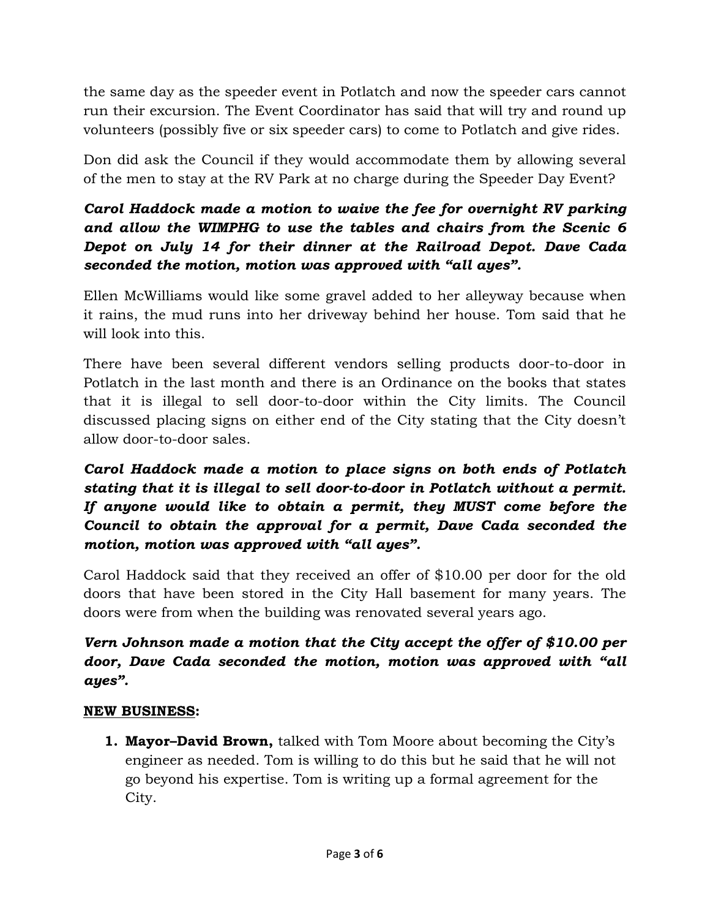the same day as the speeder event in Potlatch and now the speeder cars cannot run their excursion. The Event Coordinator has said that will try and round up volunteers (possibly five or six speeder cars) to come to Potlatch and give rides.

Don did ask the Council if they would accommodate them by allowing several of the men to stay at the RV Park at no charge during the Speeder Day Event?

***Carol Haddock made a motion to waive the fee for overnight RV parking and allow the WIMPHG to use the tables and chairs from the Scenic 6 Depot on July 14 for their dinner at the Railroad Depot. Dave Cada seconded the motion, motion was approved with "all ayes".***

Ellen McWilliams would like some gravel added to her alleyway because when it rains, the mud runs into her driveway behind her house. Tom said that he will look into this.

There have been several different vendors selling products door-to-door in Potlatch in the last month and there is an Ordinance on the books that states that it is illegal to sell door-to-door within the City limits. The Council discussed placing signs on either end of the City stating that the City doesn't allow door-to-door sales.

***Carol Haddock made a motion to place signs on both ends of Potlatch stating that it is illegal to sell door-to-door in Potlatch without a permit. If anyone would like to obtain a permit, they MUST come before the Council to obtain the approval for a permit, Dave Cada seconded the motion, motion was approved with "all ayes".***

Carol Haddock said that they received an offer of $10.00 per door for the old doors that have been stored in the City Hall basement for many years. The doors were from when the building was renovated several years ago.

***Vern Johnson made a motion that the City accept the offer of $10.00 per door, Dave Cada seconded the motion, motion was approved with "all ayes".***

**NEW BUSINESS:**

1. **Mayor–David Brown,** talked with Tom Moore about becoming the City's engineer as needed. Tom is willing to do this but he said that he will not go beyond his expertise. Tom is writing up a formal agreement for the City.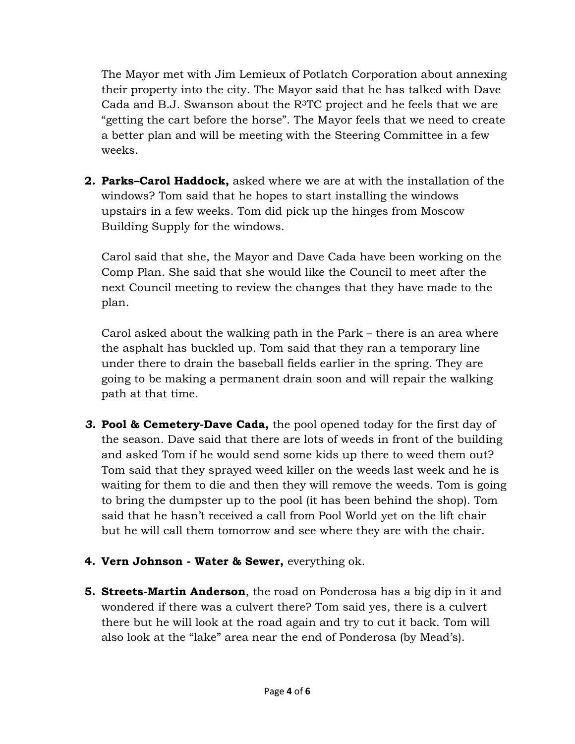The Mayor met with Jim Lemieux of Potlatch Corporation about annexing their property into the city. The Mayor said that he has talked with Dave Cada and B.J. Swanson about the $R^3$TC project and he feels that we are "getting the cart before the horse". The Mayor feels that we need to create a better plan and will be meeting with the Steering Committee in a few weeks.

2. **Parks–Carol Haddock,** asked where we are at with the installation of the windows? Tom said that he hopes to start installing the windows upstairs in a few weeks. Tom did pick up the hinges from Moscow Building Supply for the windows.

   Carol said that she, the Mayor and Dave Cada have been working on the Comp Plan. She said that she would like the Council to meet after the next Council meeting to review the changes that they have made to the plan.

   Carol asked about the walking path in the Park – there is an area where the asphalt has buckled up. Tom said that they ran a temporary line under there to drain the baseball fields earlier in the spring. They are going to be making a permanent drain soon and will repair the walking path at that time.

3. **Pool & Cemetery-Dave Cada,** the pool opened today for the first day of the season. Dave said that there are lots of weeds in front of the building and asked Tom if he would send some kids up there to weed them out? Tom said that they sprayed weed killer on the weeds last week and he is waiting for them to die and then they will remove the weeds. Tom is going to bring the dumpster up to the pool (it has been behind the shop). Tom said that he hasn't received a call from Pool World yet on the lift chair but he will call them tomorrow and see where they are with the chair.

4. **Vern Johnson - Water & Sewer,** everything ok.

5. **Streets-Martin Anderson**, the road on Ponderosa has a big dip in it and wondered if there was a culvert there? Tom said yes, there is a culvert there but he will look at the road again and try to cut it back. Tom will also look at the "lake" area near the end of Ponderosa (by Mead's).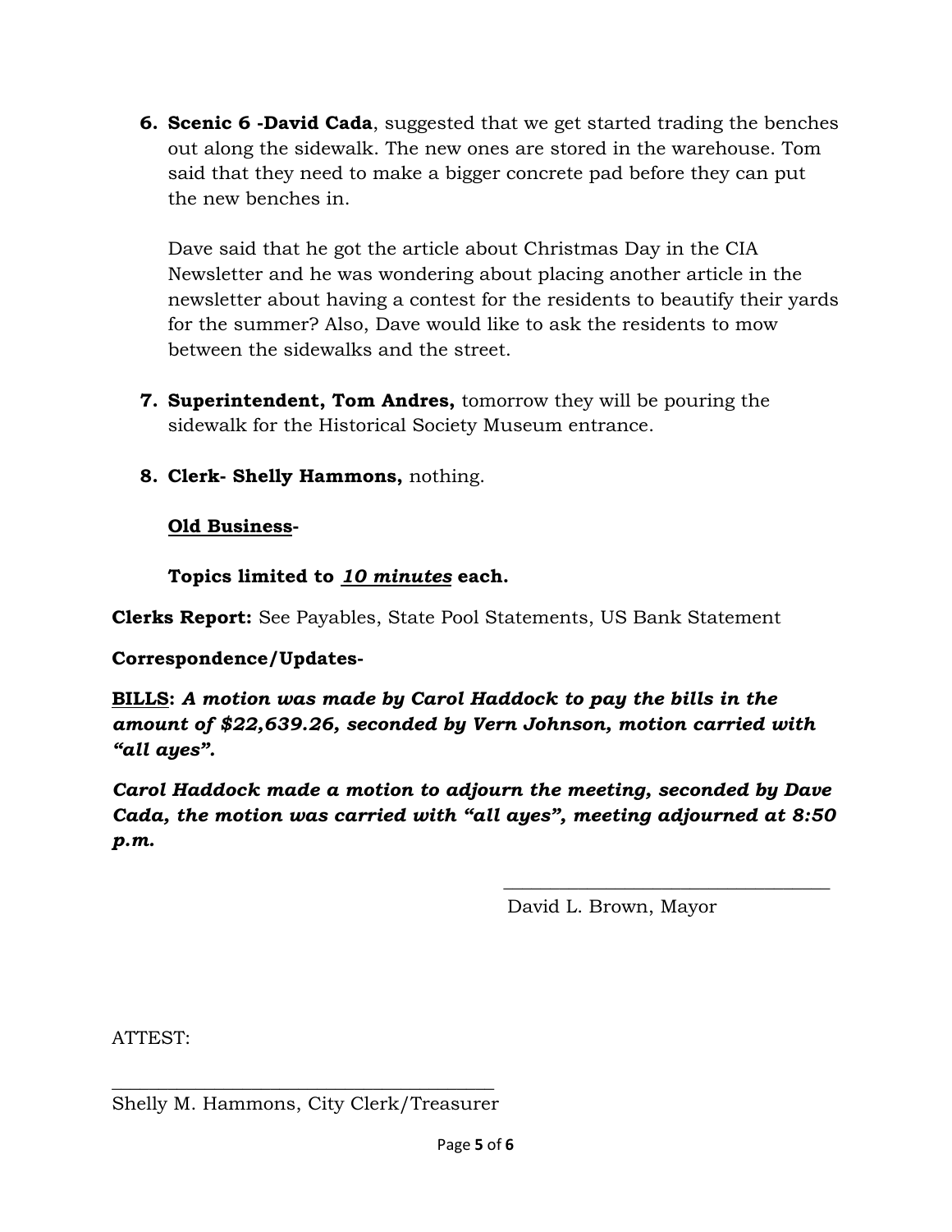6. **Scenic 6 -David Cada**, suggested that we get started trading the benches out along the sidewalk. The new ones are stored in the warehouse. Tom said that they need to make a bigger concrete pad before they can put the new benches in.

   Dave said that he got the article about Christmas Day in the CIA Newsletter and he was wondering about placing another article in the newsletter about having a contest for the residents to beautify their yards for the summer? Also, Dave would like to ask the residents to mow between the sidewalks and the street.

7. **Superintendent, Tom Andres,** tomorrow they will be pouring the sidewalk for the Historical Society Museum entrance.

8. **Clerk- Shelly Hammons,** nothing.

   **<u>Old Business</u>-**

   **Topics limited to *<u>10 minutes</u>* each.**

**Clerks Report:** See Payables, State Pool Statements, US Bank Statement

**Correspondence/Updates-**

**<u>BILLS</u>:** ***A motion was made by Carol Haddock to pay the bills in the amount of $22,639.26, seconded by Vern Johnson, motion carried with "all ayes".***

***Carol Haddock made a motion to adjourn the meeting, seconded by Dave Cada, the motion was carried with "all ayes", meeting adjourned at 8:50 p.m.***

\_\_\_\_\_\_\_\_\_\_\_\_\_\_\_\_\_\_\_\_\_\_\_\_\_\_\_\_\_\_\_\_\_\_\_\_

David L. Brown, Mayor

ATTEST:

\_\_\_\_\_\_\_\_\_\_\_\_\_\_\_\_\_\_\_\_\_\_\_\_\_\_\_\_\_\_\_\_\_\_\_\_\_\_\_\_

Shelly M. Hammons, City Clerk/Treasurer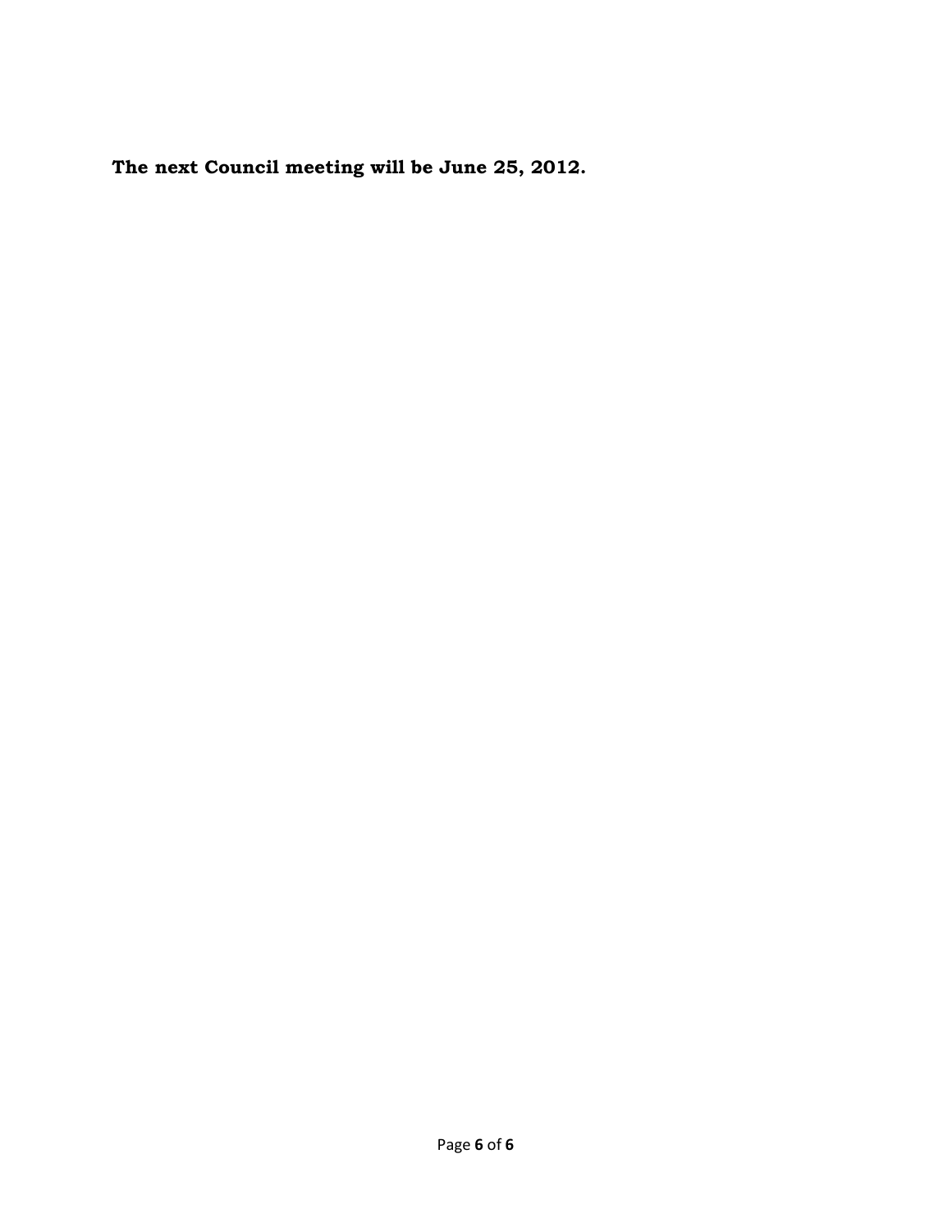**The next Council meeting will be June 25, 2012.**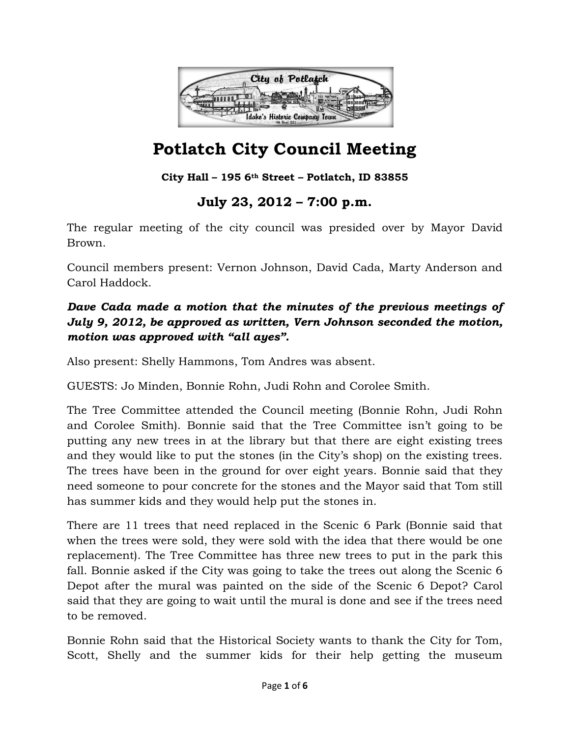# Potlatch City Council Meeting

**City Hall – 195 6th Street – Potlatch, ID 83855**

## July 23, 2012 – 7:00 p.m.

The regular meeting of the city council was presided over by Mayor David Brown.

Council members present: Vernon Johnson, David Cada, Marty Anderson and Carol Haddock.

***Dave Cada made a motion that the minutes of the previous meetings of July 9, 2012, be approved as written, Vern Johnson seconded the motion, motion was approved with "all ayes".***

Also present: Shelly Hammons, Tom Andres was absent.

GUESTS: Jo Minden, Bonnie Rohn, Judi Rohn and Corolee Smith.

The Tree Committee attended the Council meeting (Bonnie Rohn, Judi Rohn and Corolee Smith). Bonnie said that the Tree Committee isn't going to be putting any new trees in at the library but that there are eight existing trees and they would like to put the stones (in the City's shop) on the existing trees. The trees have been in the ground for over eight years. Bonnie said that they need someone to pour concrete for the stones and the Mayor said that Tom still has summer kids and they would help put the stones in.

There are 11 trees that need replaced in the Scenic 6 Park (Bonnie said that when the trees were sold, they were sold with the idea that there would be one replacement). The Tree Committee has three new trees to put in the park this fall. Bonnie asked if the City was going to take the trees out along the Scenic 6 Depot after the mural was painted on the side of the Scenic 6 Depot? Carol said that they are going to wait until the mural is done and see if the trees need to be removed.

Bonnie Rohn said that the Historical Society wants to thank the City for Tom, Scott, Shelly and the summer kids for their help getting the museum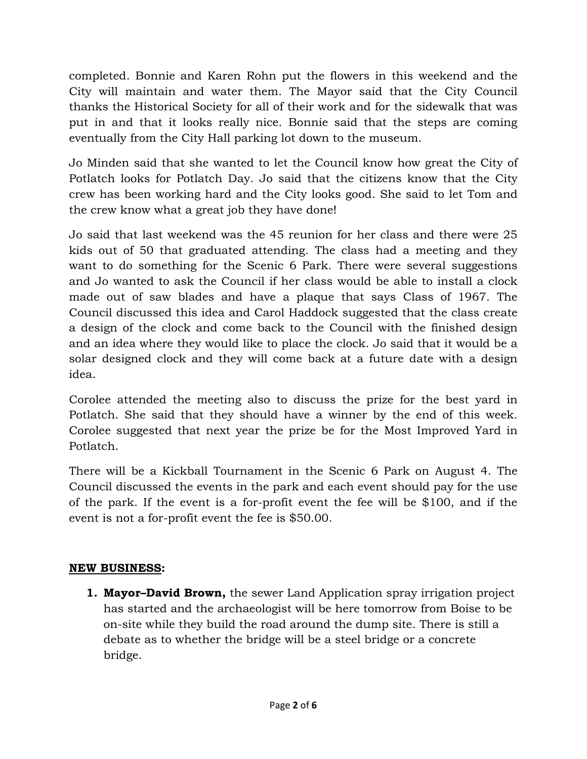completed. Bonnie and Karen Rohn put the flowers in this weekend and the City will maintain and water them. The Mayor said that the City Council thanks the Historical Society for all of their work and for the sidewalk that was put in and that it looks really nice. Bonnie said that the steps are coming eventually from the City Hall parking lot down to the museum.

Jo Minden said that she wanted to let the Council know how great the City of Potlatch looks for Potlatch Day. Jo said that the citizens know that the City crew has been working hard and the City looks good. She said to let Tom and the crew know what a great job they have done!

Jo said that last weekend was the 45 reunion for her class and there were 25 kids out of 50 that graduated attending. The class had a meeting and they want to do something for the Scenic 6 Park. There were several suggestions and Jo wanted to ask the Council if her class would be able to install a clock made out of saw blades and have a plaque that says Class of 1967. The Council discussed this idea and Carol Haddock suggested that the class create a design of the clock and come back to the Council with the finished design and an idea where they would like to place the clock. Jo said that it would be a solar designed clock and they will come back at a future date with a design idea.

Corolee attended the meeting also to discuss the prize for the best yard in Potlatch. She said that they should have a winner by the end of this week. Corolee suggested that next year the prize be for the Most Improved Yard in Potlatch.

There will be a Kickball Tournament in the Scenic 6 Park on August 4. The Council discussed the events in the park and each event should pay for the use of the park. If the event is a for-profit event the fee will be $100, and if the event is not a for-profit event the fee is $50.00.

**NEW BUSINESS:**

1. **Mayor–David Brown,** the sewer Land Application spray irrigation project has started and the archaeologist will be here tomorrow from Boise to be on-site while they build the road around the dump site. There is still a debate as to whether the bridge will be a steel bridge or a concrete bridge.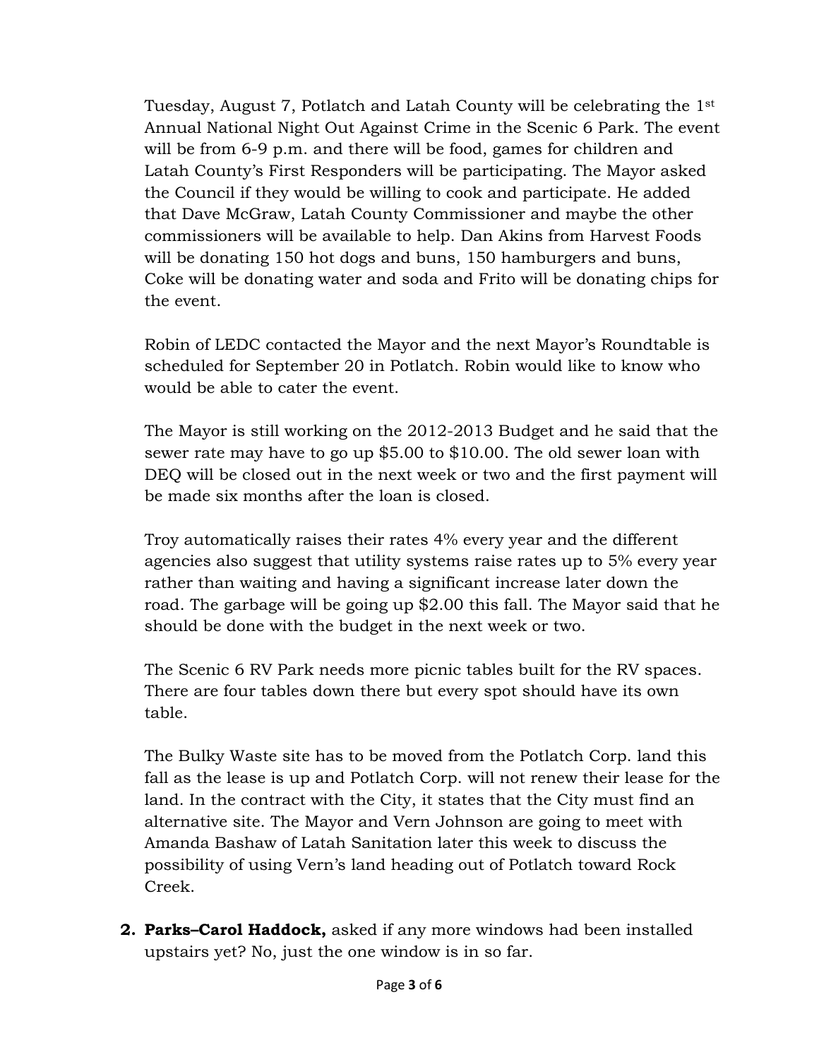Tuesday, August 7, Potlatch and Latah County will be celebrating the 1st Annual National Night Out Against Crime in the Scenic 6 Park. The event will be from 6-9 p.m. and there will be food, games for children and Latah County's First Responders will be participating. The Mayor asked the Council if they would be willing to cook and participate. He added that Dave McGraw, Latah County Commissioner and maybe the other commissioners will be available to help. Dan Akins from Harvest Foods will be donating 150 hot dogs and buns, 150 hamburgers and buns, Coke will be donating water and soda and Frito will be donating chips for the event.

Robin of LEDC contacted the Mayor and the next Mayor's Roundtable is scheduled for September 20 in Potlatch. Robin would like to know who would be able to cater the event.

The Mayor is still working on the 2012-2013 Budget and he said that the sewer rate may have to go up $5.00 to $10.00. The old sewer loan with DEQ will be closed out in the next week or two and the first payment will be made six months after the loan is closed.

Troy automatically raises their rates 4% every year and the different agencies also suggest that utility systems raise rates up to 5% every year rather than waiting and having a significant increase later down the road. The garbage will be going up $2.00 this fall. The Mayor said that he should be done with the budget in the next week or two.

The Scenic 6 RV Park needs more picnic tables built for the RV spaces. There are four tables down there but every spot should have its own table.

The Bulky Waste site has to be moved from the Potlatch Corp. land this fall as the lease is up and Potlatch Corp. will not renew their lease for the land. In the contract with the City, it states that the City must find an alternative site. The Mayor and Vern Johnson are going to meet with Amanda Bashaw of Latah Sanitation later this week to discuss the possibility of using Vern's land heading out of Potlatch toward Rock Creek.

2. **Parks–Carol Haddock,** asked if any more windows had been installed upstairs yet? No, just the one window is in so far.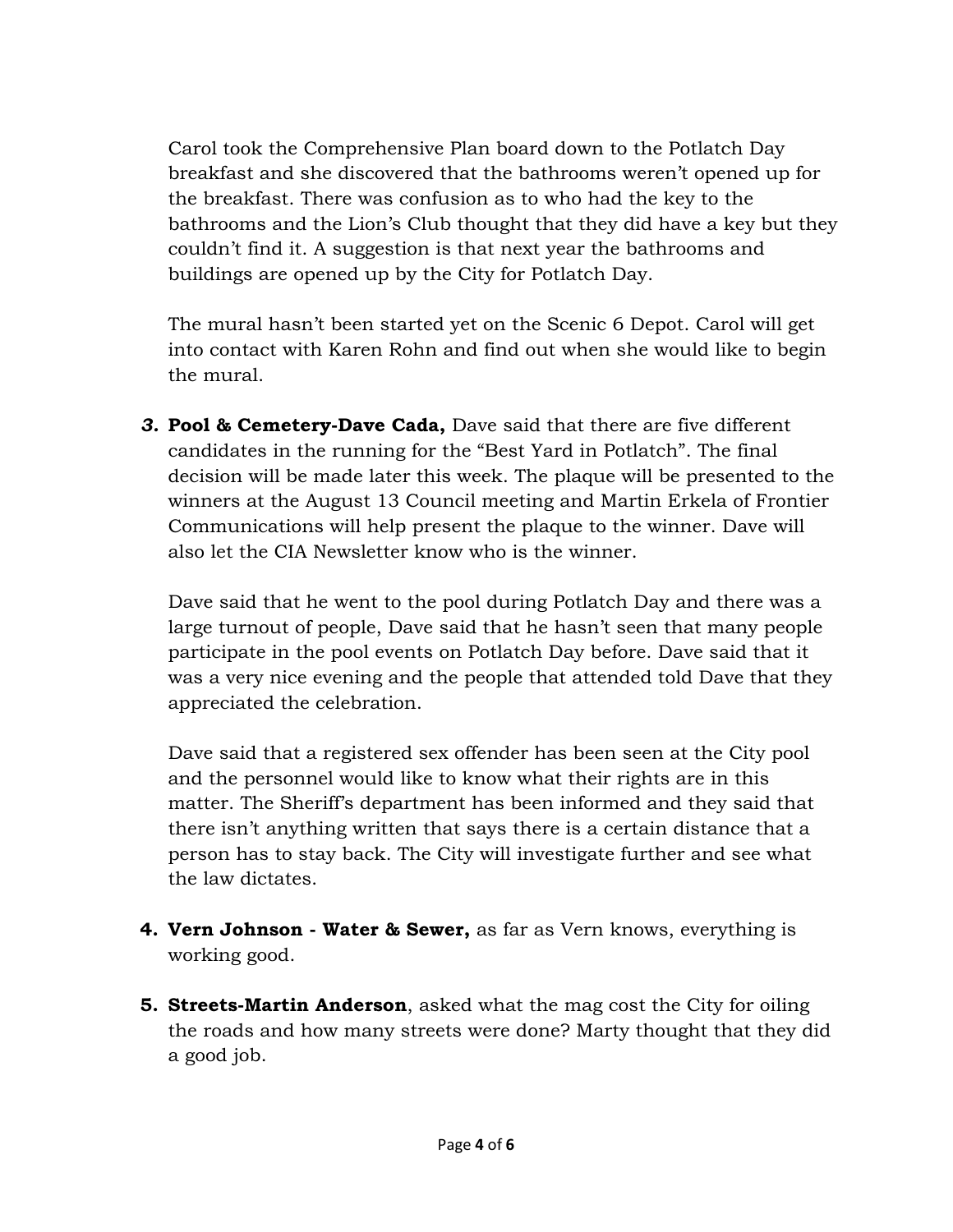Carol took the Comprehensive Plan board down to the Potlatch Day breakfast and she discovered that the bathrooms weren't opened up for the breakfast. There was confusion as to who had the key to the bathrooms and the Lion's Club thought that they did have a key but they couldn't find it. A suggestion is that next year the bathrooms and buildings are opened up by the City for Potlatch Day.

The mural hasn't been started yet on the Scenic 6 Depot. Carol will get into contact with Karen Rohn and find out when she would like to begin the mural.

3. **Pool & Cemetery-Dave Cada,** Dave said that there are five different candidates in the running for the "Best Yard in Potlatch". The final decision will be made later this week. The plaque will be presented to the winners at the August 13 Council meeting and Martin Erkela of Frontier Communications will help present the plaque to the winner. Dave will also let the CIA Newsletter know who is the winner.

   Dave said that he went to the pool during Potlatch Day and there was a large turnout of people, Dave said that he hasn't seen that many people participate in the pool events on Potlatch Day before. Dave said that it was a very nice evening and the people that attended told Dave that they appreciated the celebration.

   Dave said that a registered sex offender has been seen at the City pool and the personnel would like to know what their rights are in this matter. The Sheriff's department has been informed and they said that there isn't anything written that says there is a certain distance that a person has to stay back. The City will investigate further and see what the law dictates.

4. **Vern Johnson - Water & Sewer,** as far as Vern knows, everything is working good.

5. **Streets-Martin Anderson**, asked what the mag cost the City for oiling the roads and how many streets were done? Marty thought that they did a good job.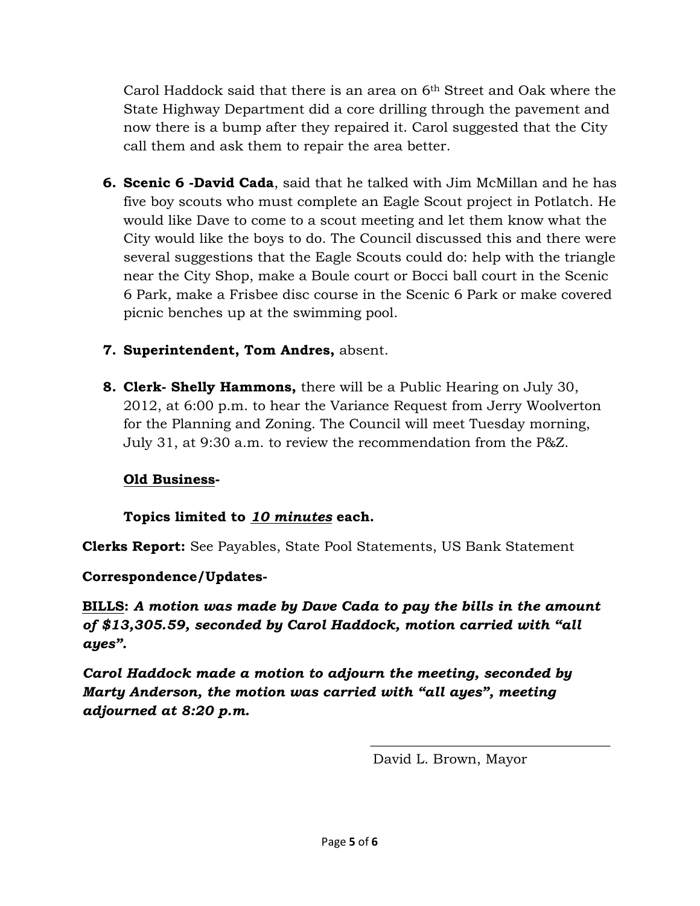Carol Haddock said that there is an area on 6th Street and Oak where the State Highway Department did a core drilling through the pavement and now there is a bump after they repaired it. Carol suggested that the City call them and ask them to repair the area better.

6. **Scenic 6 -David Cada**, said that he talked with Jim McMillan and he has five boy scouts who must complete an Eagle Scout project in Potlatch. He would like Dave to come to a scout meeting and let them know what the City would like the boys to do. The Council discussed this and there were several suggestions that the Eagle Scouts could do: help with the triangle near the City Shop, make a Boule court or Bocci ball court in the Scenic 6 Park, make a Frisbee disc course in the Scenic 6 Park or make covered picnic benches up at the swimming pool.

7. **Superintendent, Tom Andres,** absent.

8. **Clerk- Shelly Hammons,** there will be a Public Hearing on July 30, 2012, at 6:00 p.m. to hear the Variance Request from Jerry Woolverton for the Planning and Zoning. The Council will meet Tuesday morning, July 31, at 9:30 a.m. to review the recommendation from the P&Z.

**Old Business-**

**Topics limited to *10 minutes* each.**

**Clerks Report:** See Payables, State Pool Statements, US Bank Statement

**Correspondence/Updates-**

**BILLS:** ***A motion was made by Dave Cada to pay the bills in the amount of $13,305.59, seconded by Carol Haddock, motion carried with "all ayes".***

***Carol Haddock made a motion to adjourn the meeting, seconded by Marty Anderson, the motion was carried with "all ayes", meeting adjourned at 8:20 p.m.***

\_\_\_\_\_\_\_\_\_\_\_\_\_\_\_\_\_\_\_\_\_\_\_\_\_\_\_\_\_\_\_\_\_\_\_

David L. Brown, Mayor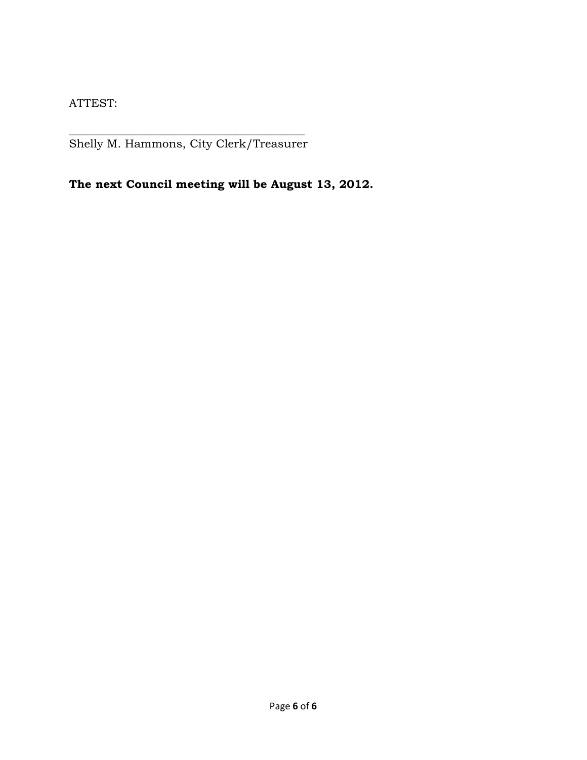ATTEST:

\_\_\_\_\_\_\_\_\_\_\_\_\_\_\_\_\_\_\_\_\_\_\_\_\_\_\_\_\_\_\_\_\_\_\_\_\_\_\_\_

Shelly M. Hammons, City Clerk/Treasurer

**The next Council meeting will be August 13, 2012.**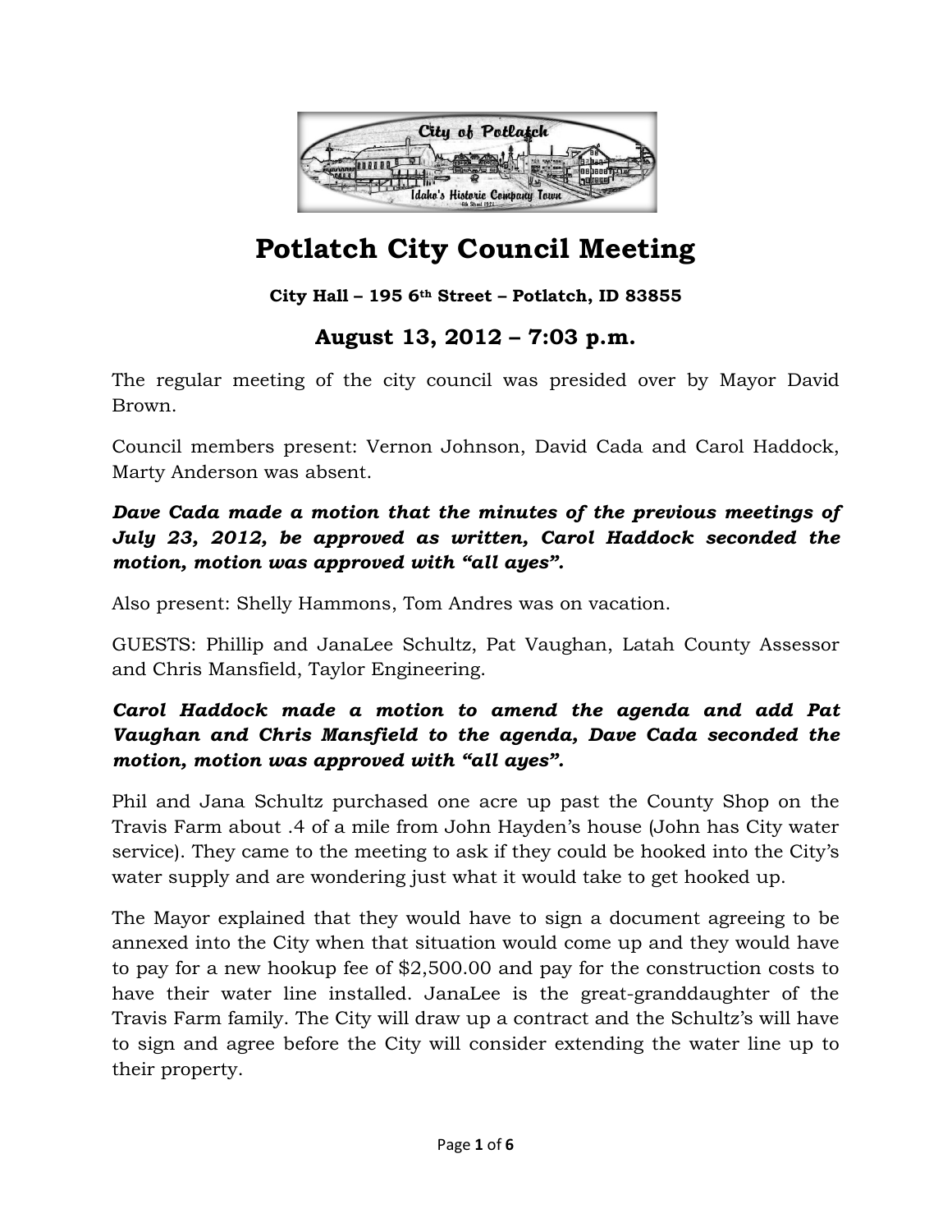# Potlatch City Council Meeting

**City Hall – 195 6th Street – Potlatch, ID 83855**

## August 13, 2012 – 7:03 p.m.

The regular meeting of the city council was presided over by Mayor David Brown.

Council members present: Vernon Johnson, David Cada and Carol Haddock, Marty Anderson was absent.

***Dave Cada made a motion that the minutes of the previous meetings of July 23, 2012, be approved as written, Carol Haddock seconded the motion, motion was approved with "all ayes".***

Also present: Shelly Hammons, Tom Andres was on vacation.

GUESTS: Phillip and JanaLee Schultz, Pat Vaughan, Latah County Assessor and Chris Mansfield, Taylor Engineering.

***Carol Haddock made a motion to amend the agenda and add Pat Vaughan and Chris Mansfield to the agenda, Dave Cada seconded the motion, motion was approved with "all ayes".***

Phil and Jana Schultz purchased one acre up past the County Shop on the Travis Farm about .4 of a mile from John Hayden's house (John has City water service). They came to the meeting to ask if they could be hooked into the City's water supply and are wondering just what it would take to get hooked up.

The Mayor explained that they would have to sign a document agreeing to be annexed into the City when that situation would come up and they would have to pay for a new hookup fee of $2,500.00 and pay for the construction costs to have their water line installed. JanaLee is the great-granddaughter of the Travis Farm family. The City will draw up a contract and the Schultz's will have to sign and agree before the City will consider extending the water line up to their property.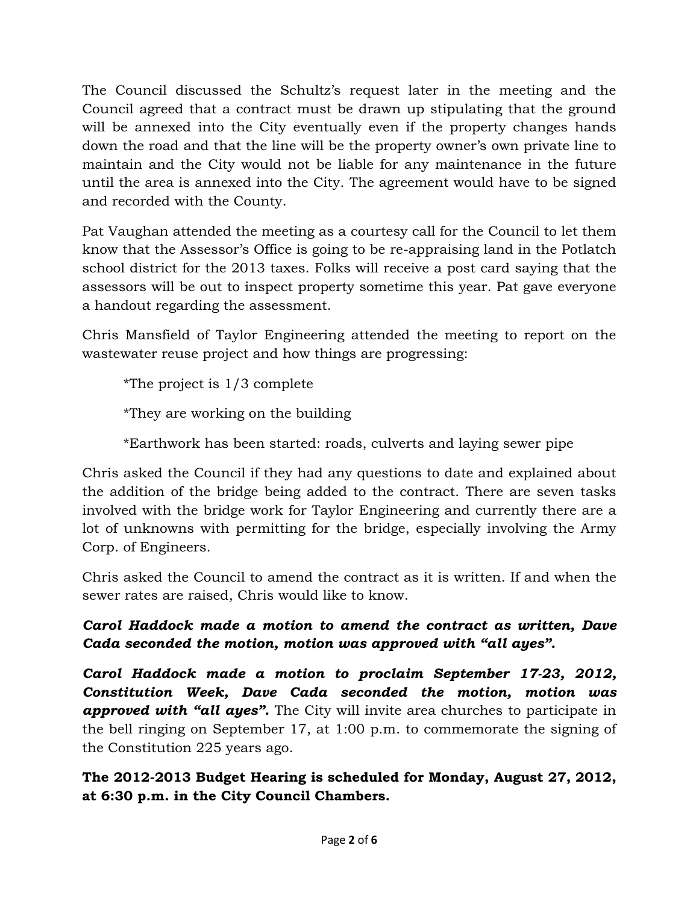The Council discussed the Schultz's request later in the meeting and the Council agreed that a contract must be drawn up stipulating that the ground will be annexed into the City eventually even if the property changes hands down the road and that the line will be the property owner's own private line to maintain and the City would not be liable for any maintenance in the future until the area is annexed into the City. The agreement would have to be signed and recorded with the County.

Pat Vaughan attended the meeting as a courtesy call for the Council to let them know that the Assessor's Office is going to be re-appraising land in the Potlatch school district for the 2013 taxes. Folks will receive a post card saying that the assessors will be out to inspect property sometime this year. Pat gave everyone a handout regarding the assessment.

Chris Mansfield of Taylor Engineering attended the meeting to report on the wastewater reuse project and how things are progressing:

*The project is 1/3 complete

*They are working on the building

*Earthwork has been started: roads, culverts and laying sewer pipe

Chris asked the Council if they had any questions to date and explained about the addition of the bridge being added to the contract. There are seven tasks involved with the bridge work for Taylor Engineering and currently there are a lot of unknowns with permitting for the bridge, especially involving the Army Corp. of Engineers.

Chris asked the Council to amend the contract as it is written. If and when the sewer rates are raised, Chris would like to know.

***Carol Haddock made a motion to amend the contract as written, Dave Cada seconded the motion, motion was approved with "all ayes".***

***Carol Haddock made a motion to proclaim September 17-23, 2012, Constitution Week, Dave Cada seconded the motion, motion was approved with "all ayes".*** The City will invite area churches to participate in the bell ringing on September 17, at 1:00 p.m. to commemorate the signing of the Constitution 225 years ago.

**The 2012-2013 Budget Hearing is scheduled for Monday, August 27, 2012, at 6:30 p.m. in the City Council Chambers.**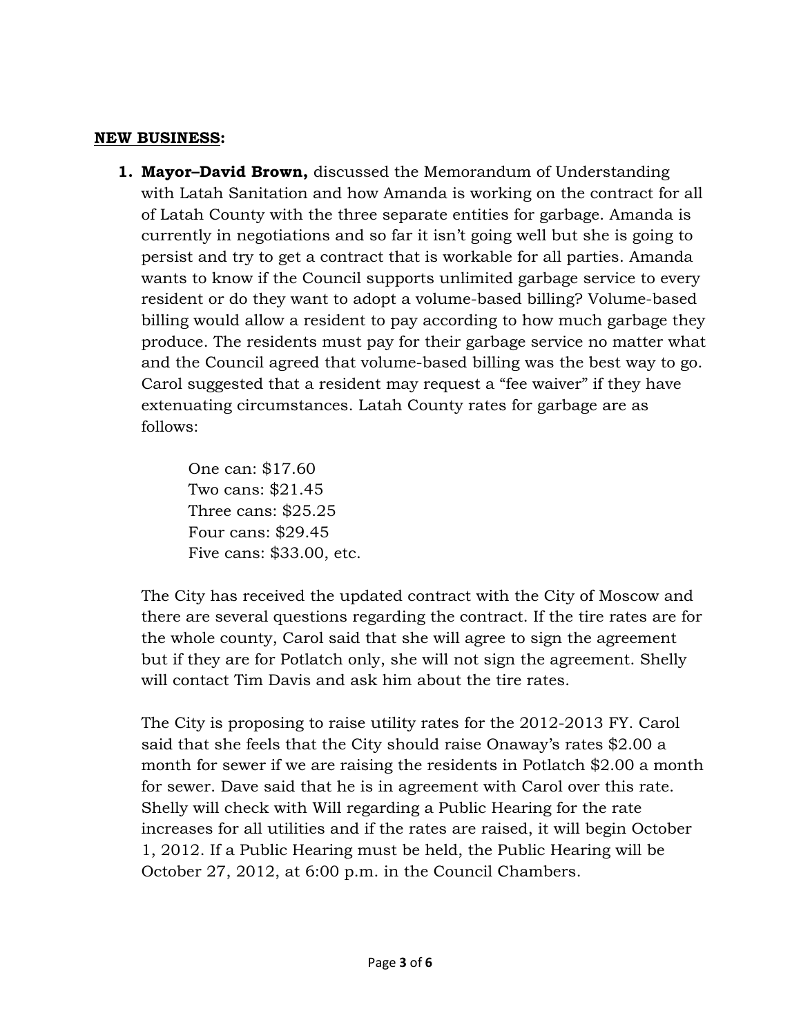**NEW BUSINESS:**

1. **Mayor–David Brown,** discussed the Memorandum of Understanding with Latah Sanitation and how Amanda is working on the contract for all of Latah County with the three separate entities for garbage. Amanda is currently in negotiations and so far it isn't going well but she is going to persist and try to get a contract that is workable for all parties. Amanda wants to know if the Council supports unlimited garbage service to every resident or do they want to adopt a volume-based billing? Volume-based billing would allow a resident to pay according to how much garbage they produce. The residents must pay for their garbage service no matter what and the Council agreed that volume-based billing was the best way to go. Carol suggested that a resident may request a "fee waiver" if they have extenuating circumstances. Latah County rates for garbage are as follows:

   One can: $17.60
   Two cans: $21.45
   Three cans: $25.25
   Four cans: $29.45
   Five cans: $33.00, etc.

   The City has received the updated contract with the City of Moscow and there are several questions regarding the contract. If the tire rates are for the whole county, Carol said that she will agree to sign the agreement but if they are for Potlatch only, she will not sign the agreement. Shelly will contact Tim Davis and ask him about the tire rates.

   The City is proposing to raise utility rates for the 2012-2013 FY. Carol said that she feels that the City should raise Onaway's rates $2.00 a month for sewer if we are raising the residents in Potlatch $2.00 a month for sewer. Dave said that he is in agreement with Carol over this rate. Shelly will check with Will regarding a Public Hearing for the rate increases for all utilities and if the rates are raised, it will begin October 1, 2012. If a Public Hearing must be held, the Public Hearing will be October 27, 2012, at 6:00 p.m. in the Council Chambers.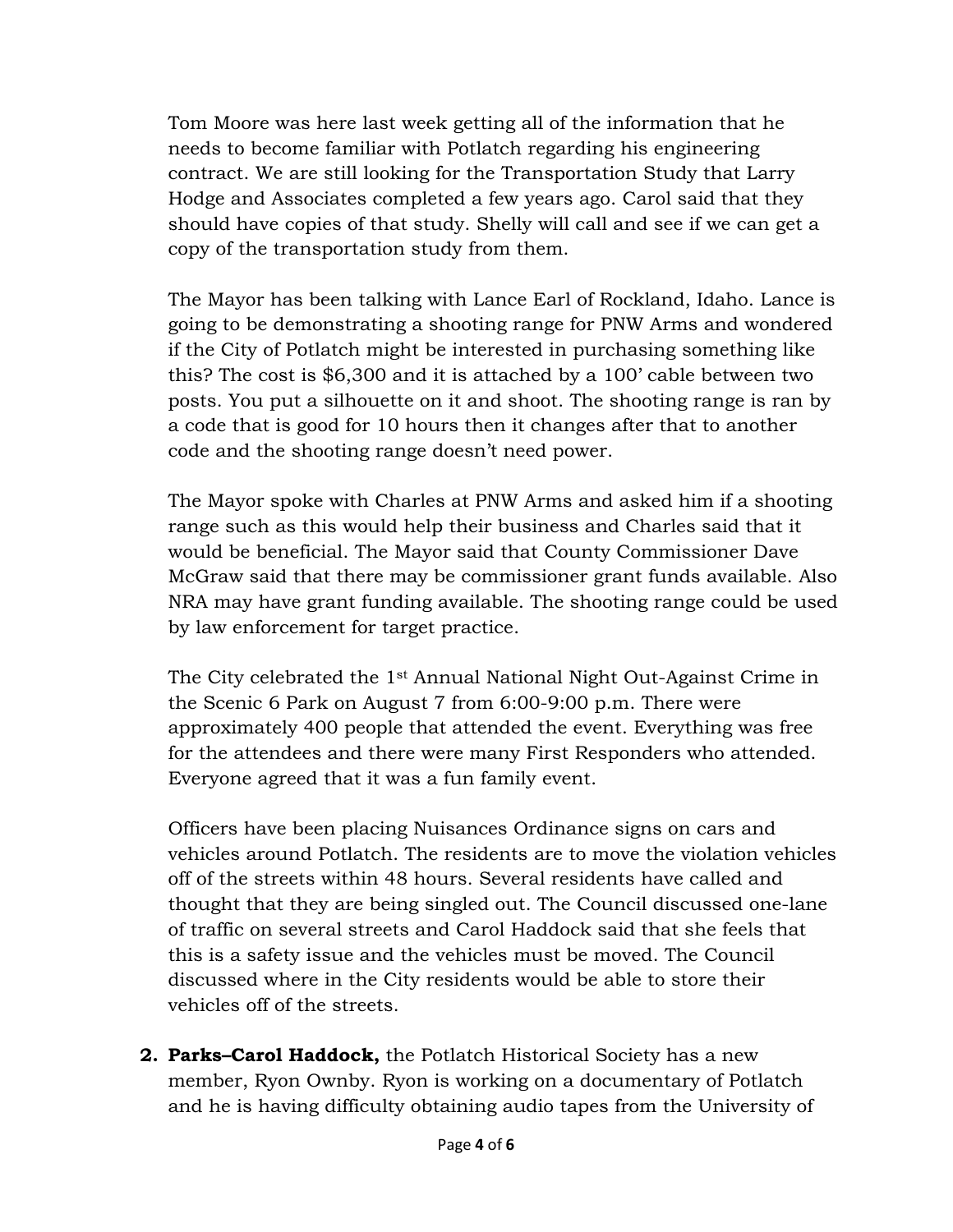Tom Moore was here last week getting all of the information that he needs to become familiar with Potlatch regarding his engineering contract. We are still looking for the Transportation Study that Larry Hodge and Associates completed a few years ago. Carol said that they should have copies of that study. Shelly will call and see if we can get a copy of the transportation study from them.

The Mayor has been talking with Lance Earl of Rockland, Idaho. Lance is going to be demonstrating a shooting range for PNW Arms and wondered if the City of Potlatch might be interested in purchasing something like this? The cost is $6,300 and it is attached by a 100' cable between two posts. You put a silhouette on it and shoot. The shooting range is ran by a code that is good for 10 hours then it changes after that to another code and the shooting range doesn't need power.

The Mayor spoke with Charles at PNW Arms and asked him if a shooting range such as this would help their business and Charles said that it would be beneficial. The Mayor said that County Commissioner Dave McGraw said that there may be commissioner grant funds available. Also NRA may have grant funding available. The shooting range could be used by law enforcement for target practice.

The City celebrated the 1st Annual National Night Out-Against Crime in the Scenic 6 Park on August 7 from 6:00-9:00 p.m. There were approximately 400 people that attended the event. Everything was free for the attendees and there were many First Responders who attended. Everyone agreed that it was a fun family event.

Officers have been placing Nuisances Ordinance signs on cars and vehicles around Potlatch. The residents are to move the violation vehicles off of the streets within 48 hours. Several residents have called and thought that they are being singled out. The Council discussed one-lane of traffic on several streets and Carol Haddock said that she feels that this is a safety issue and the vehicles must be moved. The Council discussed where in the City residents would be able to store their vehicles off of the streets.

2. **Parks–Carol Haddock,** the Potlatch Historical Society has a new member, Ryon Ownby. Ryon is working on a documentary of Potlatch and he is having difficulty obtaining audio tapes from the University of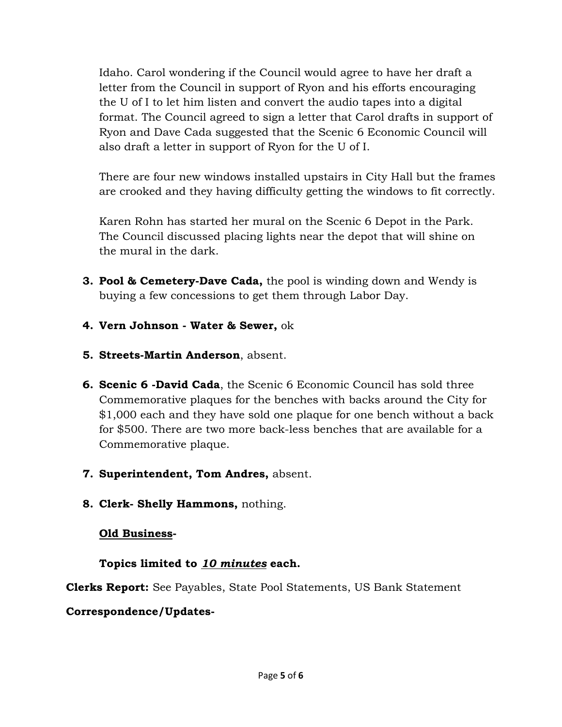Idaho. Carol wondering if the Council would agree to have her draft a letter from the Council in support of Ryon and his efforts encouraging the U of I to let him listen and convert the audio tapes into a digital format. The Council agreed to sign a letter that Carol drafts in support of Ryon and Dave Cada suggested that the Scenic 6 Economic Council will also draft a letter in support of Ryon for the U of I.

There are four new windows installed upstairs in City Hall but the frames are crooked and they having difficulty getting the windows to fit correctly.

Karen Rohn has started her mural on the Scenic 6 Depot in the Park. The Council discussed placing lights near the depot that will shine on the mural in the dark.

3. **Pool & Cemetery-Dave Cada,** the pool is winding down and Wendy is buying a few concessions to get them through Labor Day.

4. **Vern Johnson - Water & Sewer,** ok

5. **Streets-Martin Anderson**, absent.

6. **Scenic 6 -David Cada**, the Scenic 6 Economic Council has sold three Commemorative plaques for the benches with backs around the City for $1,000 each and they have sold one plaque for one bench without a back for $500. There are two more back-less benches that are available for a Commemorative plaque.

7. **Superintendent, Tom Andres,** absent.

8. **Clerk- Shelly Hammons,** nothing.

**<u>Old Business</u>-**

**Topics limited to *<u>10 minutes</u>* each.**

**Clerks Report:** See Payables, State Pool Statements, US Bank Statement

**Correspondence/Updates-**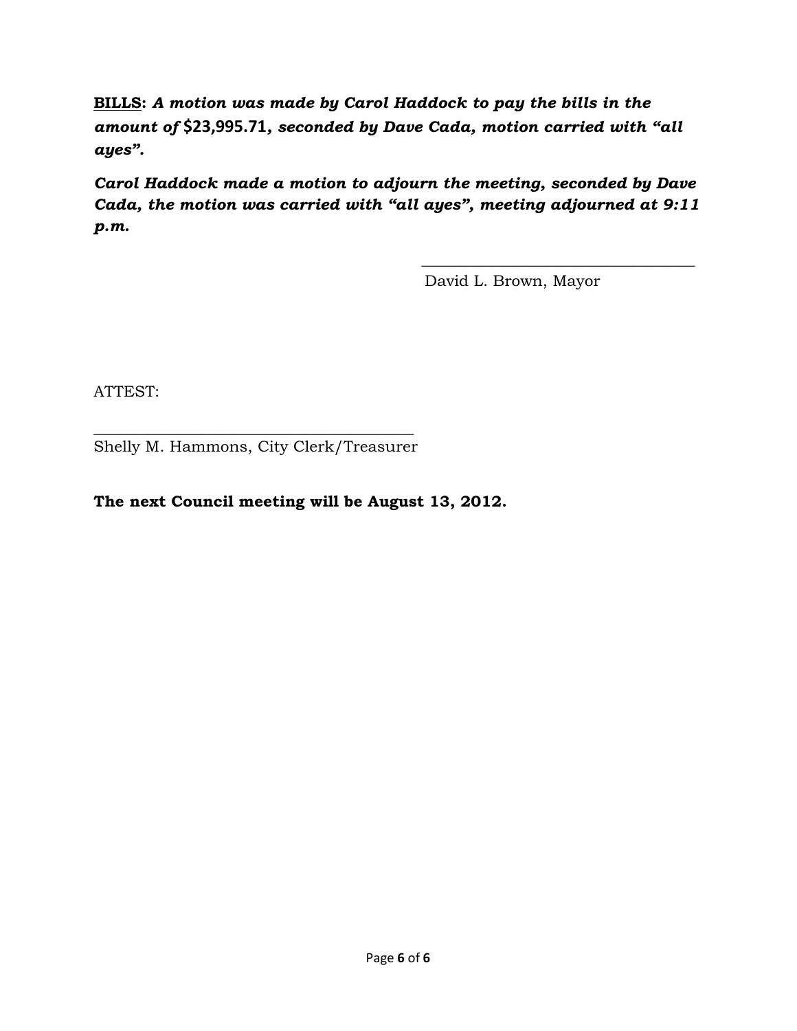<u>**BILLS**</u>**:** ***A motion was made by Carol Haddock to pay the bills in the amount of* $23,995.71*, seconded by Dave Cada, motion carried with "all ayes".***

***Carol Haddock made a motion to adjourn the meeting, seconded by Dave Cada, the motion was carried with "all ayes", meeting adjourned at 9:11 p.m.***

\_\_\_\_\_\_\_\_\_\_\_\_\_\_\_\_\_\_\_\_\_\_\_\_\_\_\_\_\_\_\_\_\_\_\_\_

David L. Brown, Mayor

ATTEST:

\_\_\_\_\_\_\_\_\_\_\_\_\_\_\_\_\_\_\_\_\_\_\_\_\_\_\_\_\_\_\_\_\_\_\_\_\_\_\_\_\_\_

Shelly M. Hammons, City Clerk/Treasurer

**The next Council meeting will be August 13, 2012.**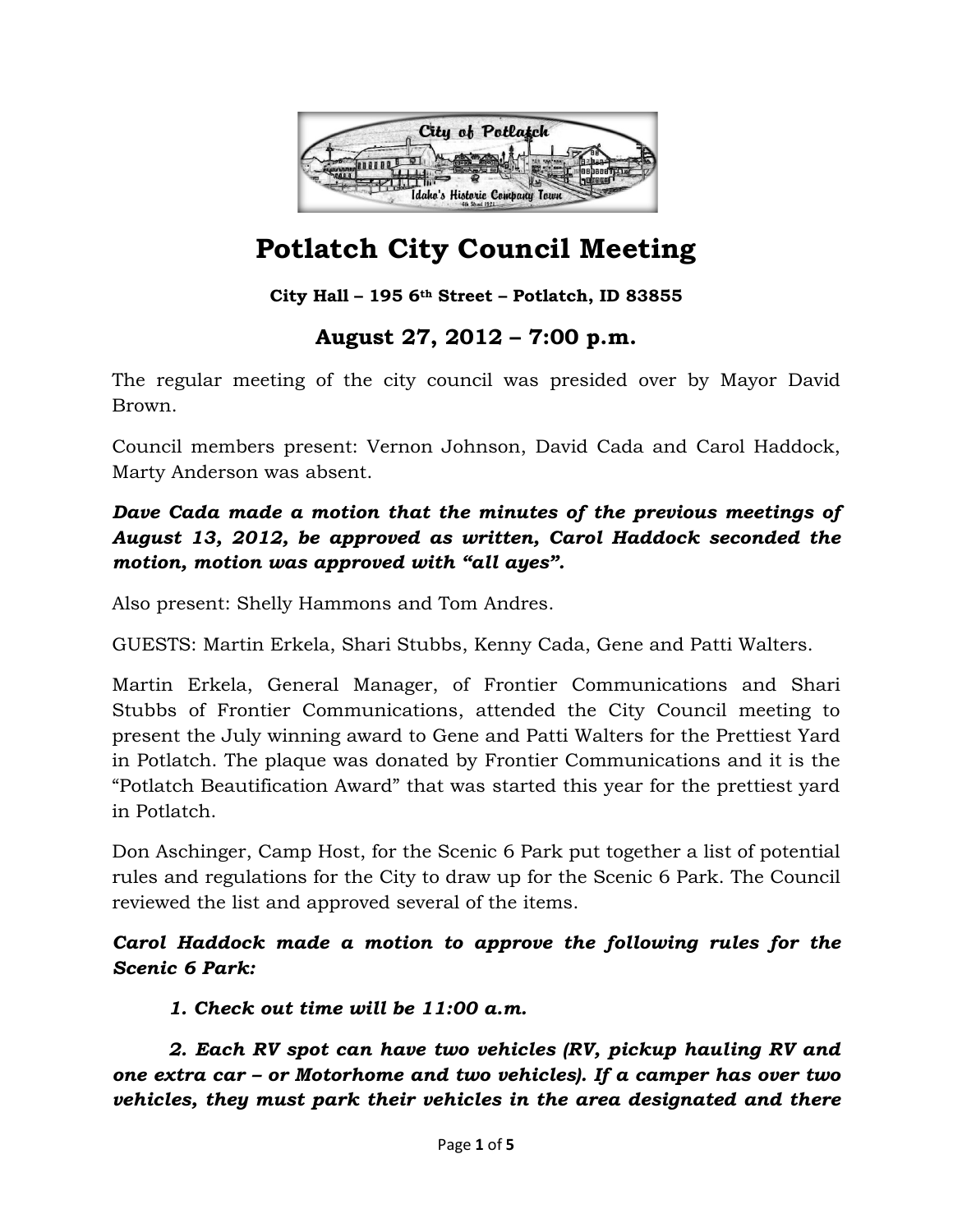# Potlatch City Council Meeting

**City Hall – 195 6th Street – Potlatch, ID 83855**

## August 27, 2012 – 7:00 p.m.

The regular meeting of the city council was presided over by Mayor David Brown.

Council members present: Vernon Johnson, David Cada and Carol Haddock, Marty Anderson was absent.

***Dave Cada made a motion that the minutes of the previous meetings of August 13, 2012, be approved as written, Carol Haddock seconded the motion, motion was approved with "all ayes".***

Also present: Shelly Hammons and Tom Andres.

GUESTS: Martin Erkela, Shari Stubbs, Kenny Cada, Gene and Patti Walters.

Martin Erkela, General Manager, of Frontier Communications and Shari Stubbs of Frontier Communications, attended the City Council meeting to present the July winning award to Gene and Patti Walters for the Prettiest Yard in Potlatch. The plaque was donated by Frontier Communications and it is the "Potlatch Beautification Award" that was started this year for the prettiest yard in Potlatch.

Don Aschinger, Camp Host, for the Scenic 6 Park put together a list of potential rules and regulations for the City to draw up for the Scenic 6 Park. The Council reviewed the list and approved several of the items.

***Carol Haddock made a motion to approve the following rules for the Scenic 6 Park:***

***1. Check out time will be 11:00 a.m.***

***2. Each RV spot can have two vehicles (RV, pickup hauling RV and one extra car – or Motorhome and two vehicles). If a camper has over two vehicles, they must park their vehicles in the area designated and there***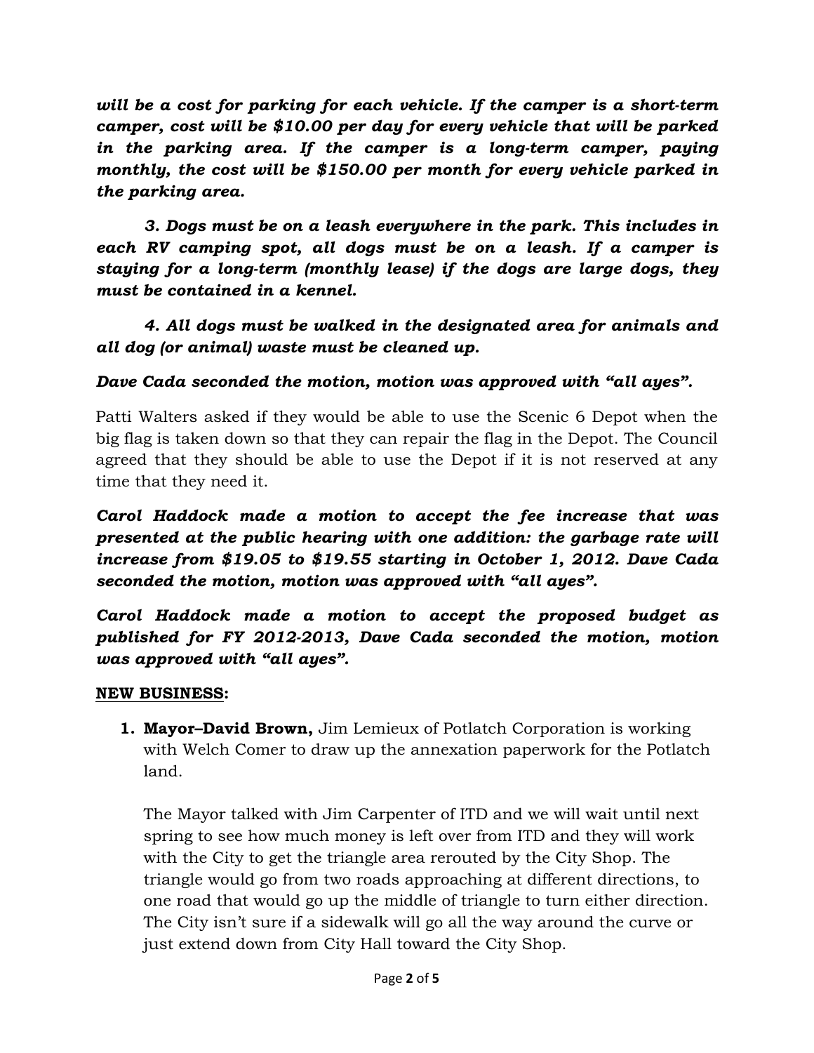***will be a cost for parking for each vehicle. If the camper is a short-term camper, cost will be $10.00 per day for every vehicle that will be parked in the parking area. If the camper is a long-term camper, paying monthly, the cost will be $150.00 per month for every vehicle parked in the parking area.***

***3. Dogs must be on a leash everywhere in the park. This includes in each RV camping spot, all dogs must be on a leash. If a camper is staying for a long-term (monthly lease) if the dogs are large dogs, they must be contained in a kennel.***

***4. All dogs must be walked in the designated area for animals and all dog (or animal) waste must be cleaned up.***

***Dave Cada seconded the motion, motion was approved with "all ayes".***

Patti Walters asked if they would be able to use the Scenic 6 Depot when the big flag is taken down so that they can repair the flag in the Depot. The Council agreed that they should be able to use the Depot if it is not reserved at any time that they need it.

***Carol Haddock made a motion to accept the fee increase that was presented at the public hearing with one addition: the garbage rate will increase from $19.05 to $19.55 starting in October 1, 2012. Dave Cada seconded the motion, motion was approved with "all ayes".***

***Carol Haddock made a motion to accept the proposed budget as published for FY 2012-2013, Dave Cada seconded the motion, motion was approved with "all ayes".***

**NEW BUSINESS:**

1. **Mayor–David Brown,** Jim Lemieux of Potlatch Corporation is working with Welch Comer to draw up the annexation paperwork for the Potlatch land.

   The Mayor talked with Jim Carpenter of ITD and we will wait until next spring to see how much money is left over from ITD and they will work with the City to get the triangle area rerouted by the City Shop. The triangle would go from two roads approaching at different directions, to one road that would go up the middle of triangle to turn either direction. The City isn't sure if a sidewalk will go all the way around the curve or just extend down from City Hall toward the City Shop.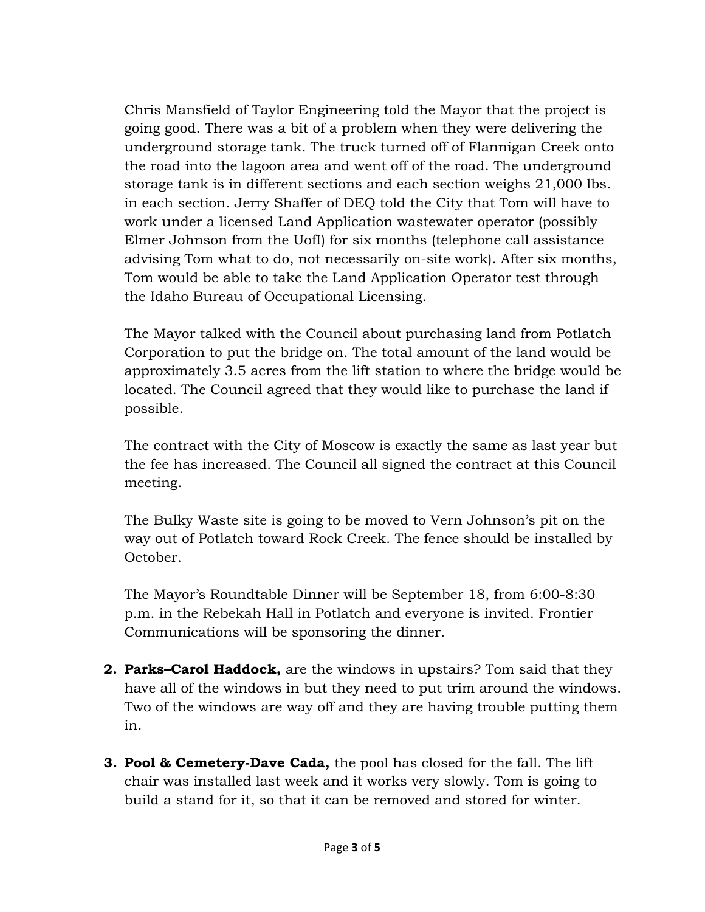Chris Mansfield of Taylor Engineering told the Mayor that the project is going good. There was a bit of a problem when they were delivering the underground storage tank. The truck turned off of Flannigan Creek onto the road into the lagoon area and went off of the road. The underground storage tank is in different sections and each section weighs 21,000 lbs. in each section. Jerry Shaffer of DEQ told the City that Tom will have to work under a licensed Land Application wastewater operator (possibly Elmer Johnson from the UofI) for six months (telephone call assistance advising Tom what to do, not necessarily on-site work). After six months, Tom would be able to take the Land Application Operator test through the Idaho Bureau of Occupational Licensing.

The Mayor talked with the Council about purchasing land from Potlatch Corporation to put the bridge on. The total amount of the land would be approximately 3.5 acres from the lift station to where the bridge would be located. The Council agreed that they would like to purchase the land if possible.

The contract with the City of Moscow is exactly the same as last year but the fee has increased. The Council all signed the contract at this Council meeting.

The Bulky Waste site is going to be moved to Vern Johnson's pit on the way out of Potlatch toward Rock Creek. The fence should be installed by October.

The Mayor's Roundtable Dinner will be September 18, from 6:00-8:30 p.m. in the Rebekah Hall in Potlatch and everyone is invited. Frontier Communications will be sponsoring the dinner.

2. **Parks–Carol Haddock,** are the windows in upstairs? Tom said that they have all of the windows in but they need to put trim around the windows. Two of the windows are way off and they are having trouble putting them in.

3. **Pool & Cemetery-Dave Cada,** the pool has closed for the fall. The lift chair was installed last week and it works very slowly. Tom is going to build a stand for it, so that it can be removed and stored for winter.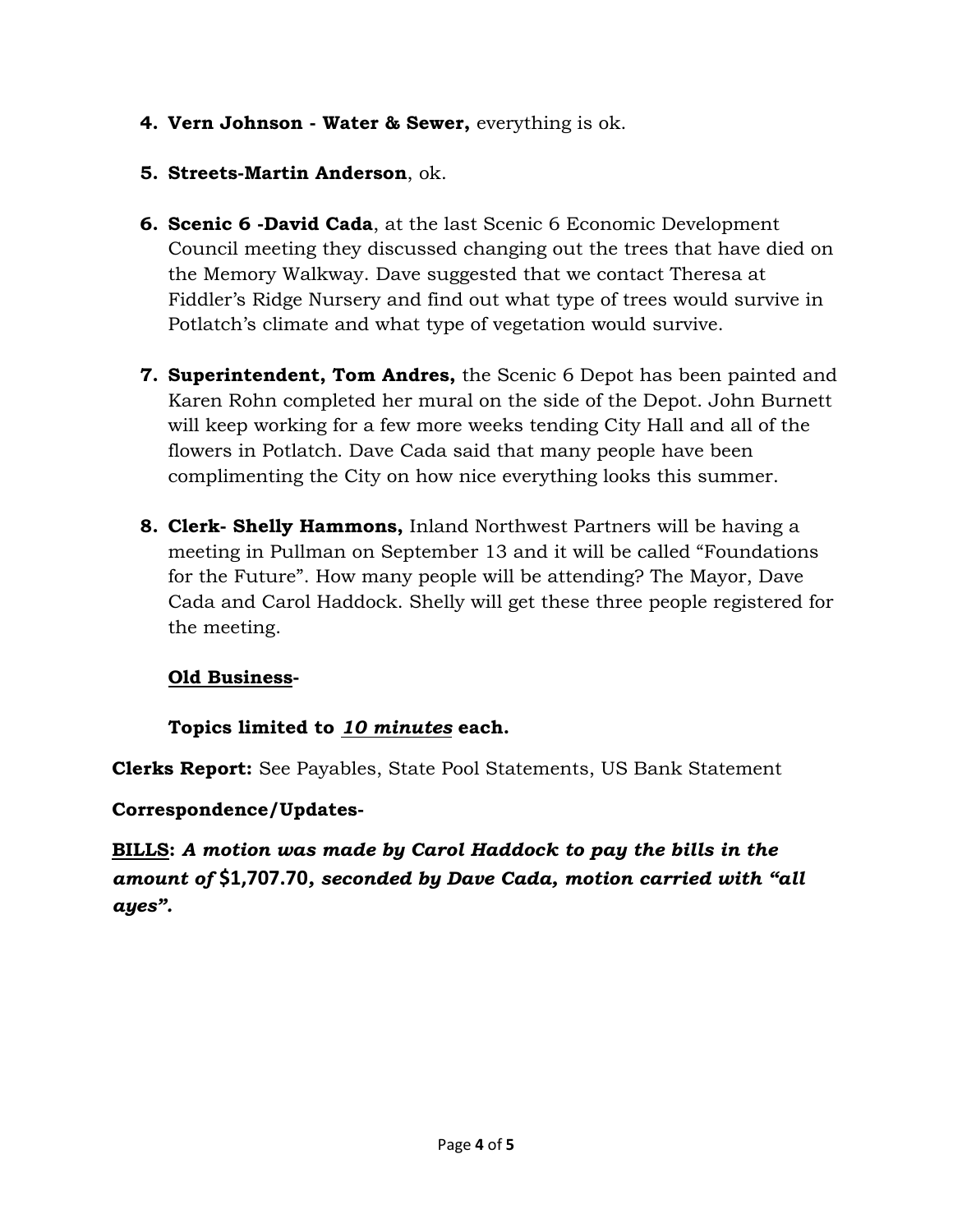4. **Vern Johnson - Water & Sewer,** everything is ok.

5. **Streets-Martin Anderson**, ok.

6. **Scenic 6 -David Cada**, at the last Scenic 6 Economic Development Council meeting they discussed changing out the trees that have died on the Memory Walkway. Dave suggested that we contact Theresa at Fiddler's Ridge Nursery and find out what type of trees would survive in Potlatch's climate and what type of vegetation would survive.

7. **Superintendent, Tom Andres,** the Scenic 6 Depot has been painted and Karen Rohn completed her mural on the side of the Depot. John Burnett will keep working for a few more weeks tending City Hall and all of the flowers in Potlatch. Dave Cada said that many people have been complimenting the City on how nice everything looks this summer.

8. **Clerk- Shelly Hammons,** Inland Northwest Partners will be having a meeting in Pullman on September 13 and it will be called "Foundations for the Future". How many people will be attending? The Mayor, Dave Cada and Carol Haddock. Shelly will get these three people registered for the meeting.

   **<u>Old Business</u>-**

   **Topics limited to *<u>10 minutes</u>* each.**

**Clerks Report:** See Payables, State Pool Statements, US Bank Statement

**Correspondence/Updates-**

**<u>BILLS</u>:** ***A motion was made by Carol Haddock to pay the bills in the amount of $1,707.70, seconded by Dave Cada, motion carried with "all ayes".***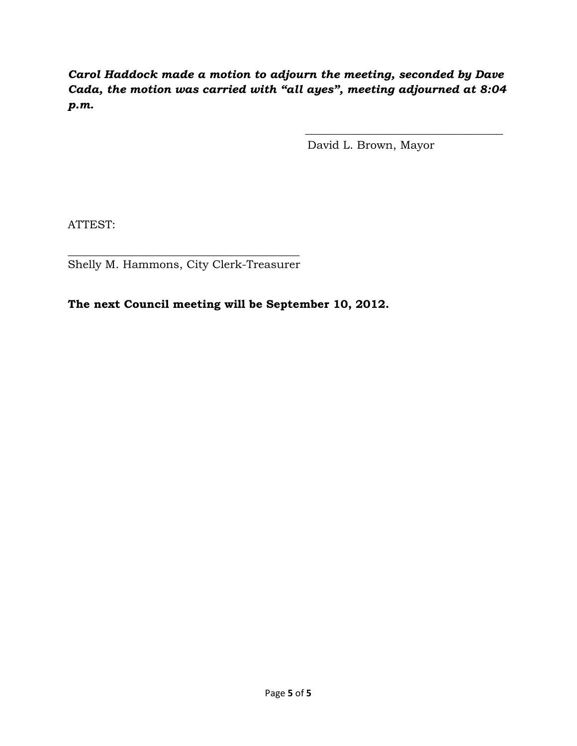***Carol Haddock made a motion to adjourn the meeting, seconded by Dave Cada, the motion was carried with "all ayes", meeting adjourned at 8:04 p.m.***

\_\_\_\_\_\_\_\_\_\_\_\_\_\_\_\_\_\_\_\_\_\_\_\_\_\_\_\_\_\_\_\_\_\_\_
David L. Brown, Mayor

ATTEST:

\_\_\_\_\_\_\_\_\_\_\_\_\_\_\_\_\_\_\_\_\_\_\_\_\_\_\_\_\_\_\_\_\_\_\_\_\_\_\_\_
Shelly M. Hammons, City Clerk-Treasurer

**The next Council meeting will be September 10, 2012.**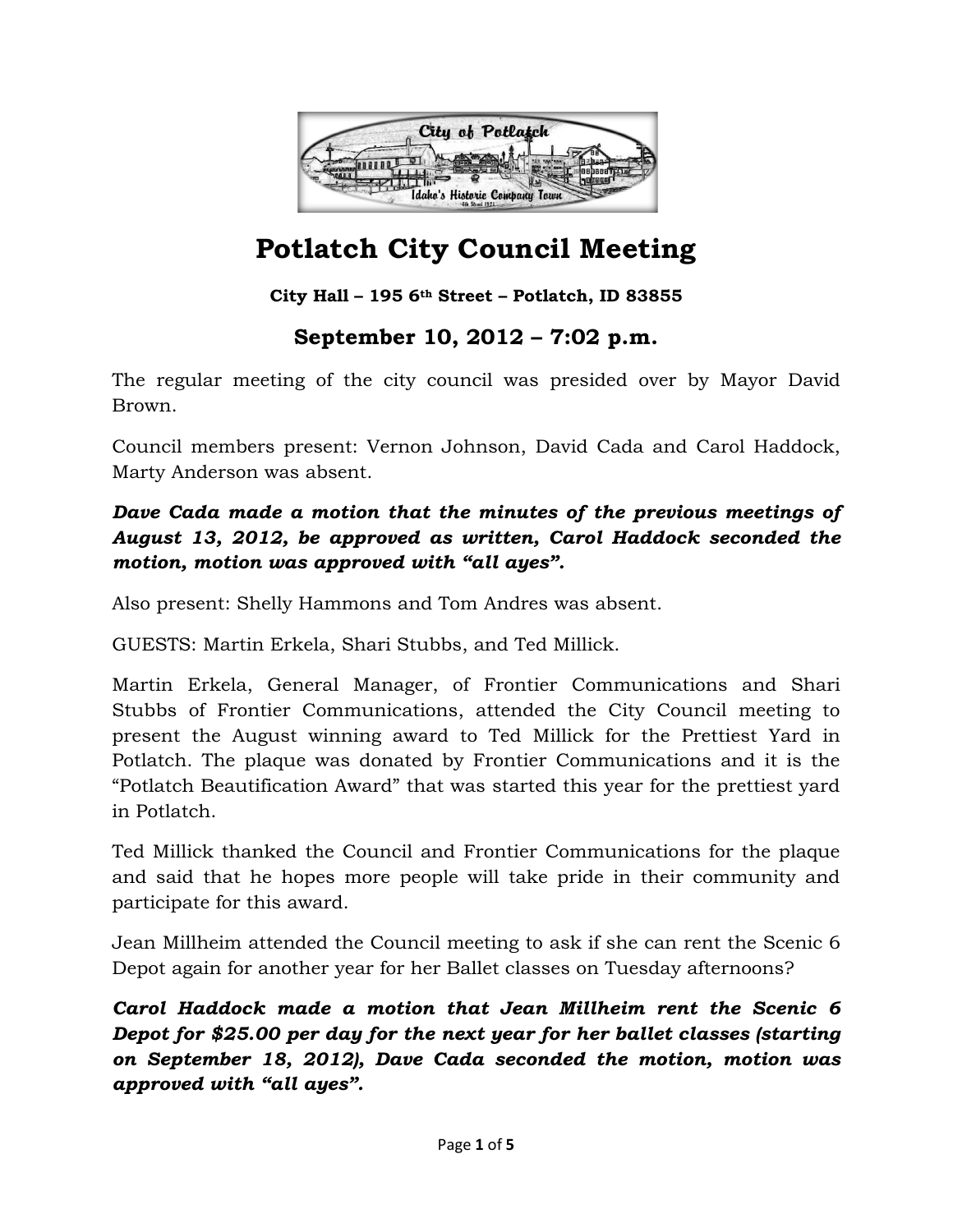# Potlatch City Council Meeting

**City Hall – 195 6th Street – Potlatch, ID 83855**

## September 10, 2012 – 7:02 p.m.

The regular meeting of the city council was presided over by Mayor David Brown.

Council members present: Vernon Johnson, David Cada and Carol Haddock, Marty Anderson was absent.

***Dave Cada made a motion that the minutes of the previous meetings of August 13, 2012, be approved as written, Carol Haddock seconded the motion, motion was approved with "all ayes".***

Also present: Shelly Hammons and Tom Andres was absent.

GUESTS: Martin Erkela, Shari Stubbs, and Ted Millick.

Martin Erkela, General Manager, of Frontier Communications and Shari Stubbs of Frontier Communications, attended the City Council meeting to present the August winning award to Ted Millick for the Prettiest Yard in Potlatch. The plaque was donated by Frontier Communications and it is the "Potlatch Beautification Award" that was started this year for the prettiest yard in Potlatch.

Ted Millick thanked the Council and Frontier Communications for the plaque and said that he hopes more people will take pride in their community and participate for this award.

Jean Millheim attended the Council meeting to ask if she can rent the Scenic 6 Depot again for another year for her Ballet classes on Tuesday afternoons?

***Carol Haddock made a motion that Jean Millheim rent the Scenic 6 Depot for $25.00 per day for the next year for her ballet classes (starting on September 18, 2012), Dave Cada seconded the motion, motion was approved with "all ayes".***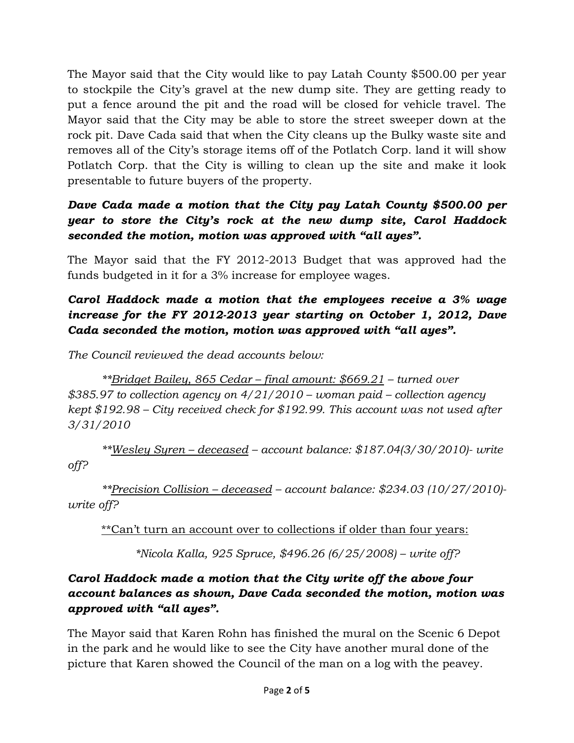The Mayor said that the City would like to pay Latah County $500.00 per year to stockpile the City's gravel at the new dump site. They are getting ready to put a fence around the pit and the road will be closed for vehicle travel. The Mayor said that the City may be able to store the street sweeper down at the rock pit. Dave Cada said that when the City cleans up the Bulky waste site and removes all of the City's storage items off of the Potlatch Corp. land it will show Potlatch Corp. that the City is willing to clean up the site and make it look presentable to future buyers of the property.

***Dave Cada made a motion that the City pay Latah County $500.00 per year to store the City's rock at the new dump site, Carol Haddock seconded the motion, motion was approved with "all ayes".***

The Mayor said that the FY 2012-2013 Budget that was approved had the funds budgeted in it for a 3% increase for employee wages.

***Carol Haddock made a motion that the employees receive a 3% wage increase for the FY 2012-2013 year starting on October 1, 2012, Dave Cada seconded the motion, motion was approved with "all ayes".***

*The Council reviewed the dead accounts below:*

*\*\*<u>Bridget Bailey, 865 Cedar – final amount: $669.21</u> – turned over $385.97 to collection agency on 4/21/2010 – woman paid – collection agency kept $192.98 – City received check for $192.99. This account was not used after 3/31/2010*

*\*\*<u>Wesley Syren – deceased</u> – account balance: $187.04(3/30/2010)- write off?*

*\*\*<u>Precision Collision – deceased</u> – account balance: $234.03 (10/27/2010)- write off?*

<u>\*\*Can't turn an account over to collections if older than four years:</u>

*\*Nicola Kalla, 925 Spruce, $496.26 (6/25/2008) – write off?*

***Carol Haddock made a motion that the City write off the above four account balances as shown, Dave Cada seconded the motion, motion was approved with "all ayes".***

The Mayor said that Karen Rohn has finished the mural on the Scenic 6 Depot in the park and he would like to see the City have another mural done of the picture that Karen showed the Council of the man on a log with the peavey.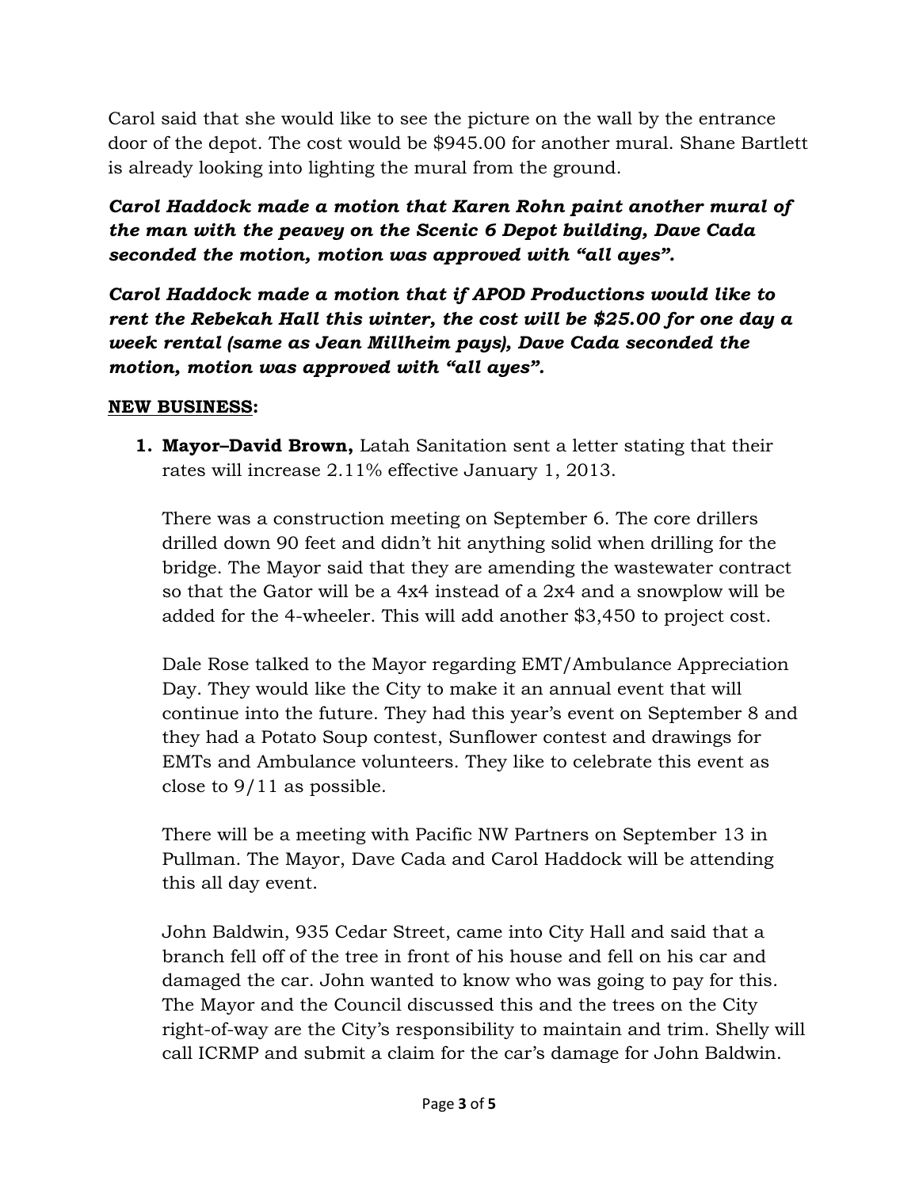Carol said that she would like to see the picture on the wall by the entrance door of the depot. The cost would be $945.00 for another mural. Shane Bartlett is already looking into lighting the mural from the ground.

***Carol Haddock made a motion that Karen Rohn paint another mural of the man with the peavey on the Scenic 6 Depot building, Dave Cada seconded the motion, motion was approved with "all ayes".***

***Carol Haddock made a motion that if APOD Productions would like to rent the Rebekah Hall this winter, the cost will be $25.00 for one day a week rental (same as Jean Millheim pays), Dave Cada seconded the motion, motion was approved with "all ayes".***

**NEW BUSINESS:**

1. **Mayor–David Brown,** Latah Sanitation sent a letter stating that their rates will increase 2.11% effective January 1, 2013.

   There was a construction meeting on September 6. The core drillers drilled down 90 feet and didn't hit anything solid when drilling for the bridge. The Mayor said that they are amending the wastewater contract so that the Gator will be a 4x4 instead of a 2x4 and a snowplow will be added for the 4-wheeler. This will add another $3,450 to project cost.

   Dale Rose talked to the Mayor regarding EMT/Ambulance Appreciation Day. They would like the City to make it an annual event that will continue into the future. They had this year's event on September 8 and they had a Potato Soup contest, Sunflower contest and drawings for EMTs and Ambulance volunteers. They like to celebrate this event as close to 9/11 as possible.

   There will be a meeting with Pacific NW Partners on September 13 in Pullman. The Mayor, Dave Cada and Carol Haddock will be attending this all day event.

   John Baldwin, 935 Cedar Street, came into City Hall and said that a branch fell off of the tree in front of his house and fell on his car and damaged the car. John wanted to know who was going to pay for this. The Mayor and the Council discussed this and the trees on the City right-of-way are the City's responsibility to maintain and trim. Shelly will call ICRMP and submit a claim for the car's damage for John Baldwin.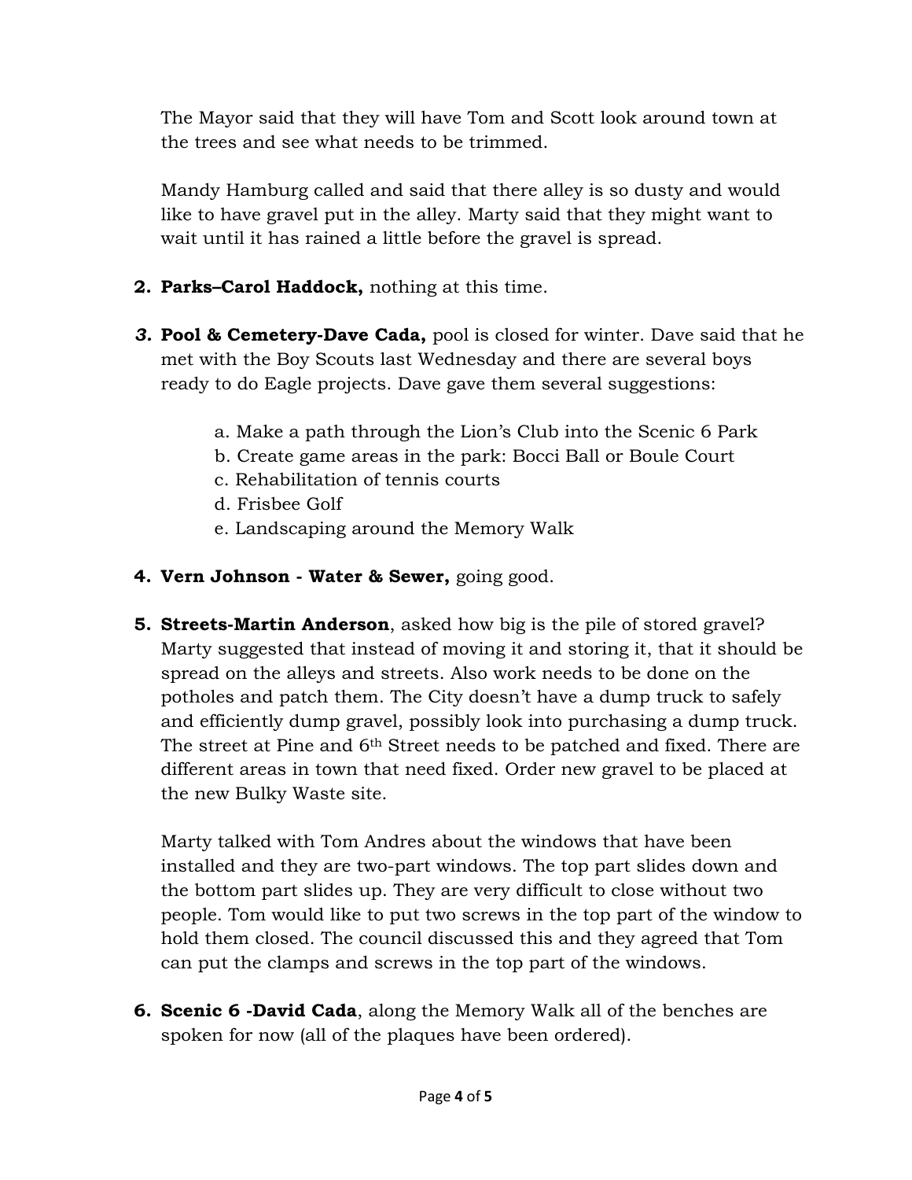The Mayor said that they will have Tom and Scott look around town at the trees and see what needs to be trimmed.

Mandy Hamburg called and said that there alley is so dusty and would like to have gravel put in the alley. Marty said that they might want to wait until it has rained a little before the gravel is spread.

2. **Parks–Carol Haddock,** nothing at this time.

3. **Pool & Cemetery-Dave Cada,** pool is closed for winter. Dave said that he met with the Boy Scouts last Wednesday and there are several boys ready to do Eagle projects. Dave gave them several suggestions:

   a. Make a path through the Lion's Club into the Scenic 6 Park
   b. Create game areas in the park: Bocci Ball or Boule Court
   c. Rehabilitation of tennis courts
   d. Frisbee Golf
   e. Landscaping around the Memory Walk

4. **Vern Johnson - Water & Sewer,** going good.

5. **Streets-Martin Anderson**, asked how big is the pile of stored gravel? Marty suggested that instead of moving it and storing it, that it should be spread on the alleys and streets. Also work needs to be done on the potholes and patch them. The City doesn't have a dump truck to safely and efficiently dump gravel, possibly look into purchasing a dump truck. The street at Pine and 6th Street needs to be patched and fixed. There are different areas in town that need fixed. Order new gravel to be placed at the new Bulky Waste site.

   Marty talked with Tom Andres about the windows that have been installed and they are two-part windows. The top part slides down and the bottom part slides up. They are very difficult to close without two people. Tom would like to put two screws in the top part of the window to hold them closed. The council discussed this and they agreed that Tom can put the clamps and screws in the top part of the windows.

6. **Scenic 6 -David Cada**, along the Memory Walk all of the benches are spoken for now (all of the plaques have been ordered).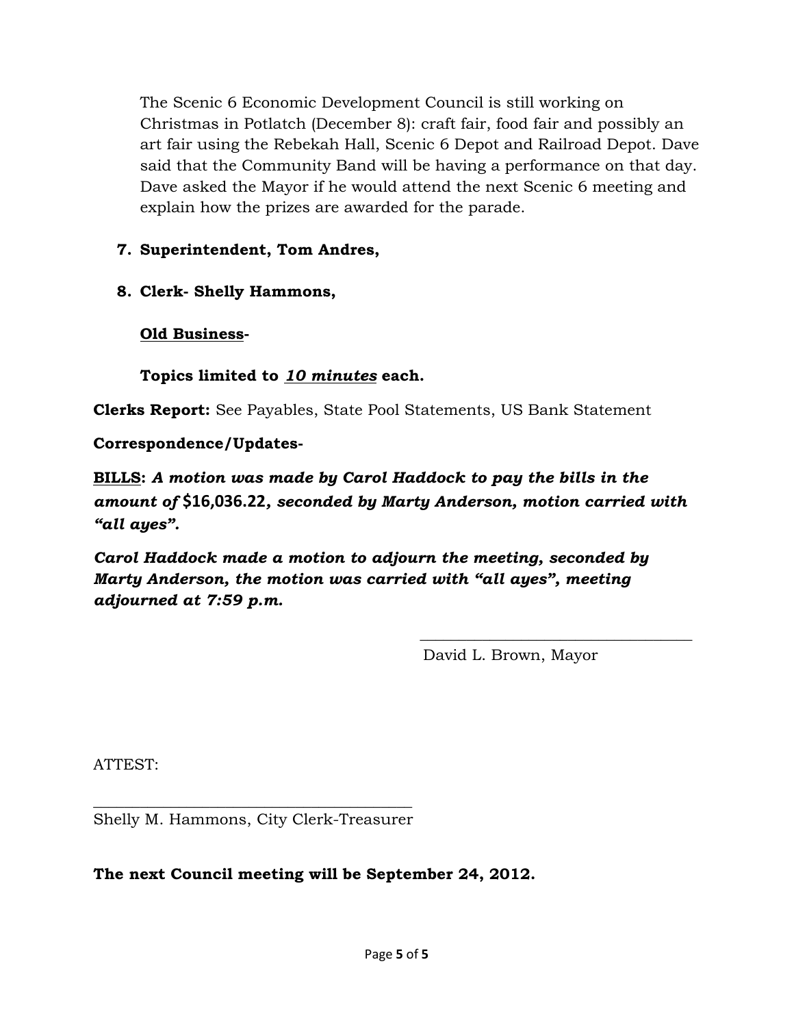The Scenic 6 Economic Development Council is still working on Christmas in Potlatch (December 8): craft fair, food fair and possibly an art fair using the Rebekah Hall, Scenic 6 Depot and Railroad Depot. Dave said that the Community Band will be having a performance on that day. Dave asked the Mayor if he would attend the next Scenic 6 meeting and explain how the prizes are awarded for the parade.

7. **Superintendent, Tom Andres,**

8. **Clerk- Shelly Hammons,**

   **<u>Old Business</u>-**

   **Topics limited to *<u>10 minutes</u>* each.**

**Clerks Report:** See Payables, State Pool Statements, US Bank Statement

**Correspondence/Updates-**

**<u>BILLS</u>:** ***A motion was made by Carol Haddock to pay the bills in the amount of* $16,036.22*, seconded by Marty Anderson, motion carried with "all ayes".***

***Carol Haddock made a motion to adjourn the meeting, seconded by Marty Anderson, the motion was carried with "all ayes", meeting adjourned at 7:59 p.m.***

\_\_\_\_\_\_\_\_\_\_\_\_\_\_\_\_\_\_\_\_\_\_\_\_\_\_\_\_\_\_\_\_\_\_\_

David L. Brown, Mayor

ATTEST:

\_\_\_\_\_\_\_\_\_\_\_\_\_\_\_\_\_\_\_\_\_\_\_\_\_\_\_\_\_\_\_\_\_\_\_\_\_\_\_\_

Shelly M. Hammons, City Clerk-Treasurer

**The next Council meeting will be September 24, 2012.**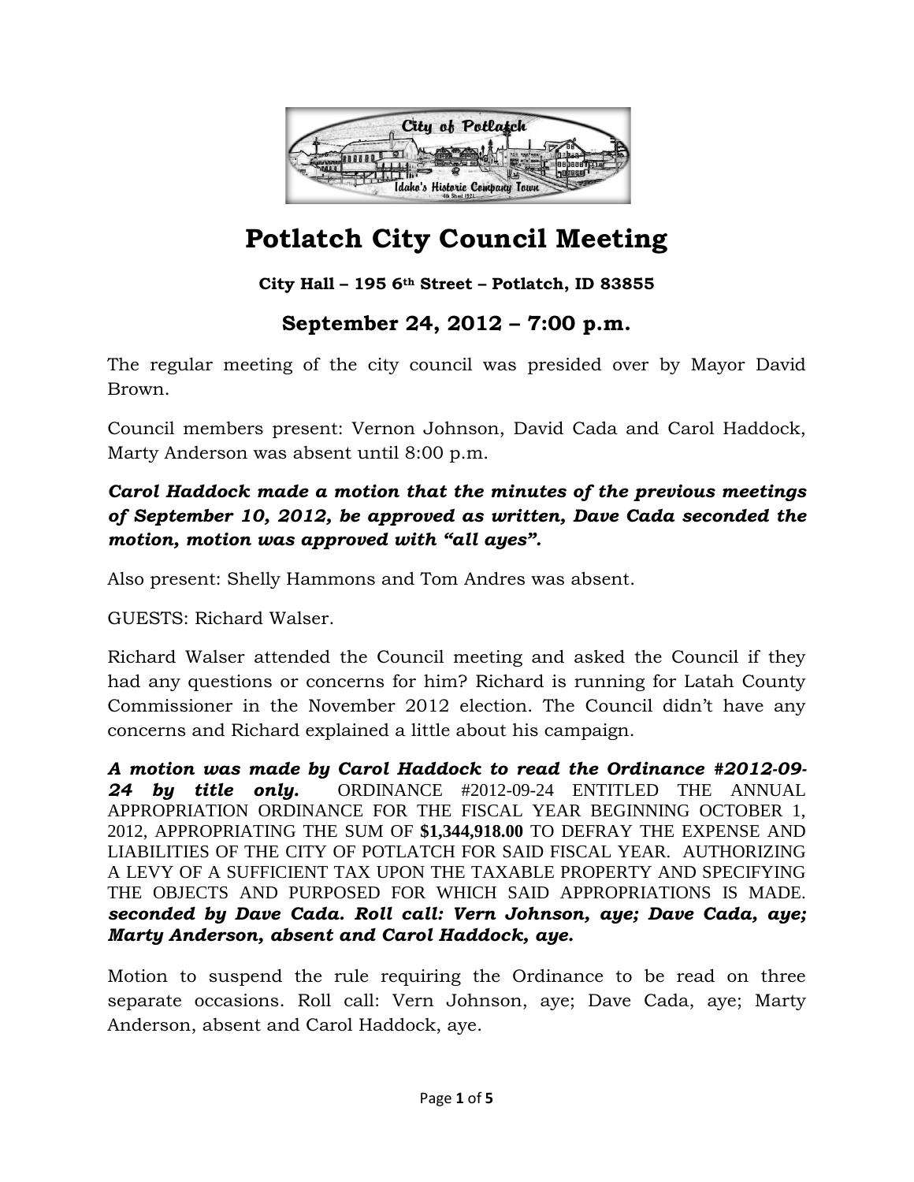# Potlatch City Council Meeting

**City Hall – 195 6th Street – Potlatch, ID 83855**

## September 24, 2012 – 7:00 p.m.

The regular meeting of the city council was presided over by Mayor David Brown.

Council members present: Vernon Johnson, David Cada and Carol Haddock, Marty Anderson was absent until 8:00 p.m.

***Carol Haddock made a motion that the minutes of the previous meetings of September 10, 2012, be approved as written, Dave Cada seconded the motion, motion was approved with "all ayes".***

Also present: Shelly Hammons and Tom Andres was absent.

GUESTS: Richard Walser.

Richard Walser attended the Council meeting and asked the Council if they had any questions or concerns for him? Richard is running for Latah County Commissioner in the November 2012 election. The Council didn't have any concerns and Richard explained a little about his campaign.

***A motion was made by Carol Haddock to read the Ordinance #2012-09-24 by title only.*** ORDINANCE #2012-09-24 ENTITLED THE ANNUAL APPROPRIATION ORDINANCE FOR THE FISCAL YEAR BEGINNING OCTOBER 1, 2012, APPROPRIATING THE SUM OF **$1,344,918.00** TO DEFRAY THE EXPENSE AND LIABILITIES OF THE CITY OF POTLATCH FOR SAID FISCAL YEAR. AUTHORIZING A LEVY OF A SUFFICIENT TAX UPON THE TAXABLE PROPERTY AND SPECIFYING THE OBJECTS AND PURPOSED FOR WHICH SAID APPROPRIATIONS IS MADE. ***seconded by Dave Cada. Roll call: Vern Johnson, aye; Dave Cada, aye; Marty Anderson, absent and Carol Haddock, aye.***

Motion to suspend the rule requiring the Ordinance to be read on three separate occasions. Roll call: Vern Johnson, aye; Dave Cada, aye; Marty Anderson, absent and Carol Haddock, aye.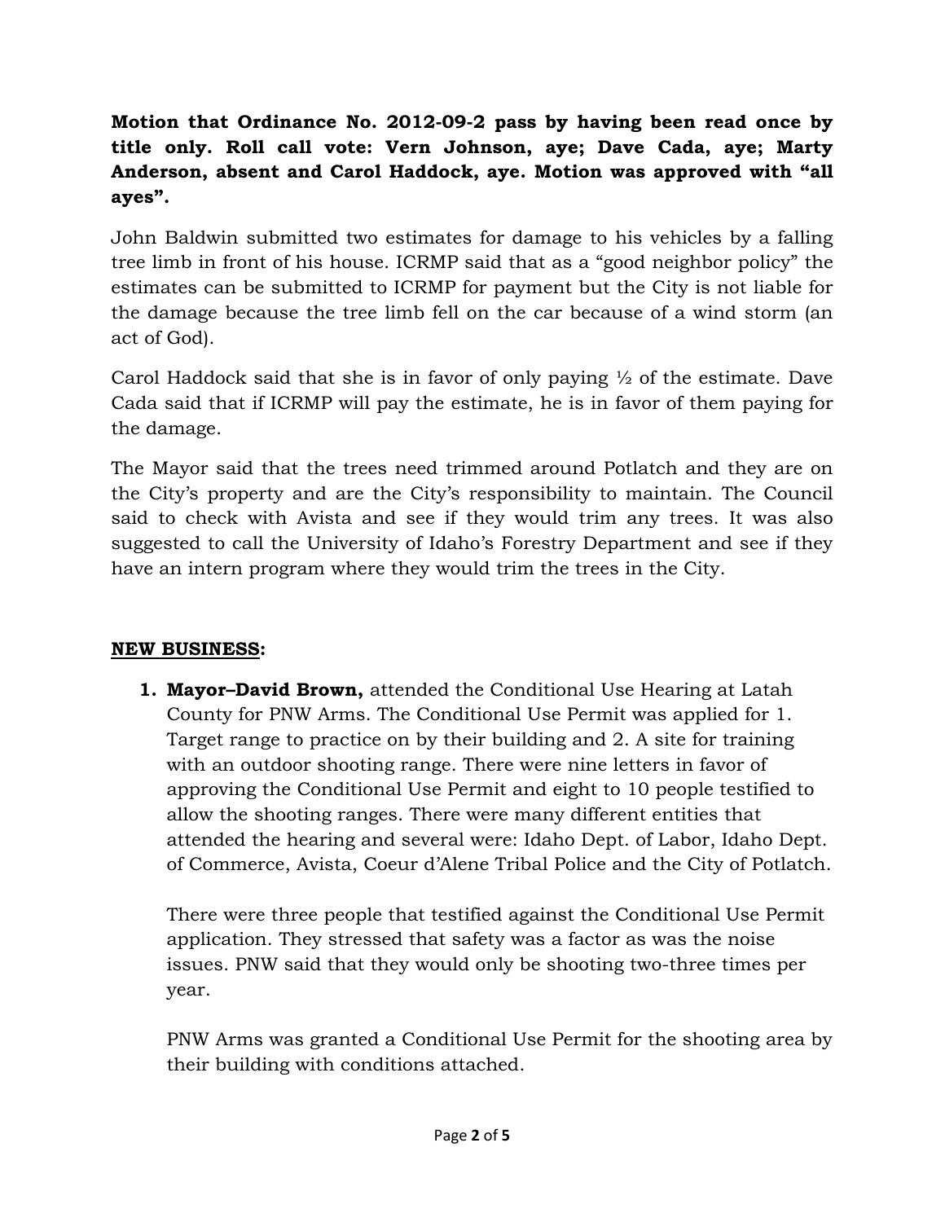**Motion that Ordinance No. 2012-09-2 pass by having been read once by title only. Roll call vote: Vern Johnson, aye; Dave Cada, aye; Marty Anderson, absent and Carol Haddock, aye. Motion was approved with "all ayes".**

John Baldwin submitted two estimates for damage to his vehicles by a falling tree limb in front of his house. ICRMP said that as a "good neighbor policy" the estimates can be submitted to ICRMP for payment but the City is not liable for the damage because the tree limb fell on the car because of a wind storm (an act of God).

Carol Haddock said that she is in favor of only paying ½ of the estimate. Dave Cada said that if ICRMP will pay the estimate, he is in favor of them paying for the damage.

The Mayor said that the trees need trimmed around Potlatch and they are on the City's property and are the City's responsibility to maintain. The Council said to check with Avista and see if they would trim any trees. It was also suggested to call the University of Idaho's Forestry Department and see if they have an intern program where they would trim the trees in the City.

## NEW BUSINESS:

1. **Mayor–David Brown,** attended the Conditional Use Hearing at Latah County for PNW Arms. The Conditional Use Permit was applied for 1. Target range to practice on by their building and 2. A site for training with an outdoor shooting range. There were nine letters in favor of approving the Conditional Use Permit and eight to 10 people testified to allow the shooting ranges. There were many different entities that attended the hearing and several were: Idaho Dept. of Labor, Idaho Dept. of Commerce, Avista, Coeur d'Alene Tribal Police and the City of Potlatch.

   There were three people that testified against the Conditional Use Permit application. They stressed that safety was a factor as was the noise issues. PNW said that they would only be shooting two-three times per year.

   PNW Arms was granted a Conditional Use Permit for the shooting area by their building with conditions attached.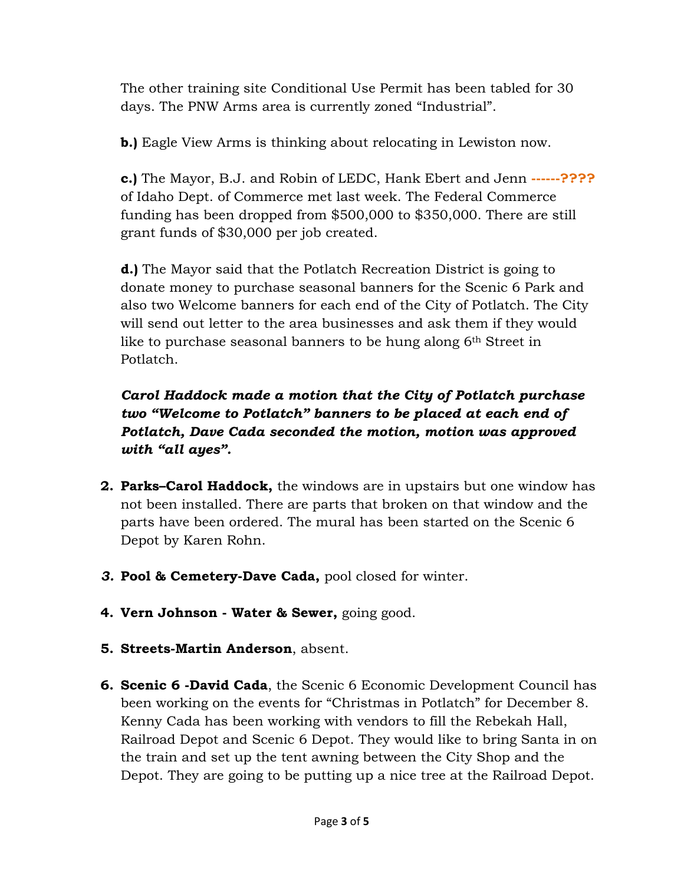The other training site Conditional Use Permit has been tabled for 30 days. The PNW Arms area is currently zoned "Industrial".

**b.)** Eagle View Arms is thinking about relocating in Lewiston now.

**c.)** The Mayor, B.J. and Robin of LEDC, Hank Ebert and Jenn **------????** of Idaho Dept. of Commerce met last week. The Federal Commerce funding has been dropped from $500,000 to $350,000. There are still grant funds of $30,000 per job created.

**d.)** The Mayor said that the Potlatch Recreation District is going to donate money to purchase seasonal banners for the Scenic 6 Park and also two Welcome banners for each end of the City of Potlatch. The City will send out letter to the area businesses and ask them if they would like to purchase seasonal banners to be hung along 6th Street in Potlatch.

***Carol Haddock made a motion that the City of Potlatch purchase two "Welcome to Potlatch" banners to be placed at each end of Potlatch, Dave Cada seconded the motion, motion was approved with "all ayes".***

2. **Parks–Carol Haddock,** the windows are in upstairs but one window has not been installed. There are parts that broken on that window and the parts have been ordered. The mural has been started on the Scenic 6 Depot by Karen Rohn.
3. **Pool & Cemetery-Dave Cada,** pool closed for winter.
4. **Vern Johnson - Water & Sewer,** going good.
5. **Streets-Martin Anderson**, absent.
6. **Scenic 6 -David Cada**, the Scenic 6 Economic Development Council has been working on the events for "Christmas in Potlatch" for December 8. Kenny Cada has been working with vendors to fill the Rebekah Hall, Railroad Depot and Scenic 6 Depot. They would like to bring Santa in on the train and set up the tent awning between the City Shop and the Depot. They are going to be putting up a nice tree at the Railroad Depot.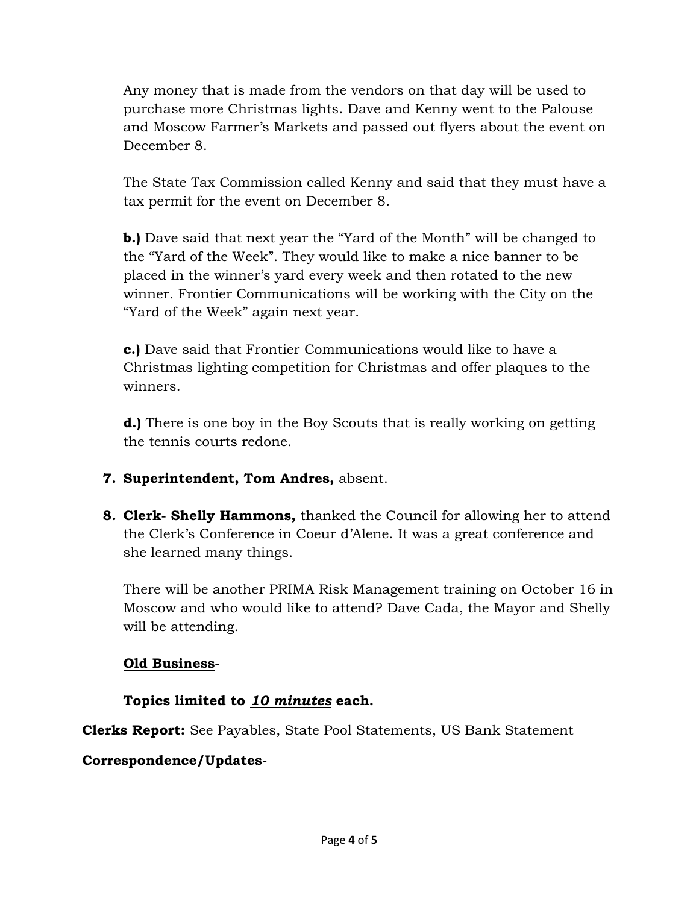Any money that is made from the vendors on that day will be used to purchase more Christmas lights. Dave and Kenny went to the Palouse and Moscow Farmer's Markets and passed out flyers about the event on December 8.

The State Tax Commission called Kenny and said that they must have a tax permit for the event on December 8.

**b.)** Dave said that next year the "Yard of the Month" will be changed to the "Yard of the Week". They would like to make a nice banner to be placed in the winner's yard every week and then rotated to the new winner. Frontier Communications will be working with the City on the "Yard of the Week" again next year.

**c.)** Dave said that Frontier Communications would like to have a Christmas lighting competition for Christmas and offer plaques to the winners.

**d.)** There is one boy in the Boy Scouts that is really working on getting the tennis courts redone.

7. **Superintendent, Tom Andres,** absent.

8. **Clerk- Shelly Hammons,** thanked the Council for allowing her to attend the Clerk's Conference in Coeur d'Alene. It was a great conference and she learned many things.

   There will be another PRIMA Risk Management training on October 16 in Moscow and who would like to attend? Dave Cada, the Mayor and Shelly will be attending.

**Old Business-**

**Topics limited to *10 minutes* each.**

**Clerks Report:** See Payables, State Pool Statements, US Bank Statement

**Correspondence/Updates-**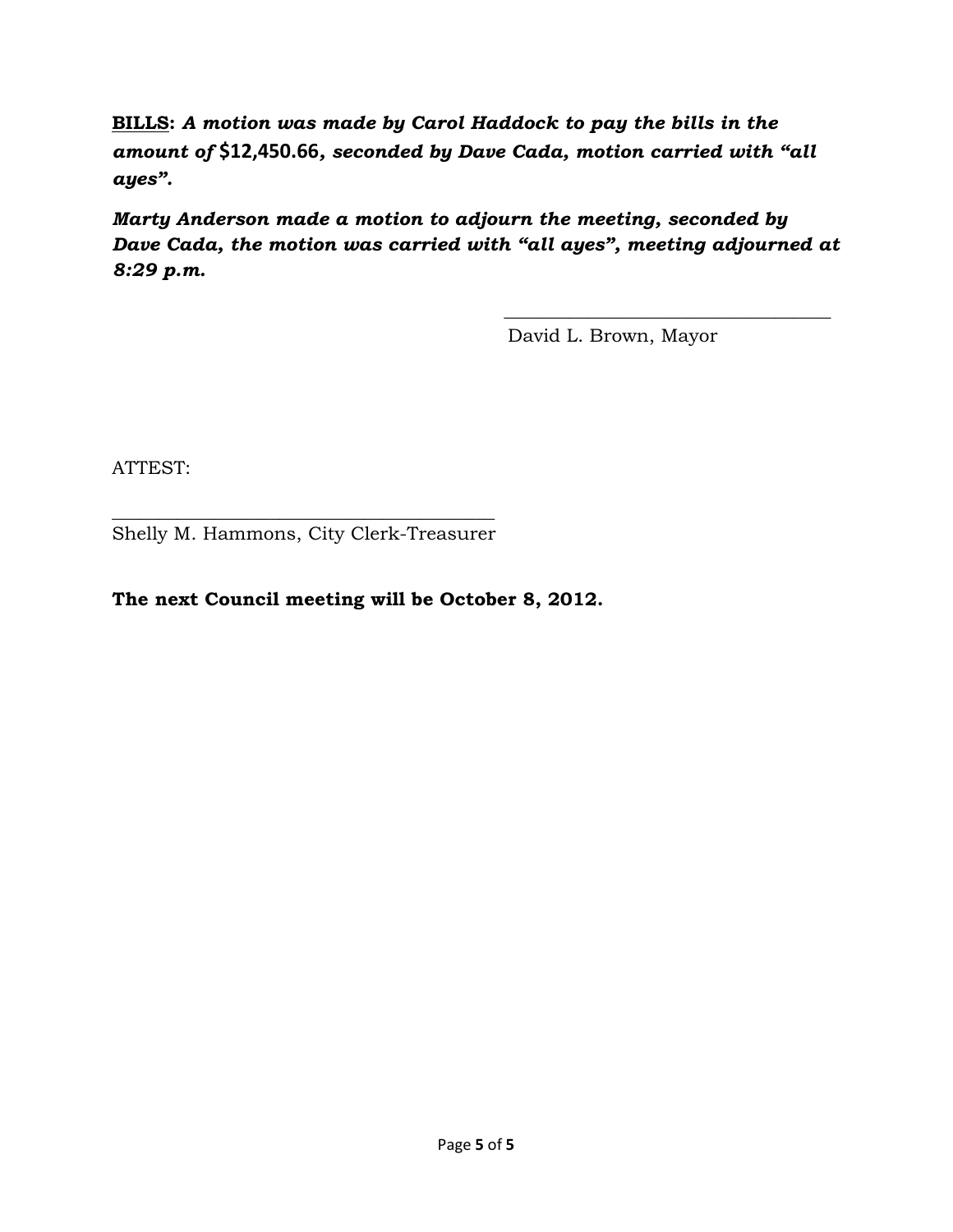**<u>BILLS</u>:** ***A motion was made by Carol Haddock to pay the bills in the amount of* $12,450.66*, seconded by Dave Cada, motion carried with "all ayes".***

***Marty Anderson made a motion to adjourn the meeting, seconded by Dave Cada, the motion was carried with "all ayes", meeting adjourned at 8:29 p.m.***

\_\_\_\_\_\_\_\_\_\_\_\_\_\_\_\_\_\_\_\_\_\_\_\_\_\_\_\_\_\_\_\_\_\_\_

David L. Brown, Mayor

ATTEST:

\_\_\_\_\_\_\_\_\_\_\_\_\_\_\_\_\_\_\_\_\_\_\_\_\_\_\_\_\_\_\_\_\_\_\_\_\_\_\_\_\_

Shelly M. Hammons, City Clerk-Treasurer

**The next Council meeting will be October 8, 2012.**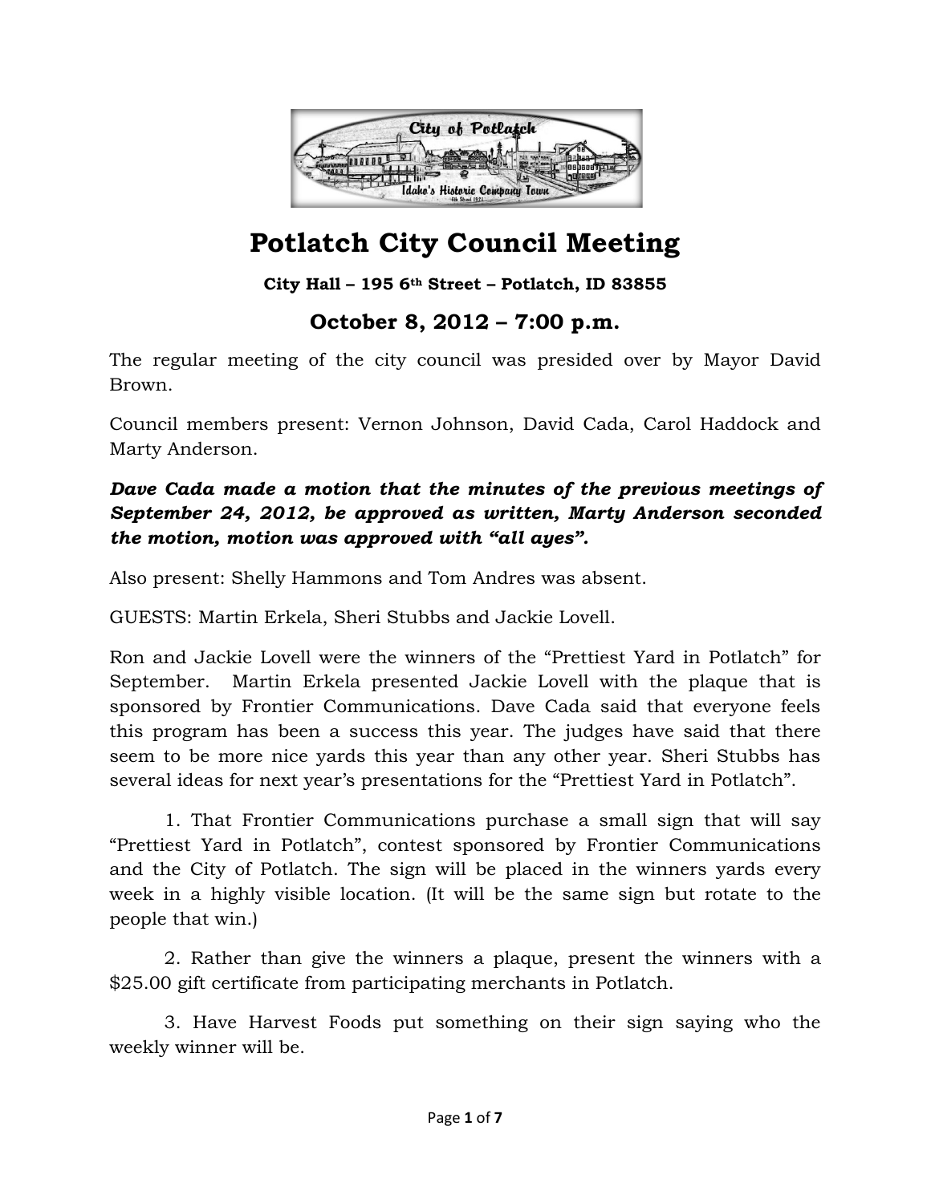# Potlatch City Council Meeting

**City Hall – 195 6th Street – Potlatch, ID 83855**

## October 8, 2012 – 7:00 p.m.

The regular meeting of the city council was presided over by Mayor David Brown.

Council members present: Vernon Johnson, David Cada, Carol Haddock and Marty Anderson.

***Dave Cada made a motion that the minutes of the previous meetings of September 24, 2012, be approved as written, Marty Anderson seconded the motion, motion was approved with "all ayes".***

Also present: Shelly Hammons and Tom Andres was absent.

GUESTS: Martin Erkela, Sheri Stubbs and Jackie Lovell.

Ron and Jackie Lovell were the winners of the "Prettiest Yard in Potlatch" for September. Martin Erkela presented Jackie Lovell with the plaque that is sponsored by Frontier Communications. Dave Cada said that everyone feels this program has been a success this year. The judges have said that there seem to be more nice yards this year than any other year. Sheri Stubbs has several ideas for next year's presentations for the "Prettiest Yard in Potlatch".

1. That Frontier Communications purchase a small sign that will say "Prettiest Yard in Potlatch", contest sponsored by Frontier Communications and the City of Potlatch. The sign will be placed in the winners yards every week in a highly visible location. (It will be the same sign but rotate to the people that win.)

2. Rather than give the winners a plaque, present the winners with a $25.00 gift certificate from participating merchants in Potlatch.

3. Have Harvest Foods put something on their sign saying who the weekly winner will be.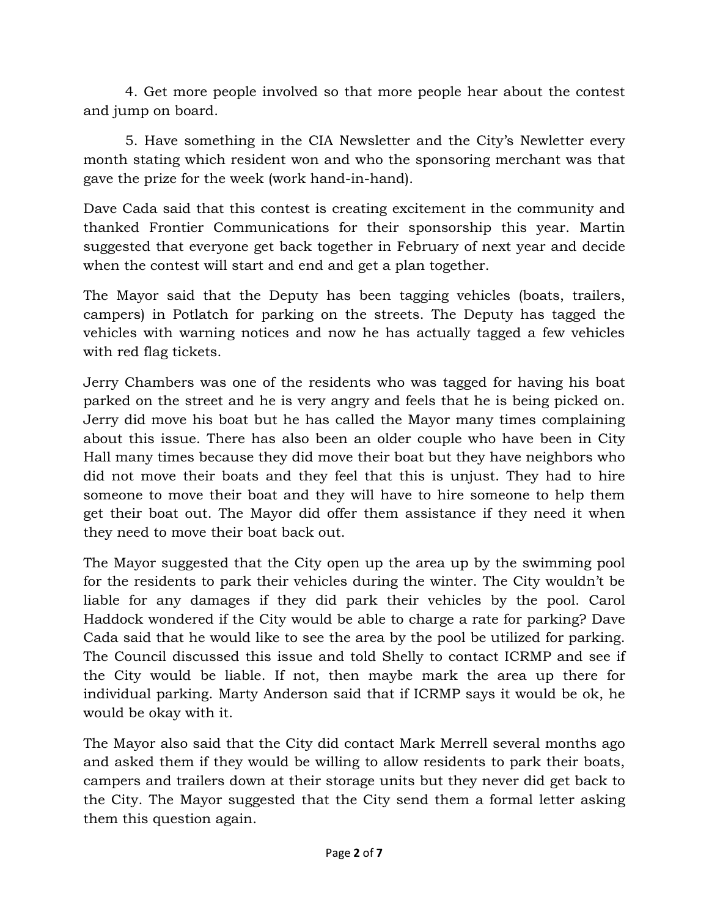4. Get more people involved so that more people hear about the contest and jump on board.

5. Have something in the CIA Newsletter and the City's Newletter every month stating which resident won and who the sponsoring merchant was that gave the prize for the week (work hand-in-hand).

Dave Cada said that this contest is creating excitement in the community and thanked Frontier Communications for their sponsorship this year. Martin suggested that everyone get back together in February of next year and decide when the contest will start and end and get a plan together.

The Mayor said that the Deputy has been tagging vehicles (boats, trailers, campers) in Potlatch for parking on the streets. The Deputy has tagged the vehicles with warning notices and now he has actually tagged a few vehicles with red flag tickets.

Jerry Chambers was one of the residents who was tagged for having his boat parked on the street and he is very angry and feels that he is being picked on. Jerry did move his boat but he has called the Mayor many times complaining about this issue. There has also been an older couple who have been in City Hall many times because they did move their boat but they have neighbors who did not move their boats and they feel that this is unjust. They had to hire someone to move their boat and they will have to hire someone to help them get their boat out. The Mayor did offer them assistance if they need it when they need to move their boat back out.

The Mayor suggested that the City open up the area up by the swimming pool for the residents to park their vehicles during the winter. The City wouldn't be liable for any damages if they did park their vehicles by the pool. Carol Haddock wondered if the City would be able to charge a rate for parking? Dave Cada said that he would like to see the area by the pool be utilized for parking. The Council discussed this issue and told Shelly to contact ICRMP and see if the City would be liable. If not, then maybe mark the area up there for individual parking. Marty Anderson said that if ICRMP says it would be ok, he would be okay with it.

The Mayor also said that the City did contact Mark Merrell several months ago and asked them if they would be willing to allow residents to park their boats, campers and trailers down at their storage units but they never did get back to the City. The Mayor suggested that the City send them a formal letter asking them this question again.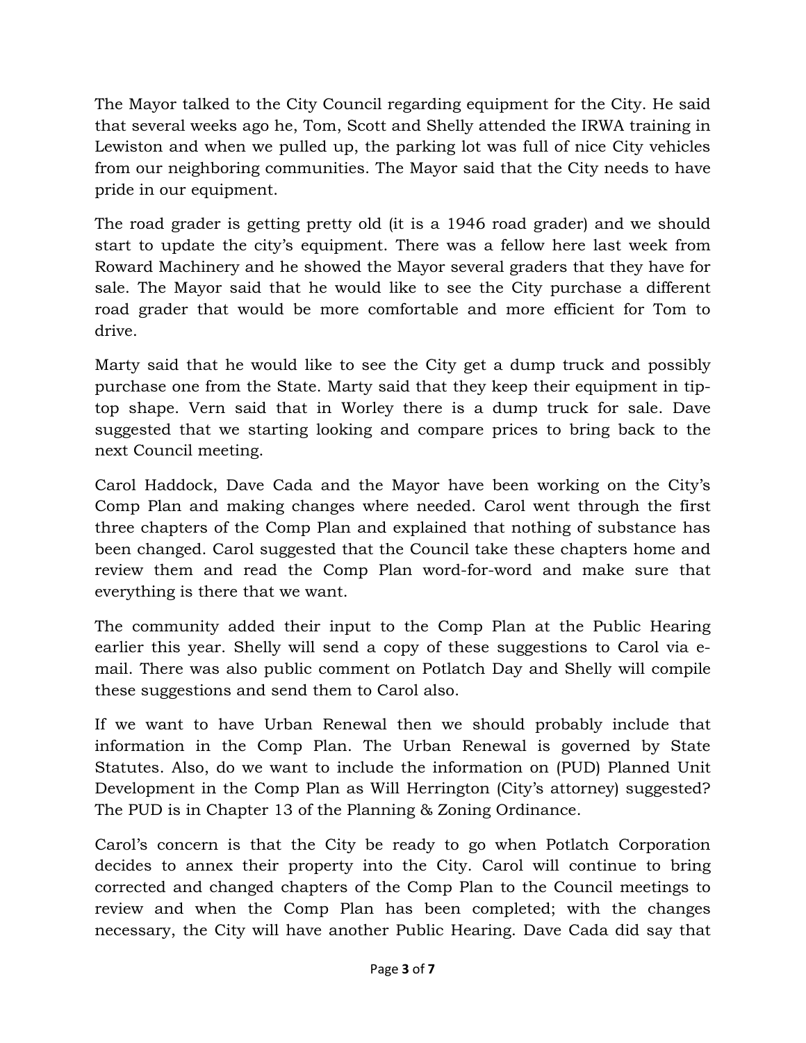The Mayor talked to the City Council regarding equipment for the City. He said that several weeks ago he, Tom, Scott and Shelly attended the IRWA training in Lewiston and when we pulled up, the parking lot was full of nice City vehicles from our neighboring communities. The Mayor said that the City needs to have pride in our equipment.

The road grader is getting pretty old (it is a 1946 road grader) and we should start to update the city's equipment. There was a fellow here last week from Roward Machinery and he showed the Mayor several graders that they have for sale. The Mayor said that he would like to see the City purchase a different road grader that would be more comfortable and more efficient for Tom to drive.

Marty said that he would like to see the City get a dump truck and possibly purchase one from the State. Marty said that they keep their equipment in tip-top shape. Vern said that in Worley there is a dump truck for sale. Dave suggested that we starting looking and compare prices to bring back to the next Council meeting.

Carol Haddock, Dave Cada and the Mayor have been working on the City's Comp Plan and making changes where needed. Carol went through the first three chapters of the Comp Plan and explained that nothing of substance has been changed. Carol suggested that the Council take these chapters home and review them and read the Comp Plan word-for-word and make sure that everything is there that we want.

The community added their input to the Comp Plan at the Public Hearing earlier this year. Shelly will send a copy of these suggestions to Carol via e-mail. There was also public comment on Potlatch Day and Shelly will compile these suggestions and send them to Carol also.

If we want to have Urban Renewal then we should probably include that information in the Comp Plan. The Urban Renewal is governed by State Statutes. Also, do we want to include the information on (PUD) Planned Unit Development in the Comp Plan as Will Herrington (City's attorney) suggested? The PUD is in Chapter 13 of the Planning & Zoning Ordinance.

Carol's concern is that the City be ready to go when Potlatch Corporation decides to annex their property into the City. Carol will continue to bring corrected and changed chapters of the Comp Plan to the Council meetings to review and when the Comp Plan has been completed; with the changes necessary, the City will have another Public Hearing. Dave Cada did say that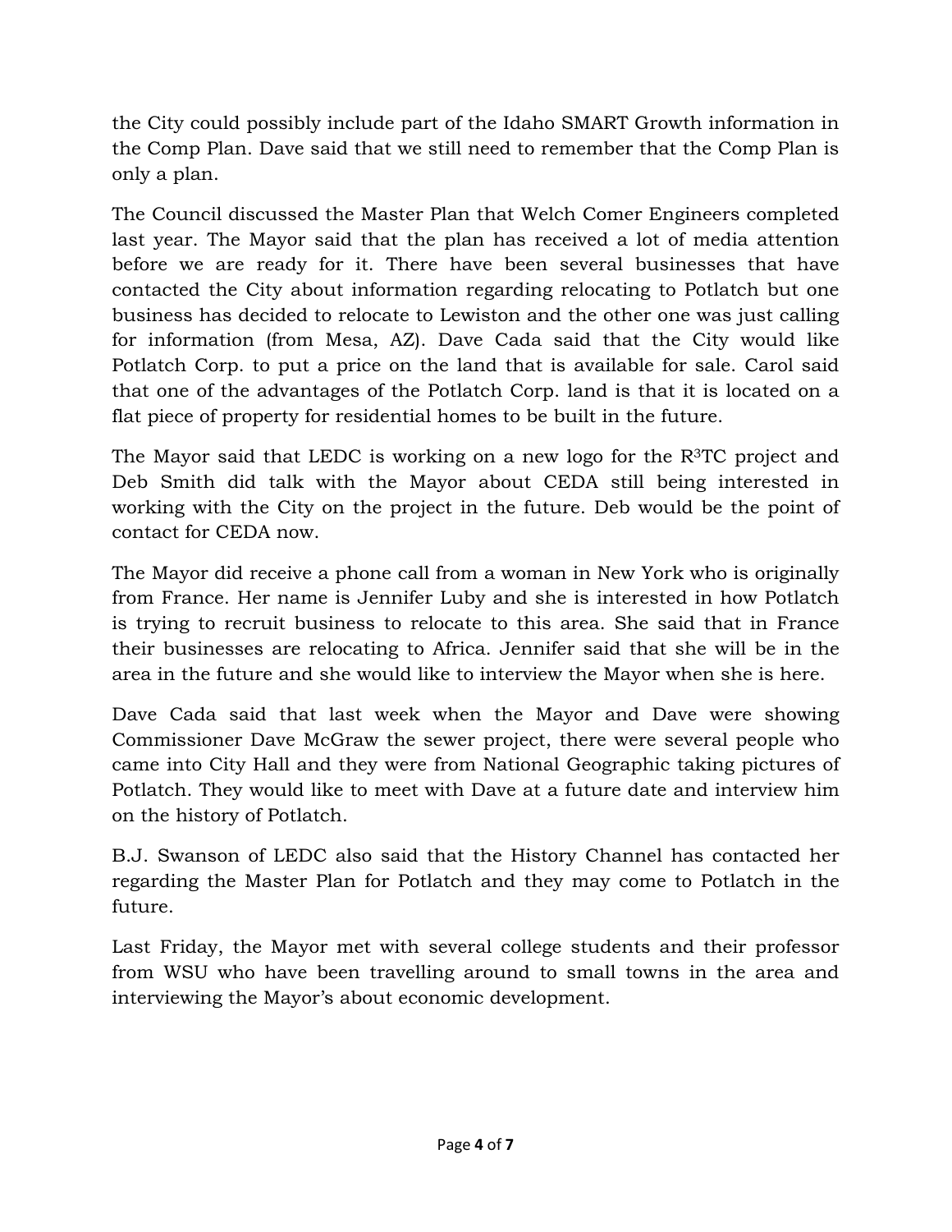the City could possibly include part of the Idaho SMART Growth information in the Comp Plan. Dave said that we still need to remember that the Comp Plan is only a plan.

The Council discussed the Master Plan that Welch Comer Engineers completed last year. The Mayor said that the plan has received a lot of media attention before we are ready for it. There have been several businesses that have contacted the City about information regarding relocating to Potlatch but one business has decided to relocate to Lewiston and the other one was just calling for information (from Mesa, AZ). Dave Cada said that the City would like Potlatch Corp. to put a price on the land that is available for sale. Carol said that one of the advantages of the Potlatch Corp. land is that it is located on a flat piece of property for residential homes to be built in the future.

The Mayor said that LEDC is working on a new logo for the $R^3$TC project and Deb Smith did talk with the Mayor about CEDA still being interested in working with the City on the project in the future. Deb would be the point of contact for CEDA now.

The Mayor did receive a phone call from a woman in New York who is originally from France. Her name is Jennifer Luby and she is interested in how Potlatch is trying to recruit business to relocate to this area. She said that in France their businesses are relocating to Africa. Jennifer said that she will be in the area in the future and she would like to interview the Mayor when she is here.

Dave Cada said that last week when the Mayor and Dave were showing Commissioner Dave McGraw the sewer project, there were several people who came into City Hall and they were from National Geographic taking pictures of Potlatch. They would like to meet with Dave at a future date and interview him on the history of Potlatch.

B.J. Swanson of LEDC also said that the History Channel has contacted her regarding the Master Plan for Potlatch and they may come to Potlatch in the future.

Last Friday, the Mayor met with several college students and their professor from WSU who have been travelling around to small towns in the area and interviewing the Mayor's about economic development.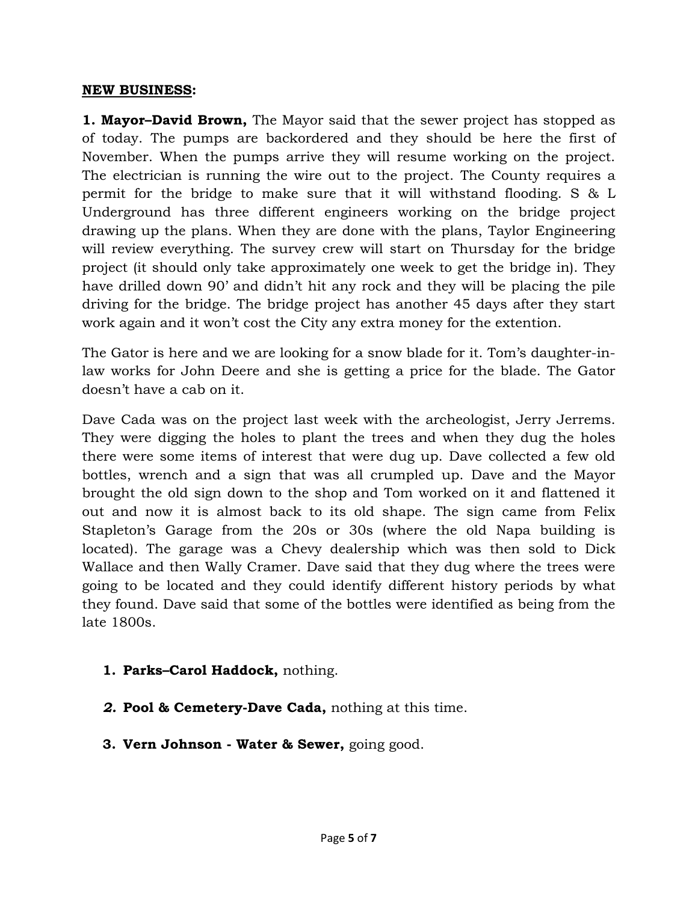**NEW BUSINESS:**

**1. Mayor–David Brown,** The Mayor said that the sewer project has stopped as of today. The pumps are backordered and they should be here the first of November. When the pumps arrive they will resume working on the project. The electrician is running the wire out to the project. The County requires a permit for the bridge to make sure that it will withstand flooding. S & L Underground has three different engineers working on the bridge project drawing up the plans. When they are done with the plans, Taylor Engineering will review everything. The survey crew will start on Thursday for the bridge project (it should only take approximately one week to get the bridge in). They have drilled down 90' and didn't hit any rock and they will be placing the pile driving for the bridge. The bridge project has another 45 days after they start work again and it won't cost the City any extra money for the extention.

The Gator is here and we are looking for a snow blade for it. Tom's daughter-in-law works for John Deere and she is getting a price for the blade. The Gator doesn't have a cab on it.

Dave Cada was on the project last week with the archeologist, Jerry Jerrems. They were digging the holes to plant the trees and when they dug the holes there were some items of interest that were dug up. Dave collected a few old bottles, wrench and a sign that was all crumpled up. Dave and the Mayor brought the old sign down to the shop and Tom worked on it and flattened it out and now it is almost back to its old shape. The sign came from Felix Stapleton's Garage from the 20s or 30s (where the old Napa building is located). The garage was a Chevy dealership which was then sold to Dick Wallace and then Wally Cramer. Dave said that they dug where the trees were going to be located and they could identify different history periods by what they found. Dave said that some of the bottles were identified as being from the late 1800s.

1. **Parks–Carol Haddock,** nothing.
2. **Pool & Cemetery-Dave Cada,** nothing at this time.
3. **Vern Johnson - Water & Sewer,** going good.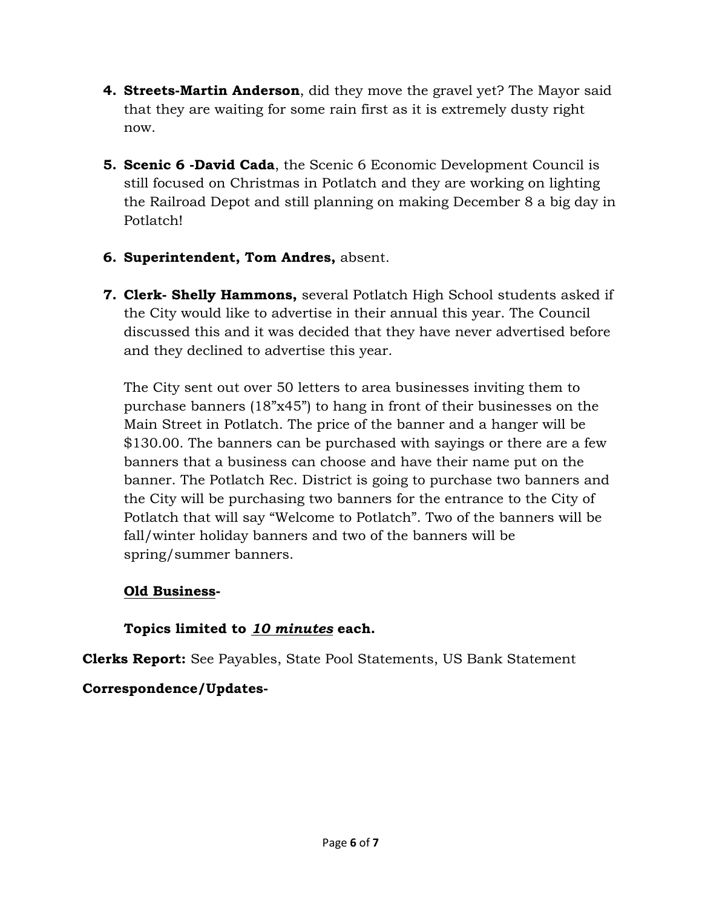4. **Streets-Martin Anderson**, did they move the gravel yet? The Mayor said that they are waiting for some rain first as it is extremely dusty right now.

5. **Scenic 6 -David Cada**, the Scenic 6 Economic Development Council is still focused on Christmas in Potlatch and they are working on lighting the Railroad Depot and still planning on making December 8 a big day in Potlatch!

6. **Superintendent, Tom Andres,** absent.

7. **Clerk- Shelly Hammons,** several Potlatch High School students asked if the City would like to advertise in their annual this year. The Council discussed this and it was decided that they have never advertised before and they declined to advertise this year.

   The City sent out over 50 letters to area businesses inviting them to purchase banners (18”x45”) to hang in front of their businesses on the Main Street in Potlatch. The price of the banner and a hanger will be $130.00. The banners can be purchased with sayings or there are a few banners that a business can choose and have their name put on the banner. The Potlatch Rec. District is going to purchase two banners and the City will be purchasing two banners for the entrance to the City of Potlatch that will say “Welcome to Potlatch”. Two of the banners will be fall/winter holiday banners and two of the banners will be spring/summer banners.

   **Old Business-**

   **Topics limited to *10 minutes* each.**

**Clerks Report:** See Payables, State Pool Statements, US Bank Statement

**Correspondence/Updates-**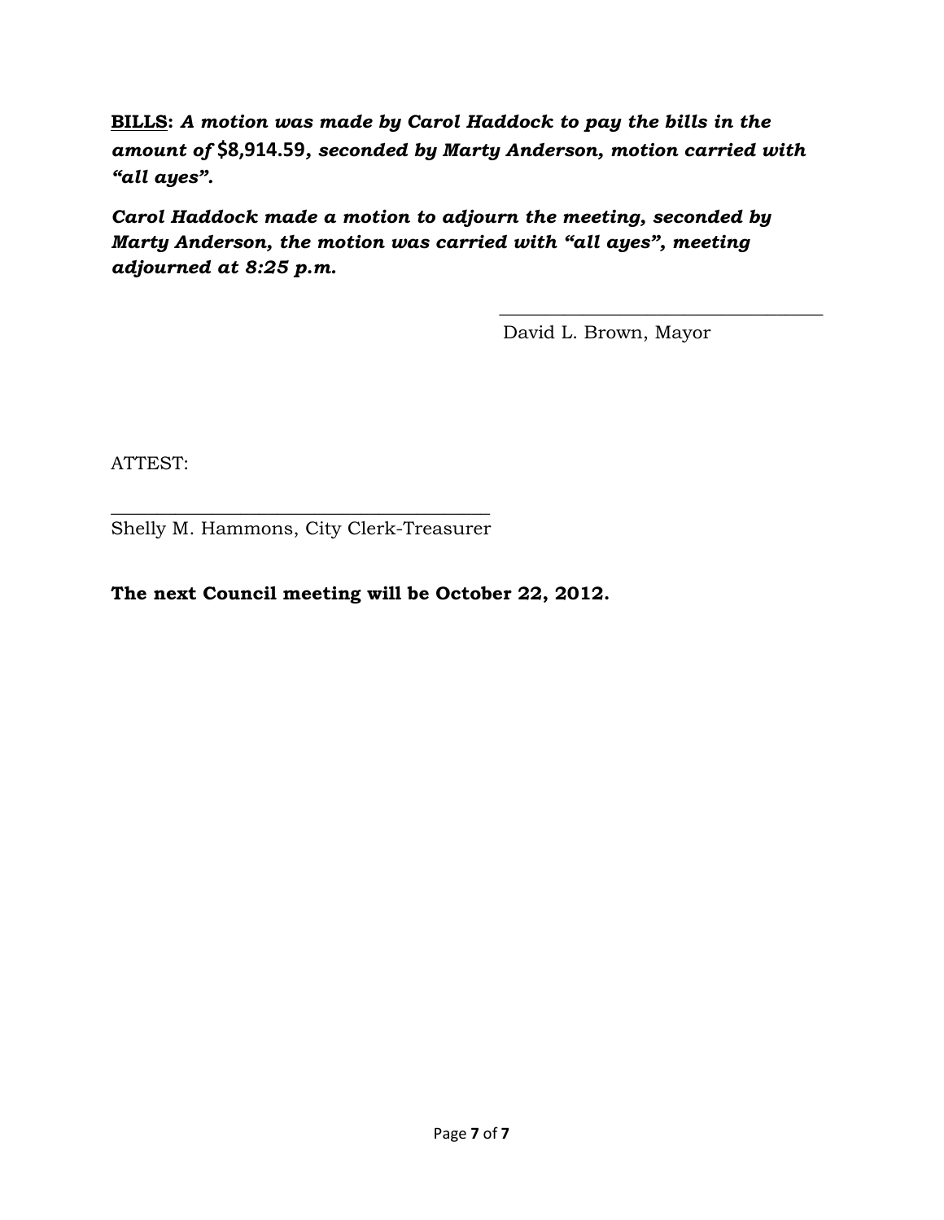**<u>BILLS</u>: *A motion was made by Carol Haddock to pay the bills in the amount of* $8,914.59*, seconded by Marty Anderson, motion carried with "all ayes".***

***Carol Haddock made a motion to adjourn the meeting, seconded by Marty Anderson, the motion was carried with "all ayes", meeting adjourned at 8:25 p.m.***

\_\_\_\_\_\_\_\_\_\_\_\_\_\_\_\_\_\_\_\_\_\_\_\_\_\_\_\_\_\_\_\_\_\_\_\_

David L. Brown, Mayor

ATTEST:

\_\_\_\_\_\_\_\_\_\_\_\_\_\_\_\_\_\_\_\_\_\_\_\_\_\_\_\_\_\_\_\_\_\_\_\_\_\_\_\_

Shelly M. Hammons, City Clerk-Treasurer

**The next Council meeting will be October 22, 2012.**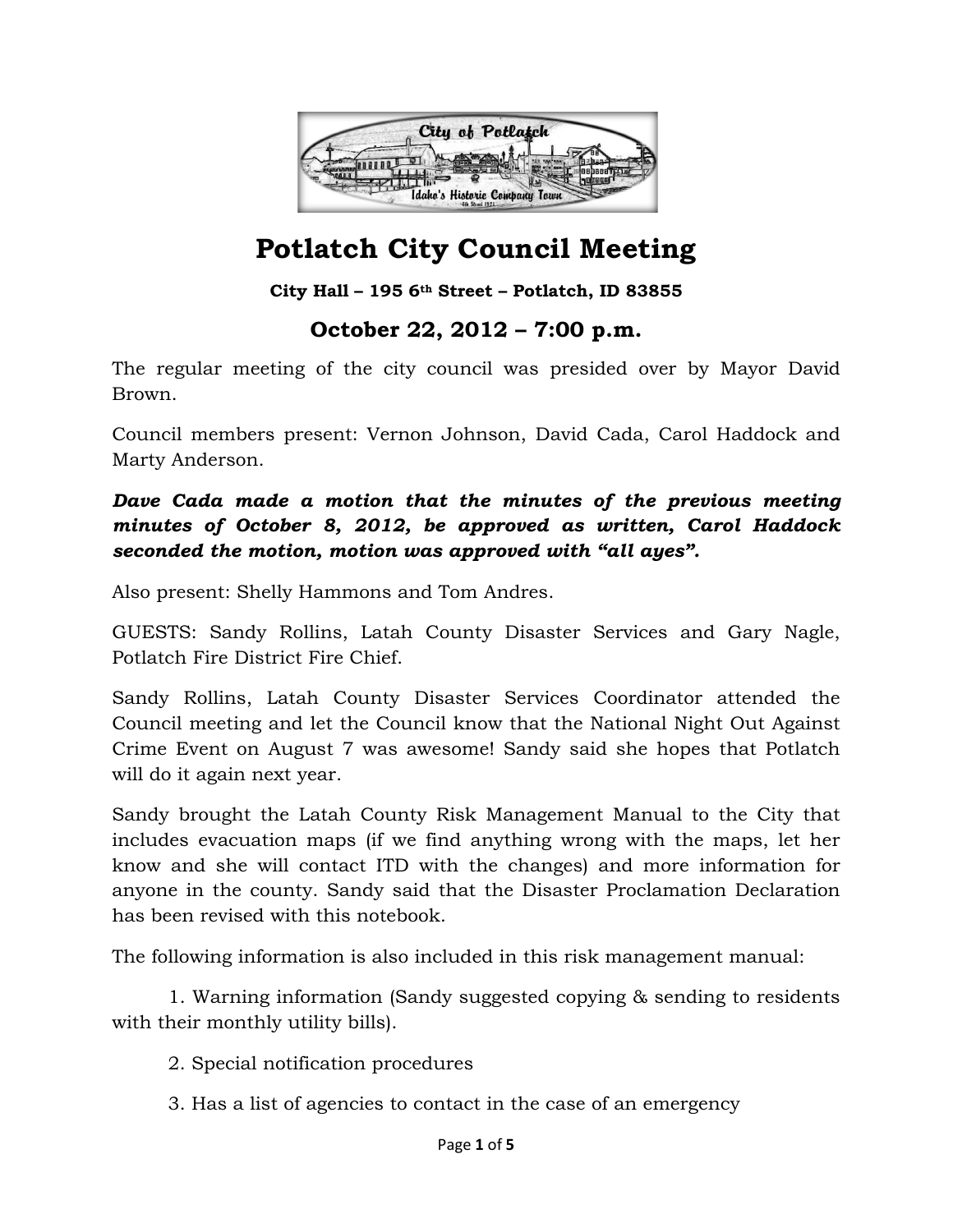# Potlatch City Council Meeting

**City Hall – 195 6th Street – Potlatch, ID 83855**

## October 22, 2012 – 7:00 p.m.

The regular meeting of the city council was presided over by Mayor David Brown.

Council members present: Vernon Johnson, David Cada, Carol Haddock and Marty Anderson.

***Dave Cada made a motion that the minutes of the previous meeting minutes of October 8, 2012, be approved as written, Carol Haddock seconded the motion, motion was approved with "all ayes".***

Also present: Shelly Hammons and Tom Andres.

GUESTS: Sandy Rollins, Latah County Disaster Services and Gary Nagle, Potlatch Fire District Fire Chief.

Sandy Rollins, Latah County Disaster Services Coordinator attended the Council meeting and let the Council know that the National Night Out Against Crime Event on August 7 was awesome! Sandy said she hopes that Potlatch will do it again next year.

Sandy brought the Latah County Risk Management Manual to the City that includes evacuation maps (if we find anything wrong with the maps, let her know and she will contact ITD with the changes) and more information for anyone in the county. Sandy said that the Disaster Proclamation Declaration has been revised with this notebook.

The following information is also included in this risk management manual:

1. Warning information (Sandy suggested copying & sending to residents with their monthly utility bills).
2. Special notification procedures
3. Has a list of agencies to contact in the case of an emergency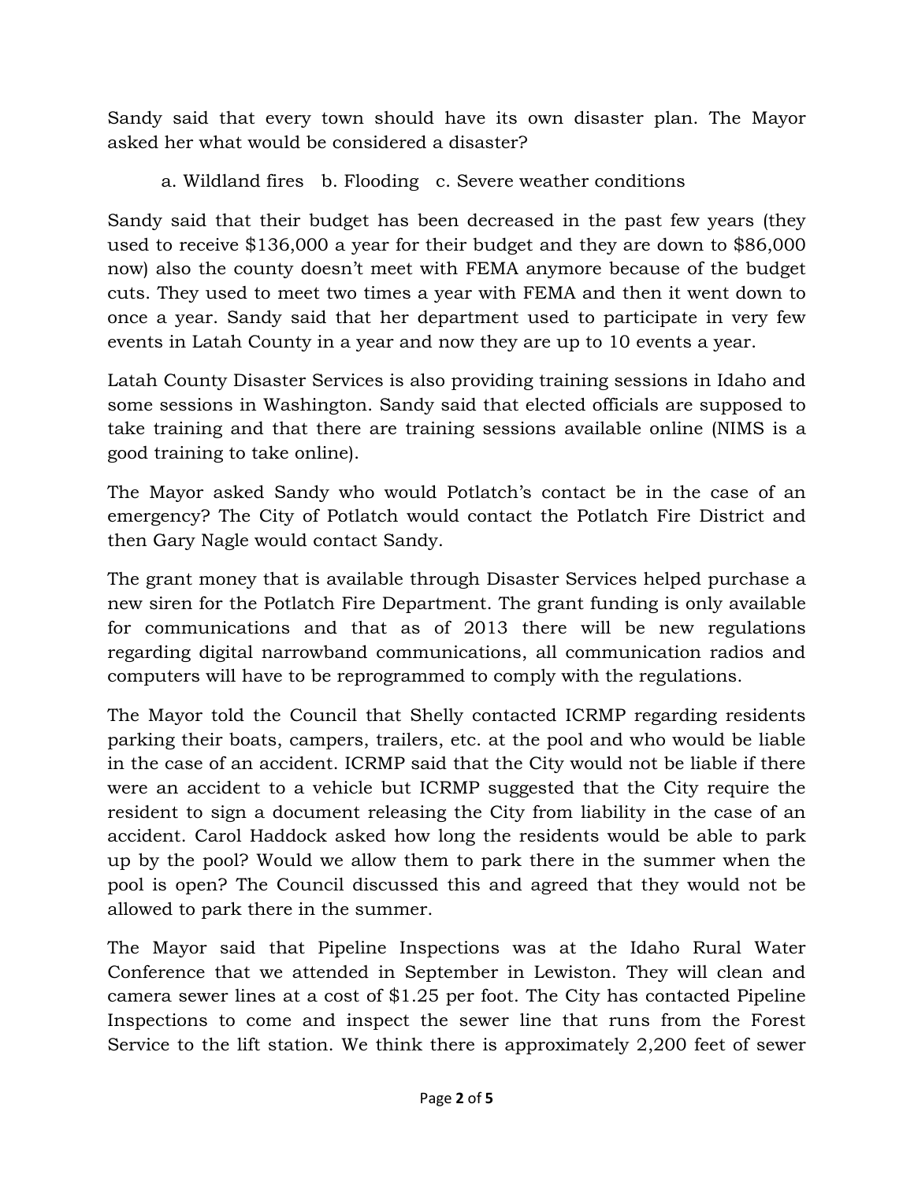Sandy said that every town should have its own disaster plan. The Mayor asked her what would be considered a disaster?

a. Wildland fires b. Flooding c. Severe weather conditions

Sandy said that their budget has been decreased in the past few years (they used to receive $136,000 a year for their budget and they are down to $86,000 now) also the county doesn't meet with FEMA anymore because of the budget cuts. They used to meet two times a year with FEMA and then it went down to once a year. Sandy said that her department used to participate in very few events in Latah County in a year and now they are up to 10 events a year.

Latah County Disaster Services is also providing training sessions in Idaho and some sessions in Washington. Sandy said that elected officials are supposed to take training and that there are training sessions available online (NIMS is a good training to take online).

The Mayor asked Sandy who would Potlatch's contact be in the case of an emergency? The City of Potlatch would contact the Potlatch Fire District and then Gary Nagle would contact Sandy.

The grant money that is available through Disaster Services helped purchase a new siren for the Potlatch Fire Department. The grant funding is only available for communications and that as of 2013 there will be new regulations regarding digital narrowband communications, all communication radios and computers will have to be reprogrammed to comply with the regulations.

The Mayor told the Council that Shelly contacted ICRMP regarding residents parking their boats, campers, trailers, etc. at the pool and who would be liable in the case of an accident. ICRMP said that the City would not be liable if there were an accident to a vehicle but ICRMP suggested that the City require the resident to sign a document releasing the City from liability in the case of an accident. Carol Haddock asked how long the residents would be able to park up by the pool? Would we allow them to park there in the summer when the pool is open? The Council discussed this and agreed that they would not be allowed to park there in the summer.

The Mayor said that Pipeline Inspections was at the Idaho Rural Water Conference that we attended in September in Lewiston. They will clean and camera sewer lines at a cost of $1.25 per foot. The City has contacted Pipeline Inspections to come and inspect the sewer line that runs from the Forest Service to the lift station. We think there is approximately 2,200 feet of sewer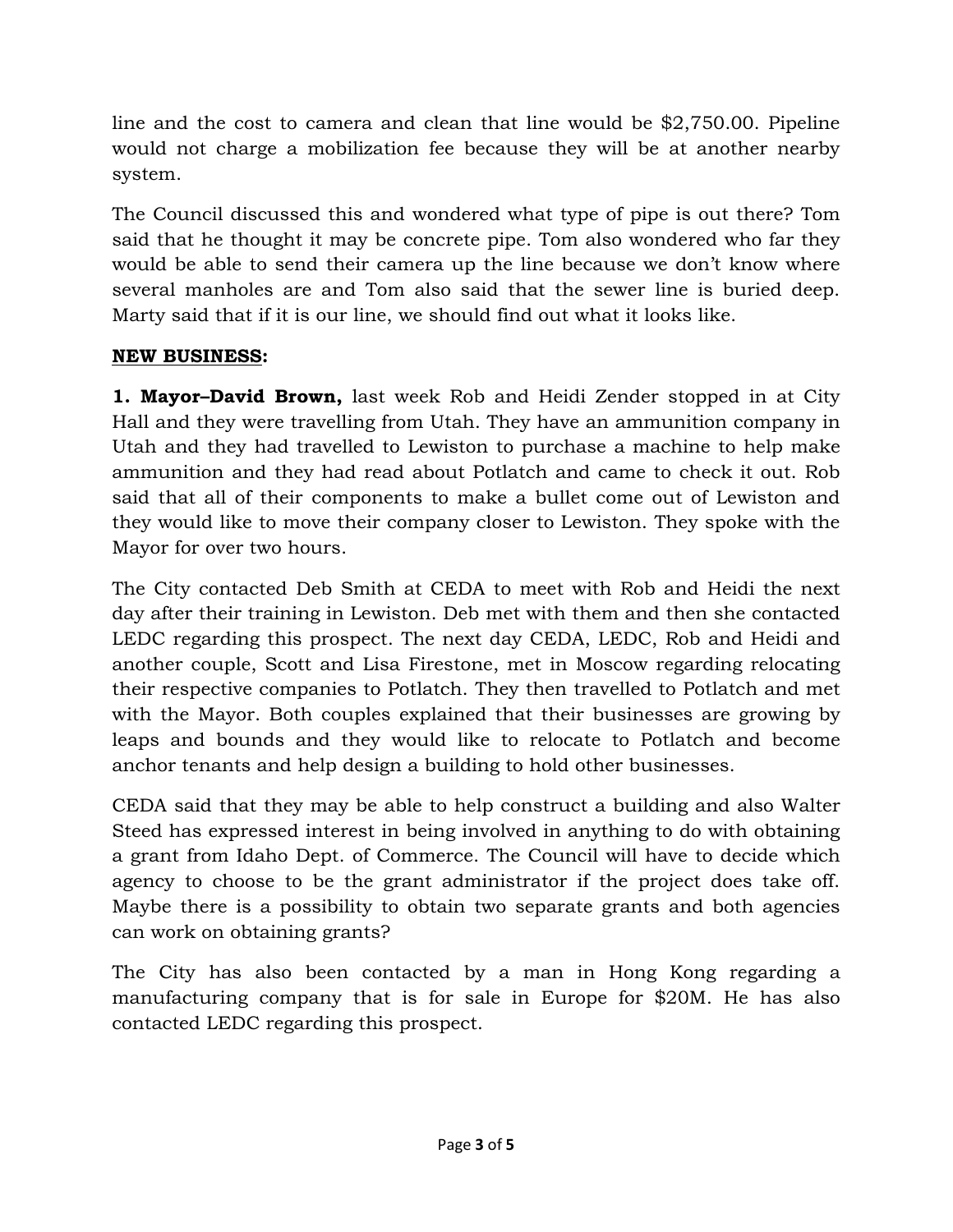line and the cost to camera and clean that line would be $2,750.00. Pipeline would not charge a mobilization fee because they will be at another nearby system.

The Council discussed this and wondered what type of pipe is out there? Tom said that he thought it may be concrete pipe. Tom also wondered who far they would be able to send their camera up the line because we don't know where several manholes are and Tom also said that the sewer line is buried deep. Marty said that if it is our line, we should find out what it looks like.

**NEW BUSINESS:**

**1. Mayor–David Brown,** last week Rob and Heidi Zender stopped in at City Hall and they were travelling from Utah. They have an ammunition company in Utah and they had travelled to Lewiston to purchase a machine to help make ammunition and they had read about Potlatch and came to check it out. Rob said that all of their components to make a bullet come out of Lewiston and they would like to move their company closer to Lewiston. They spoke with the Mayor for over two hours.

The City contacted Deb Smith at CEDA to meet with Rob and Heidi the next day after their training in Lewiston. Deb met with them and then she contacted LEDC regarding this prospect. The next day CEDA, LEDC, Rob and Heidi and another couple, Scott and Lisa Firestone, met in Moscow regarding relocating their respective companies to Potlatch. They then travelled to Potlatch and met with the Mayor. Both couples explained that their businesses are growing by leaps and bounds and they would like to relocate to Potlatch and become anchor tenants and help design a building to hold other businesses.

CEDA said that they may be able to help construct a building and also Walter Steed has expressed interest in being involved in anything to do with obtaining a grant from Idaho Dept. of Commerce. The Council will have to decide which agency to choose to be the grant administrator if the project does take off. Maybe there is a possibility to obtain two separate grants and both agencies can work on obtaining grants?

The City has also been contacted by a man in Hong Kong regarding a manufacturing company that is for sale in Europe for $20M. He has also contacted LEDC regarding this prospect.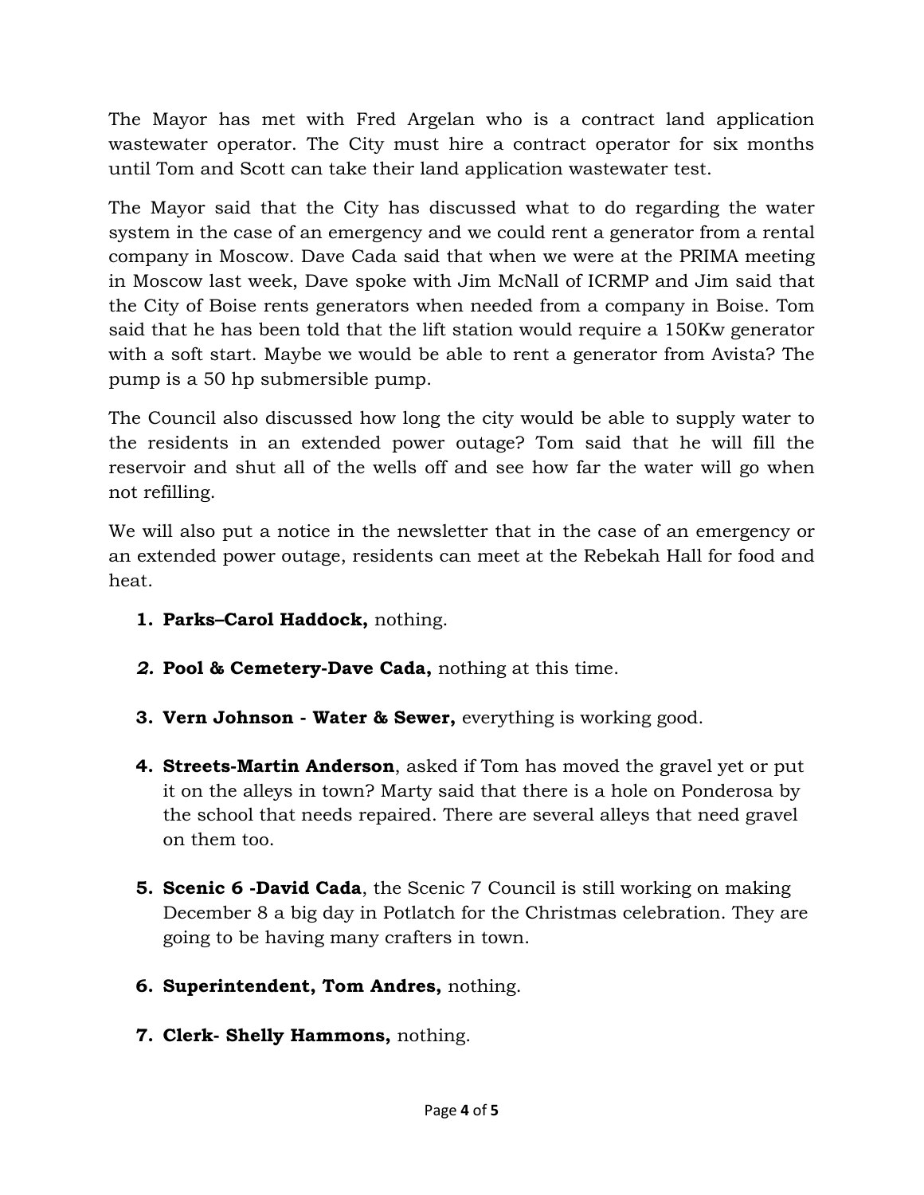The Mayor has met with Fred Argelan who is a contract land application wastewater operator. The City must hire a contract operator for six months until Tom and Scott can take their land application wastewater test.

The Mayor said that the City has discussed what to do regarding the water system in the case of an emergency and we could rent a generator from a rental company in Moscow. Dave Cada said that when we were at the PRIMA meeting in Moscow last week, Dave spoke with Jim McNall of ICRMP and Jim said that the City of Boise rents generators when needed from a company in Boise. Tom said that he has been told that the lift station would require a 150Kw generator with a soft start. Maybe we would be able to rent a generator from Avista? The pump is a 50 hp submersible pump.

The Council also discussed how long the city would be able to supply water to the residents in an extended power outage? Tom said that he will fill the reservoir and shut all of the wells off and see how far the water will go when not refilling.

We will also put a notice in the newsletter that in the case of an emergency or an extended power outage, residents can meet at the Rebekah Hall for food and heat.

1. **Parks–Carol Haddock,** nothing.
2. **Pool & Cemetery-Dave Cada,** nothing at this time.
3. **Vern Johnson - Water & Sewer,** everything is working good.
4. **Streets-Martin Anderson**, asked if Tom has moved the gravel yet or put it on the alleys in town? Marty said that there is a hole on Ponderosa by the school that needs repaired. There are several alleys that need gravel on them too.
5. **Scenic 6 -David Cada**, the Scenic 7 Council is still working on making December 8 a big day in Potlatch for the Christmas celebration. They are going to be having many crafters in town.
6. **Superintendent, Tom Andres,** nothing.
7. **Clerk- Shelly Hammons,** nothing.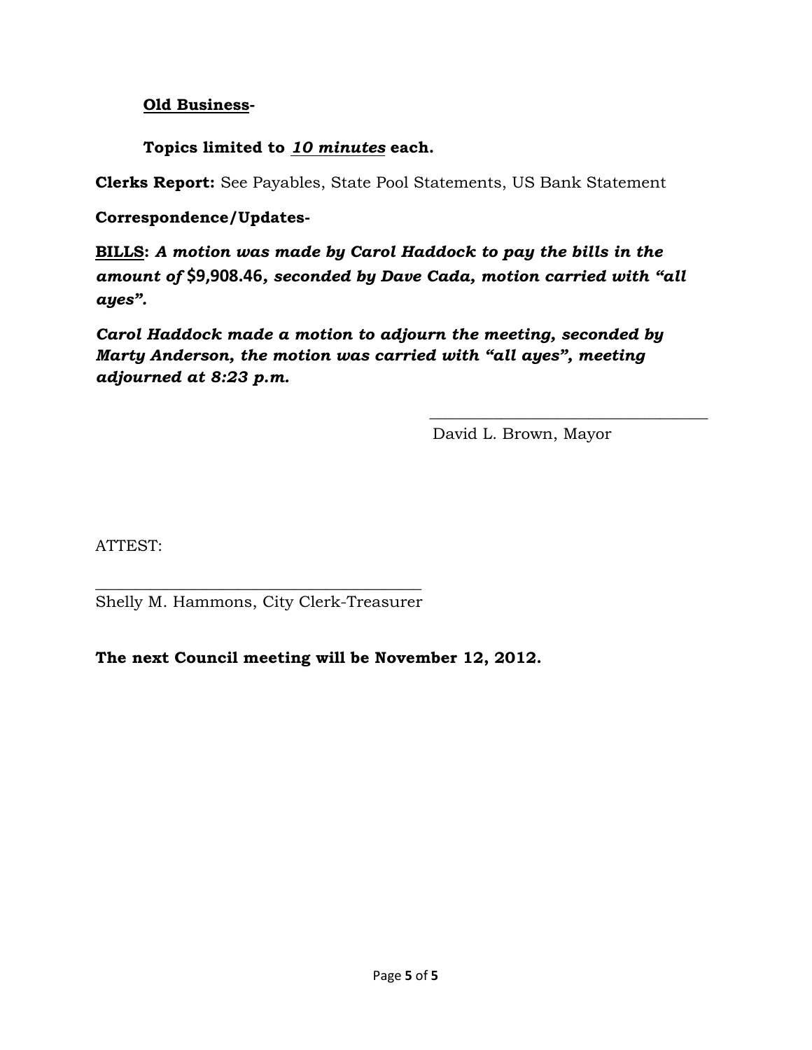**<u>Old Business</u>-**

**Topics limited to *<u>10 minutes</u>* each.**

**Clerks Report:** See Payables, State Pool Statements, US Bank Statement

**Correspondence/Updates-**

**<u>BILLS</u>:** ***A motion was made by Carol Haddock to pay the bills in the amount of $9,908.46, seconded by Dave Cada, motion carried with "all ayes".***

***Carol Haddock made a motion to adjourn the meeting, seconded by Marty Anderson, the motion was carried with "all ayes", meeting adjourned at 8:23 p.m.***

\_\_\_\_\_\_\_\_\_\_\_\_\_\_\_\_\_\_\_\_\_\_\_\_\_\_\_\_\_\_\_\_\_\_\_

David L. Brown, Mayor

ATTEST:

\_\_\_\_\_\_\_\_\_\_\_\_\_\_\_\_\_\_\_\_\_\_\_\_\_\_\_\_\_\_\_\_\_\_\_\_\_\_\_\_\_

Shelly M. Hammons, City Clerk-Treasurer

**The next Council meeting will be November 12, 2012.**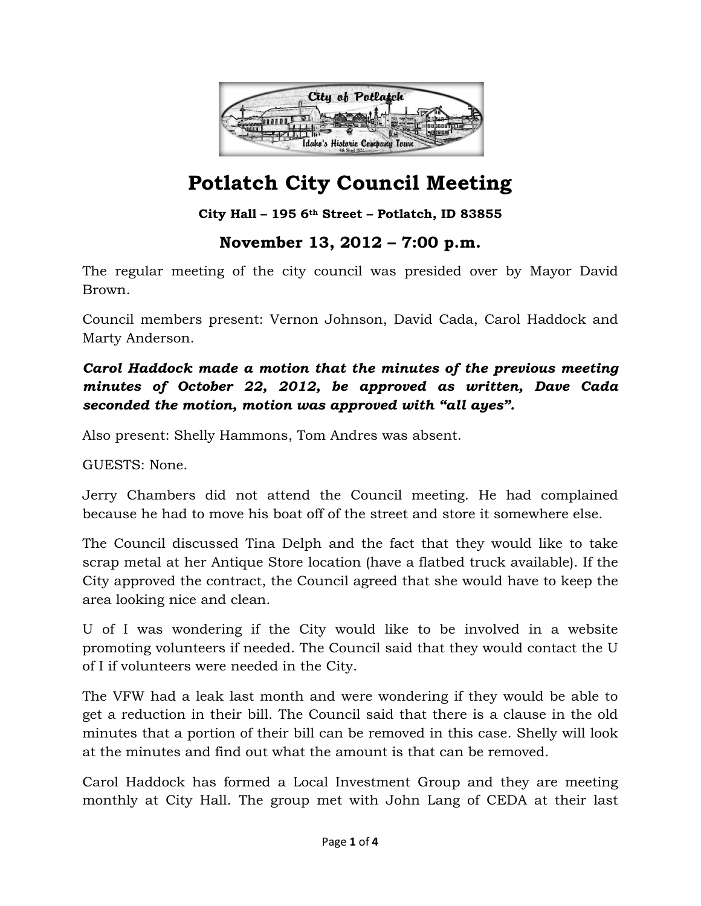# Potlatch City Council Meeting

**City Hall – 195 6th Street – Potlatch, ID 83855**

## November 13, 2012 – 7:00 p.m.

The regular meeting of the city council was presided over by Mayor David Brown.

Council members present: Vernon Johnson, David Cada, Carol Haddock and Marty Anderson.

***Carol Haddock made a motion that the minutes of the previous meeting minutes of October 22, 2012, be approved as written, Dave Cada seconded the motion, motion was approved with "all ayes".***

Also present: Shelly Hammons, Tom Andres was absent.

GUESTS: None.

Jerry Chambers did not attend the Council meeting. He had complained because he had to move his boat off of the street and store it somewhere else.

The Council discussed Tina Delph and the fact that they would like to take scrap metal at her Antique Store location (have a flatbed truck available). If the City approved the contract, the Council agreed that she would have to keep the area looking nice and clean.

U of I was wondering if the City would like to be involved in a website promoting volunteers if needed. The Council said that they would contact the U of I if volunteers were needed in the City.

The VFW had a leak last month and were wondering if they would be able to get a reduction in their bill. The Council said that there is a clause in the old minutes that a portion of their bill can be removed in this case. Shelly will look at the minutes and find out what the amount is that can be removed.

Carol Haddock has formed a Local Investment Group and they are meeting monthly at City Hall. The group met with John Lang of CEDA at their last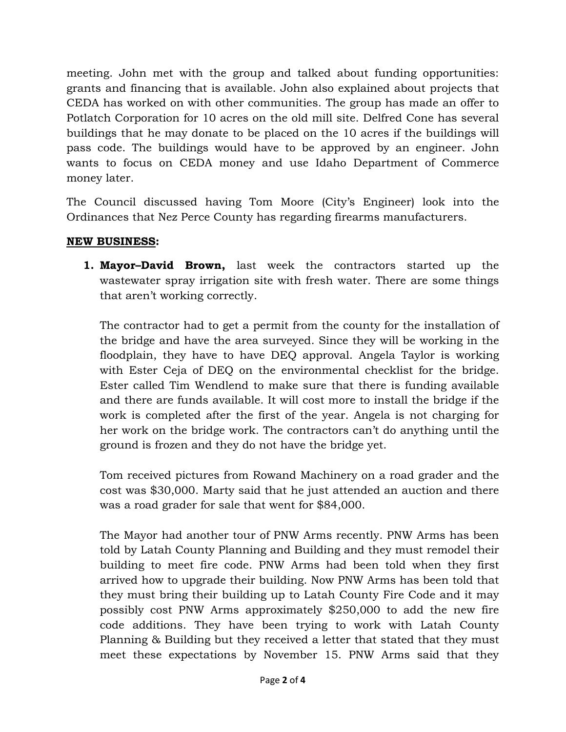meeting. John met with the group and talked about funding opportunities: grants and financing that is available. John also explained about projects that CEDA has worked on with other communities. The group has made an offer to Potlatch Corporation for 10 acres on the old mill site. Delfred Cone has several buildings that he may donate to be placed on the 10 acres if the buildings will pass code. The buildings would have to be approved by an engineer. John wants to focus on CEDA money and use Idaho Department of Commerce money later.

The Council discussed having Tom Moore (City's Engineer) look into the Ordinances that Nez Perce County has regarding firearms manufacturers.

**<u>NEW BUSINESS</u>:**

1. **Mayor–David Brown,** last week the contractors started up the wastewater spray irrigation site with fresh water. There are some things that aren't working correctly.

   The contractor had to get a permit from the county for the installation of the bridge and have the area surveyed. Since they will be working in the floodplain, they have to have DEQ approval. Angela Taylor is working with Ester Ceja of DEQ on the environmental checklist for the bridge. Ester called Tim Wendlend to make sure that there is funding available and there are funds available. It will cost more to install the bridge if the work is completed after the first of the year. Angela is not charging for her work on the bridge work. The contractors can't do anything until the ground is frozen and they do not have the bridge yet.

   Tom received pictures from Rowand Machinery on a road grader and the cost was $30,000. Marty said that he just attended an auction and there was a road grader for sale that went for $84,000.

   The Mayor had another tour of PNW Arms recently. PNW Arms has been told by Latah County Planning and Building and they must remodel their building to meet fire code. PNW Arms had been told when they first arrived how to upgrade their building. Now PNW Arms has been told that they must bring their building up to Latah County Fire Code and it may possibly cost PNW Arms approximately $250,000 to add the new fire code additions. They have been trying to work with Latah County Planning & Building but they received a letter that stated that they must meet these expectations by November 15. PNW Arms said that they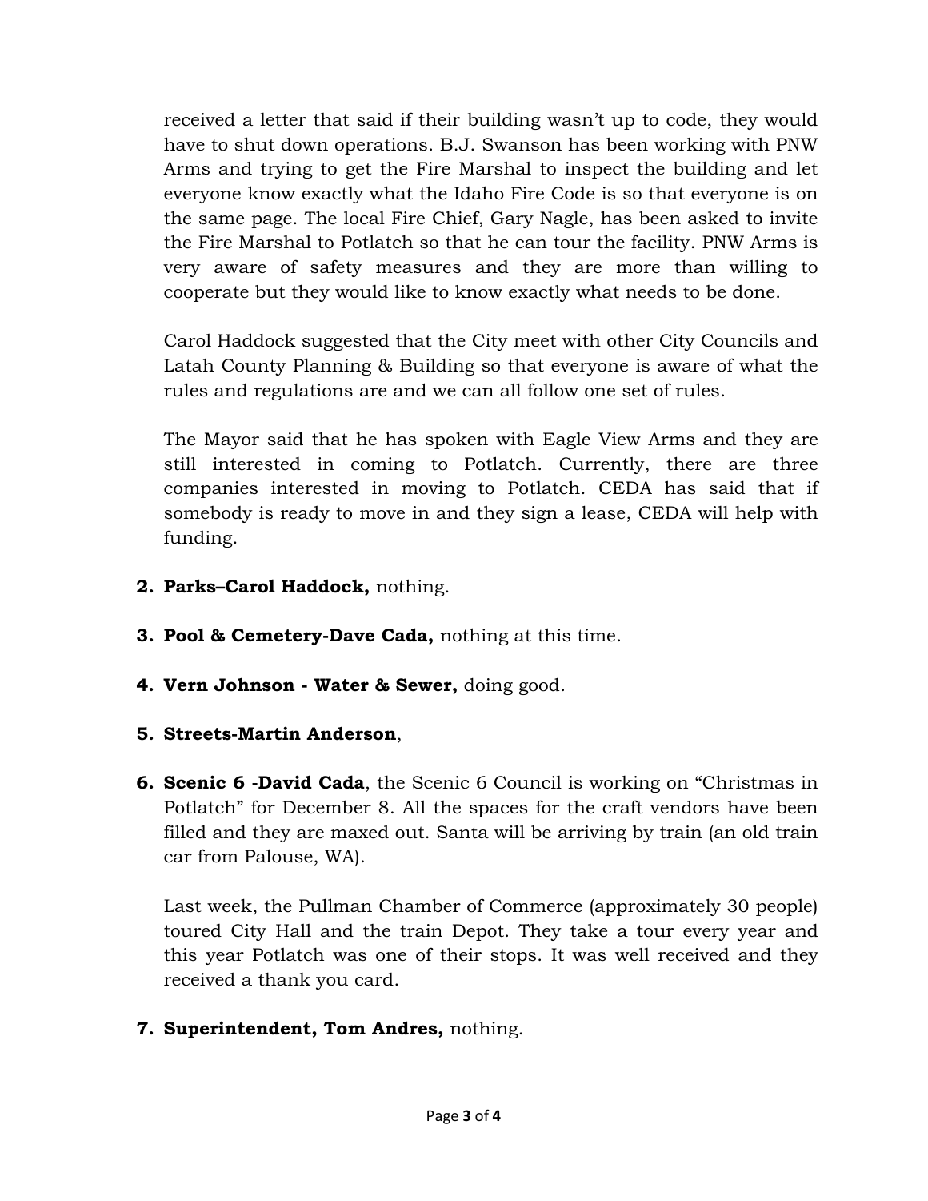received a letter that said if their building wasn't up to code, they would have to shut down operations. B.J. Swanson has been working with PNW Arms and trying to get the Fire Marshal to inspect the building and let everyone know exactly what the Idaho Fire Code is so that everyone is on the same page. The local Fire Chief, Gary Nagle, has been asked to invite the Fire Marshal to Potlatch so that he can tour the facility. PNW Arms is very aware of safety measures and they are more than willing to cooperate but they would like to know exactly what needs to be done.

Carol Haddock suggested that the City meet with other City Councils and Latah County Planning & Building so that everyone is aware of what the rules and regulations are and we can all follow one set of rules.

The Mayor said that he has spoken with Eagle View Arms and they are still interested in coming to Potlatch. Currently, there are three companies interested in moving to Potlatch. CEDA has said that if somebody is ready to move in and they sign a lease, CEDA will help with funding.

2. **Parks–Carol Haddock,** nothing.

3. **Pool & Cemetery-Dave Cada,** nothing at this time.

4. **Vern Johnson - Water & Sewer,** doing good.

5. **Streets-Martin Anderson**,

6. **Scenic 6 -David Cada**, the Scenic 6 Council is working on "Christmas in Potlatch" for December 8. All the spaces for the craft vendors have been filled and they are maxed out. Santa will be arriving by train (an old train car from Palouse, WA).

   Last week, the Pullman Chamber of Commerce (approximately 30 people) toured City Hall and the train Depot. They take a tour every year and this year Potlatch was one of their stops. It was well received and they received a thank you card.

7. **Superintendent, Tom Andres,** nothing.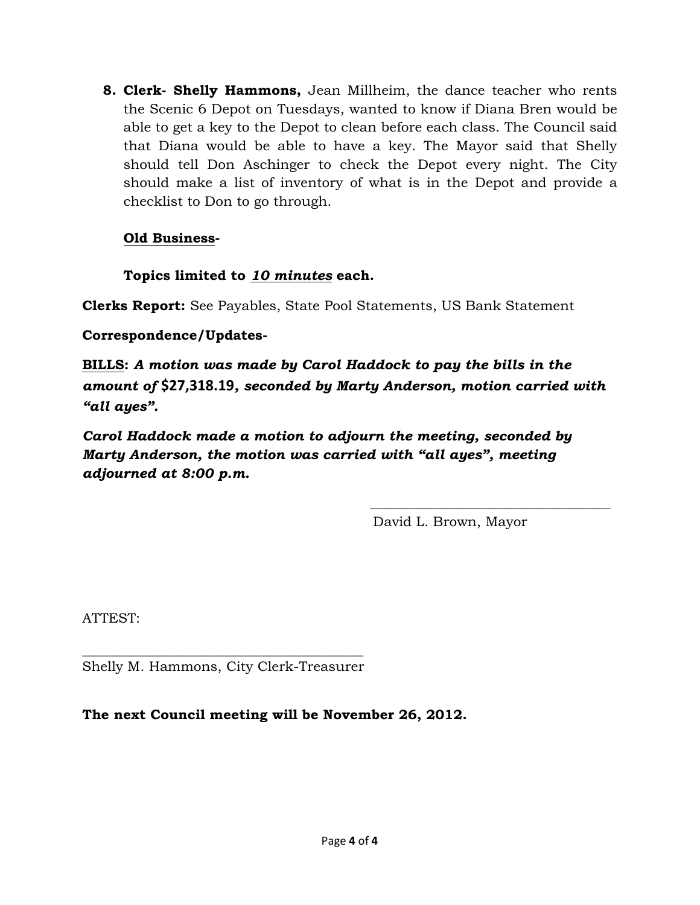8. **Clerk- Shelly Hammons,** Jean Millheim, the dance teacher who rents the Scenic 6 Depot on Tuesdays, wanted to know if Diana Bren would be able to get a key to the Depot to clean before each class. The Council said that Diana would be able to have a key. The Mayor said that Shelly should tell Don Aschinger to check the Depot every night. The City should make a list of inventory of what is in the Depot and provide a checklist to Don to go through.

**<u>Old Business</u>-**

**Topics limited to *<u>10 minutes</u>* each.**

**Clerks Report:** See Payables, State Pool Statements, US Bank Statement

**Correspondence/Updates-**

**<u>BILLS</u>:** ***A motion was made by Carol Haddock to pay the bills in the amount of* $27,318.19*, seconded by Marty Anderson, motion carried with "all ayes".***

***Carol Haddock made a motion to adjourn the meeting, seconded by Marty Anderson, the motion was carried with "all ayes", meeting adjourned at 8:00 p.m.***

\_\_\_\_\_\_\_\_\_\_\_\_\_\_\_\_\_\_\_\_\_\_\_\_\_\_\_\_\_\_\_\_\_\_\_\_
David L. Brown, Mayor

ATTEST:

\_\_\_\_\_\_\_\_\_\_\_\_\_\_\_\_\_\_\_\_\_\_\_\_\_\_\_\_\_\_\_\_\_\_\_\_\_\_\_\_
Shelly M. Hammons, City Clerk-Treasurer

**The next Council meeting will be November 26, 2012.**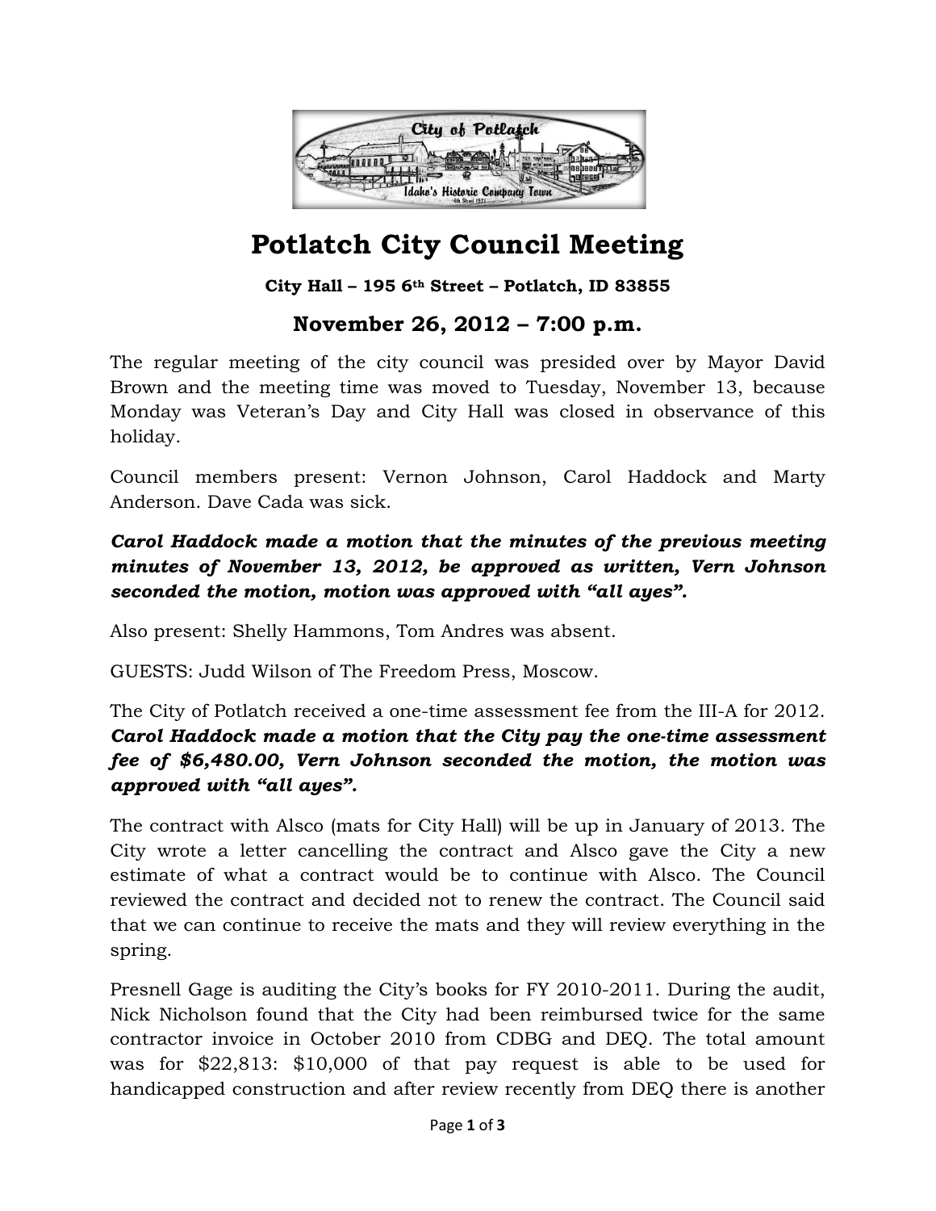# Potlatch City Council Meeting

**City Hall – 195 6th Street – Potlatch, ID 83855**

## November 26, 2012 – 7:00 p.m.

The regular meeting of the city council was presided over by Mayor David Brown and the meeting time was moved to Tuesday, November 13, because Monday was Veteran's Day and City Hall was closed in observance of this holiday.

Council members present: Vernon Johnson, Carol Haddock and Marty Anderson. Dave Cada was sick.

***Carol Haddock made a motion that the minutes of the previous meeting minutes of November 13, 2012, be approved as written, Vern Johnson seconded the motion, motion was approved with "all ayes".***

Also present: Shelly Hammons, Tom Andres was absent.

GUESTS: Judd Wilson of The Freedom Press, Moscow.

The City of Potlatch received a one-time assessment fee from the III-A for 2012. ***Carol Haddock made a motion that the City pay the one-time assessment fee of $6,480.00, Vern Johnson seconded the motion, the motion was approved with "all ayes".***

The contract with Alsco (mats for City Hall) will be up in January of 2013. The City wrote a letter cancelling the contract and Alsco gave the City a new estimate of what a contract would be to continue with Alsco. The Council reviewed the contract and decided not to renew the contract. The Council said that we can continue to receive the mats and they will review everything in the spring.

Presnell Gage is auditing the City's books for FY 2010-2011. During the audit, Nick Nicholson found that the City had been reimbursed twice for the same contractor invoice in October 2010 from CDBG and DEQ. The total amount was for $22,813: $10,000 of that pay request is able to be used for handicapped construction and after review recently from DEQ there is another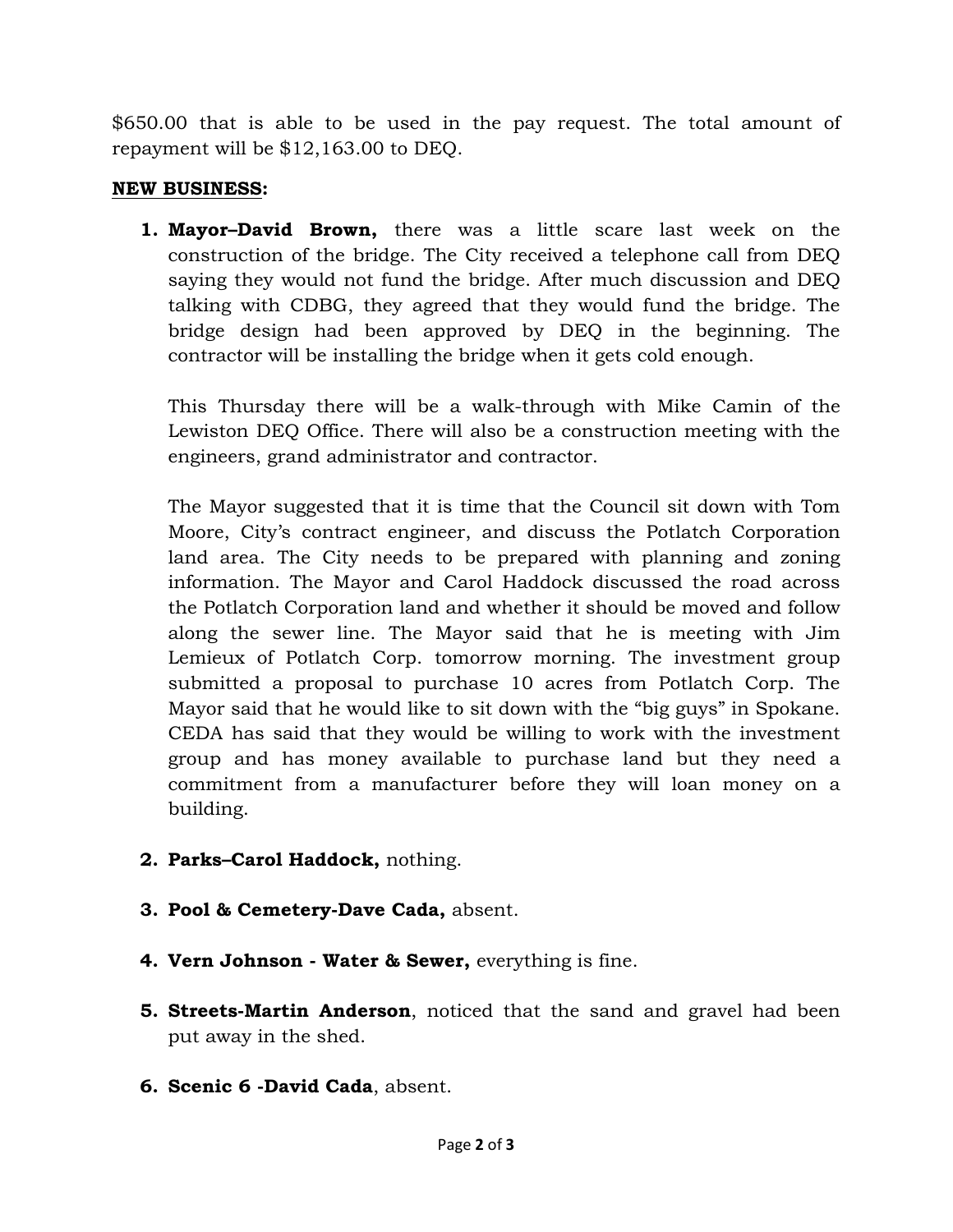$650.00 that is able to be used in the pay request. The total amount of repayment will be $12,163.00 to DEQ.

**NEW BUSINESS:**

1. **Mayor–David Brown,** there was a little scare last week on the construction of the bridge. The City received a telephone call from DEQ saying they would not fund the bridge. After much discussion and DEQ talking with CDBG, they agreed that they would fund the bridge. The bridge design had been approved by DEQ in the beginning. The contractor will be installing the bridge when it gets cold enough.

   This Thursday there will be a walk-through with Mike Camin of the Lewiston DEQ Office. There will also be a construction meeting with the engineers, grand administrator and contractor.

   The Mayor suggested that it is time that the Council sit down with Tom Moore, City's contract engineer, and discuss the Potlatch Corporation land area. The City needs to be prepared with planning and zoning information. The Mayor and Carol Haddock discussed the road across the Potlatch Corporation land and whether it should be moved and follow along the sewer line. The Mayor said that he is meeting with Jim Lemieux of Potlatch Corp. tomorrow morning. The investment group submitted a proposal to purchase 10 acres from Potlatch Corp. The Mayor said that he would like to sit down with the "big guys" in Spokane. CEDA has said that they would be willing to work with the investment group and has money available to purchase land but they need a commitment from a manufacturer before they will loan money on a building.

2. **Parks–Carol Haddock,** nothing.

3. **Pool & Cemetery-Dave Cada,** absent.

4. **Vern Johnson - Water & Sewer,** everything is fine.

5. **Streets-Martin Anderson**, noticed that the sand and gravel had been put away in the shed.

6. **Scenic 6 -David Cada**, absent.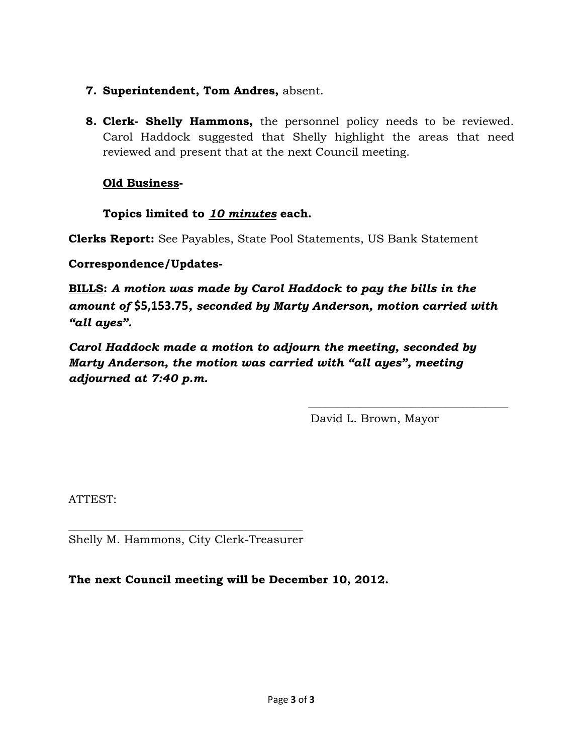7. **Superintendent, Tom Andres,** absent.

8. **Clerk- Shelly Hammons,** the personnel policy needs to be reviewed. Carol Haddock suggested that Shelly highlight the areas that need reviewed and present that at the next Council meeting.

   **Old Business-**

   **Topics limited to *10 minutes* each.**

**Clerks Report:** See Payables, State Pool Statements, US Bank Statement

**Correspondence/Updates-**

**BILLS:** ***A motion was made by Carol Haddock to pay the bills in the amount of $5,153.75, seconded by Marty Anderson, motion carried with "all ayes".***

***Carol Haddock made a motion to adjourn the meeting, seconded by Marty Anderson, the motion was carried with "all ayes", meeting adjourned at 7:40 p.m.***

\_\_\_\_\_\_\_\_\_\_\_\_\_\_\_\_\_\_\_\_\_\_\_\_\_\_\_\_\_\_\_\_\_\_\_
David L. Brown, Mayor

ATTEST:

\_\_\_\_\_\_\_\_\_\_\_\_\_\_\_\_\_\_\_\_\_\_\_\_\_\_\_\_\_\_\_\_\_\_\_\_\_\_\_\_
Shelly M. Hammons, City Clerk-Treasurer

**The next Council meeting will be December 10, 2012.**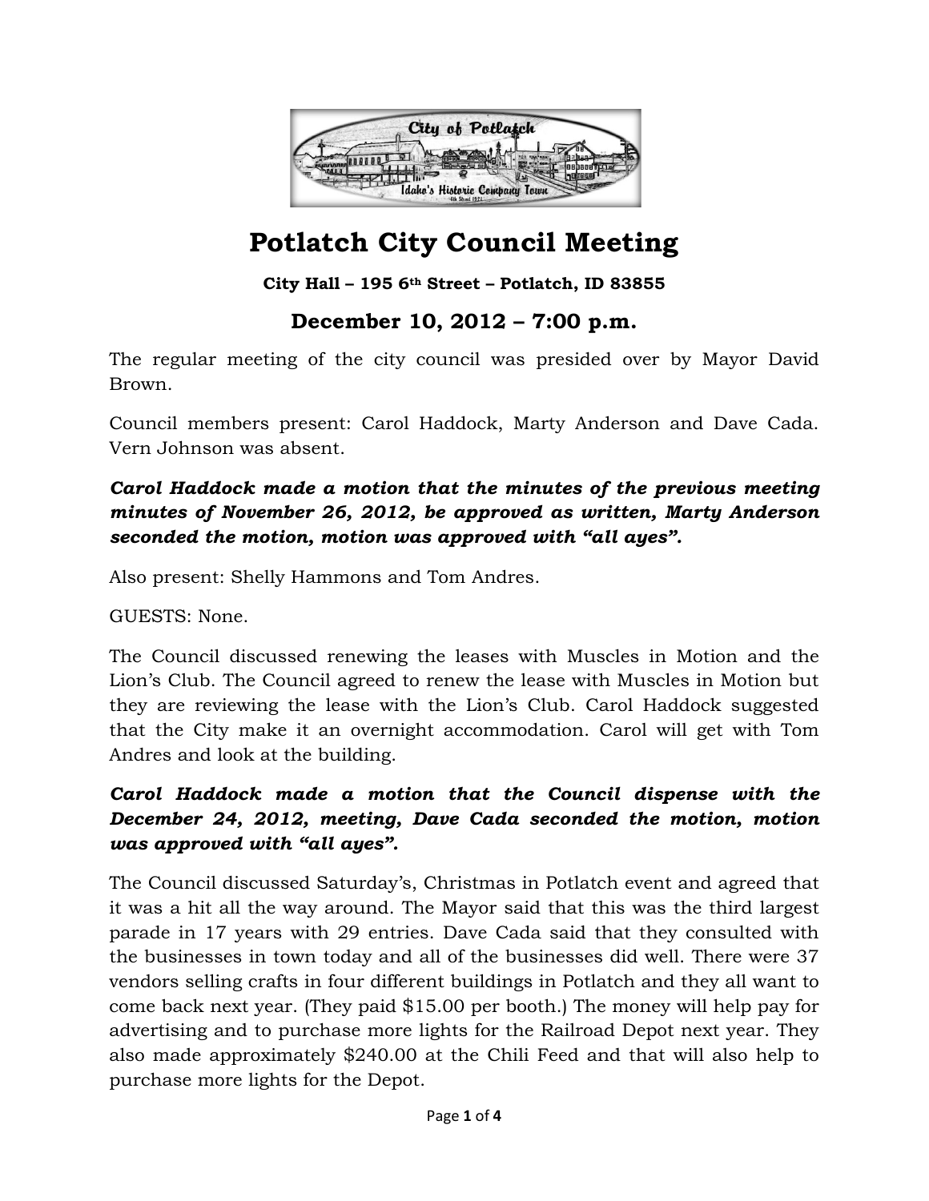# Potlatch City Council Meeting

**City Hall – 195 6th Street – Potlatch, ID 83855**

## December 10, 2012 – 7:00 p.m.

The regular meeting of the city council was presided over by Mayor David Brown.

Council members present: Carol Haddock, Marty Anderson and Dave Cada. Vern Johnson was absent.

***Carol Haddock made a motion that the minutes of the previous meeting minutes of November 26, 2012, be approved as written, Marty Anderson seconded the motion, motion was approved with "all ayes".***

Also present: Shelly Hammons and Tom Andres.

GUESTS: None.

The Council discussed renewing the leases with Muscles in Motion and the Lion's Club. The Council agreed to renew the lease with Muscles in Motion but they are reviewing the lease with the Lion's Club. Carol Haddock suggested that the City make it an overnight accommodation. Carol will get with Tom Andres and look at the building.

***Carol Haddock made a motion that the Council dispense with the December 24, 2012, meeting, Dave Cada seconded the motion, motion was approved with "all ayes".***

The Council discussed Saturday's, Christmas in Potlatch event and agreed that it was a hit all the way around. The Mayor said that this was the third largest parade in 17 years with 29 entries. Dave Cada said that they consulted with the businesses in town today and all of the businesses did well. There were 37 vendors selling crafts in four different buildings in Potlatch and they all want to come back next year. (They paid $15.00 per booth.) The money will help pay for advertising and to purchase more lights for the Railroad Depot next year. They also made approximately $240.00 at the Chili Feed and that will also help to purchase more lights for the Depot.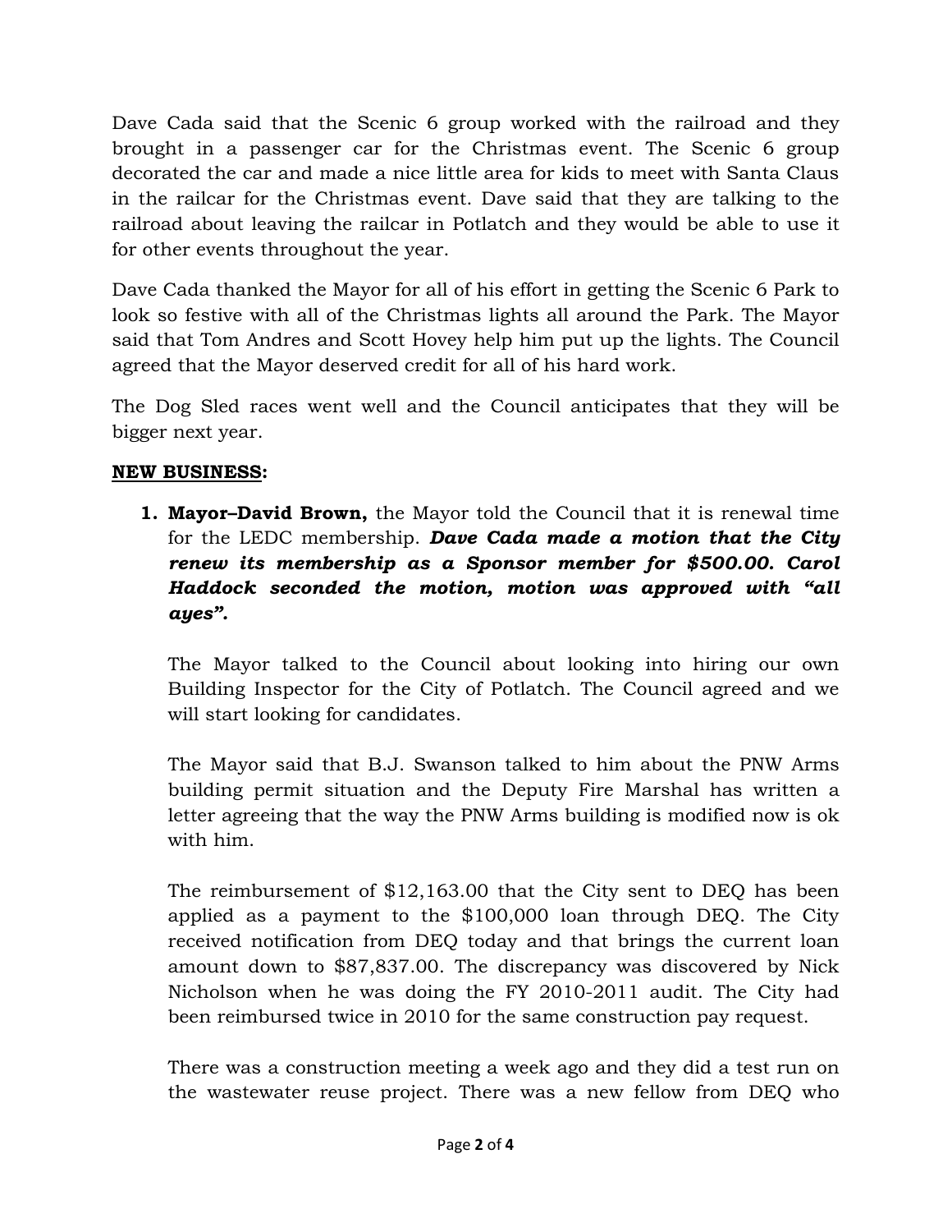Dave Cada said that the Scenic 6 group worked with the railroad and they brought in a passenger car for the Christmas event. The Scenic 6 group decorated the car and made a nice little area for kids to meet with Santa Claus in the railcar for the Christmas event. Dave said that they are talking to the railroad about leaving the railcar in Potlatch and they would be able to use it for other events throughout the year.

Dave Cada thanked the Mayor for all of his effort in getting the Scenic 6 Park to look so festive with all of the Christmas lights all around the Park. The Mayor said that Tom Andres and Scott Hovey help him put up the lights. The Council agreed that the Mayor deserved credit for all of his hard work.

The Dog Sled races went well and the Council anticipates that they will be bigger next year.

**NEW BUSINESS:**

1. **Mayor–David Brown,** the Mayor told the Council that it is renewal time for the LEDC membership. ***Dave Cada made a motion that the City renew its membership as a Sponsor member for $500.00. Carol Haddock seconded the motion, motion was approved with "all ayes".***

   The Mayor talked to the Council about looking into hiring our own Building Inspector for the City of Potlatch. The Council agreed and we will start looking for candidates.

   The Mayor said that B.J. Swanson talked to him about the PNW Arms building permit situation and the Deputy Fire Marshal has written a letter agreeing that the way the PNW Arms building is modified now is ok with him.

   The reimbursement of $12,163.00 that the City sent to DEQ has been applied as a payment to the $100,000 loan through DEQ. The City received notification from DEQ today and that brings the current loan amount down to $87,837.00. The discrepancy was discovered by Nick Nicholson when he was doing the FY 2010-2011 audit. The City had been reimbursed twice in 2010 for the same construction pay request.

   There was a construction meeting a week ago and they did a test run on the wastewater reuse project. There was a new fellow from DEQ who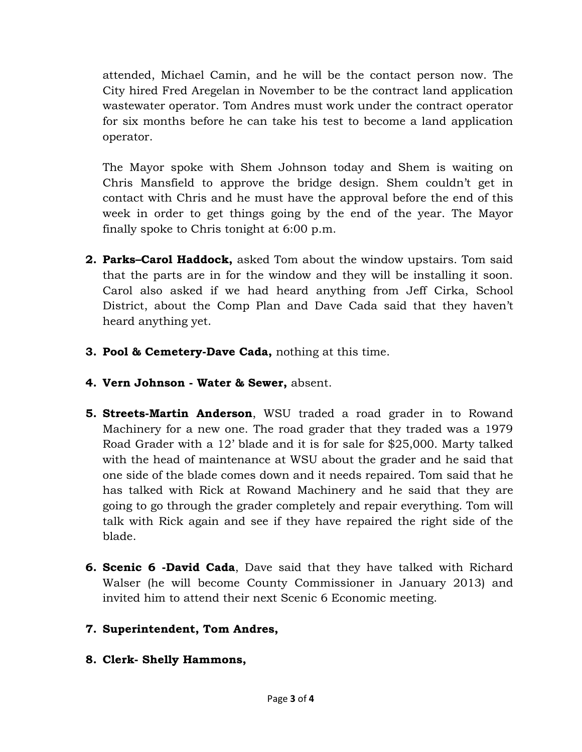attended, Michael Camin, and he will be the contact person now. The City hired Fred Aregelan in November to be the contract land application wastewater operator. Tom Andres must work under the contract operator for six months before he can take his test to become a land application operator.

The Mayor spoke with Shem Johnson today and Shem is waiting on Chris Mansfield to approve the bridge design. Shem couldn't get in contact with Chris and he must have the approval before the end of this week in order to get things going by the end of the year. The Mayor finally spoke to Chris tonight at 6:00 p.m.

2. **Parks–Carol Haddock,** asked Tom about the window upstairs. Tom said that the parts are in for the window and they will be installing it soon. Carol also asked if we had heard anything from Jeff Cirka, School District, about the Comp Plan and Dave Cada said that they haven't heard anything yet.

3. **Pool & Cemetery-Dave Cada,** nothing at this time.

4. **Vern Johnson - Water & Sewer,** absent.

5. **Streets-Martin Anderson**, WSU traded a road grader in to Rowand Machinery for a new one. The road grader that they traded was a 1979 Road Grader with a 12' blade and it is for sale for $25,000. Marty talked with the head of maintenance at WSU about the grader and he said that one side of the blade comes down and it needs repaired. Tom said that he has talked with Rick at Rowand Machinery and he said that they are going to go through the grader completely and repair everything. Tom will talk with Rick again and see if they have repaired the right side of the blade.

6. **Scenic 6 -David Cada**, Dave said that they have talked with Richard Walser (he will become County Commissioner in January 2013) and invited him to attend their next Scenic 6 Economic meeting.

7. **Superintendent, Tom Andres,**

8. **Clerk- Shelly Hammons,**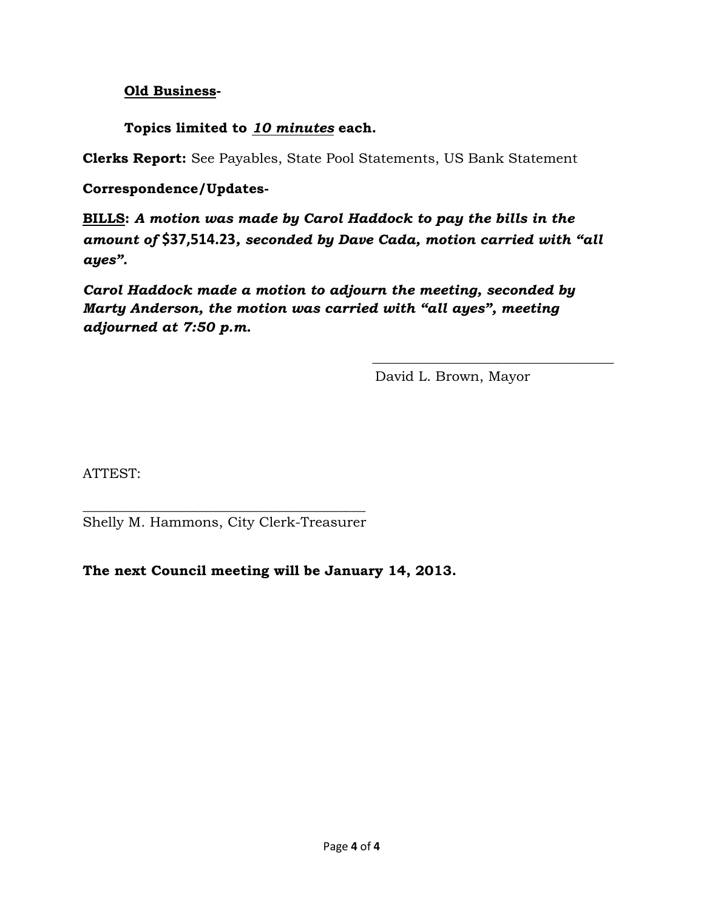**<u>Old Business</u>-**

**Topics limited to *<u>10 minutes</u>* each.**

**Clerks Report:** See Payables, State Pool Statements, US Bank Statement

**Correspondence/Updates-**

**<u>BILLS</u>:** ***A motion was made by Carol Haddock to pay the bills in the amount of $37,514.23, seconded by Dave Cada, motion carried with "all ayes".***

***Carol Haddock made a motion to adjourn the meeting, seconded by Marty Anderson, the motion was carried with "all ayes", meeting adjourned at 7:50 p.m.***

\_\_\_\_\_\_\_\_\_\_\_\_\_\_\_\_\_\_\_\_\_\_\_\_\_\_\_\_\_\_\_\_\_\_

David L. Brown, Mayor

ATTEST:

\_\_\_\_\_\_\_\_\_\_\_\_\_\_\_\_\_\_\_\_\_\_\_\_\_\_\_\_\_\_\_\_\_\_\_\_\_\_\_\_

Shelly M. Hammons, City Clerk-Treasurer

**The next Council meeting will be January 14, 2013.**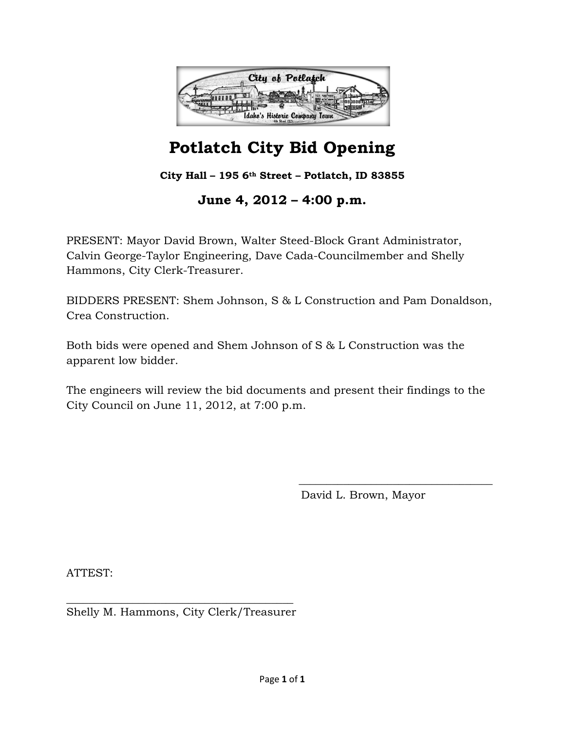# Potlatch City Bid Opening

**City Hall – 195 6th Street – Potlatch, ID 83855**

## June 4, 2012 – 4:00 p.m.

PRESENT: Mayor David Brown, Walter Steed-Block Grant Administrator, Calvin George-Taylor Engineering, Dave Cada-Councilmember and Shelly Hammons, City Clerk-Treasurer.

BIDDERS PRESENT: Shem Johnson, S & L Construction and Pam Donaldson, Crea Construction.

Both bids were opened and Shem Johnson of S & L Construction was the apparent low bidder.

The engineers will review the bid documents and present their findings to the City Council on June 11, 2012, at 7:00 p.m.

\_\_\_\_\_\_\_\_\_\_\_\_\_\_\_\_\_\_\_\_\_\_\_\_\_\_\_\_\_\_\_\_\_\_\_\_
David L. Brown, Mayor

ATTEST:

\_\_\_\_\_\_\_\_\_\_\_\_\_\_\_\_\_\_\_\_\_\_\_\_\_\_\_\_\_\_\_\_\_\_\_\_
Shelly M. Hammons, City Clerk/Treasurer